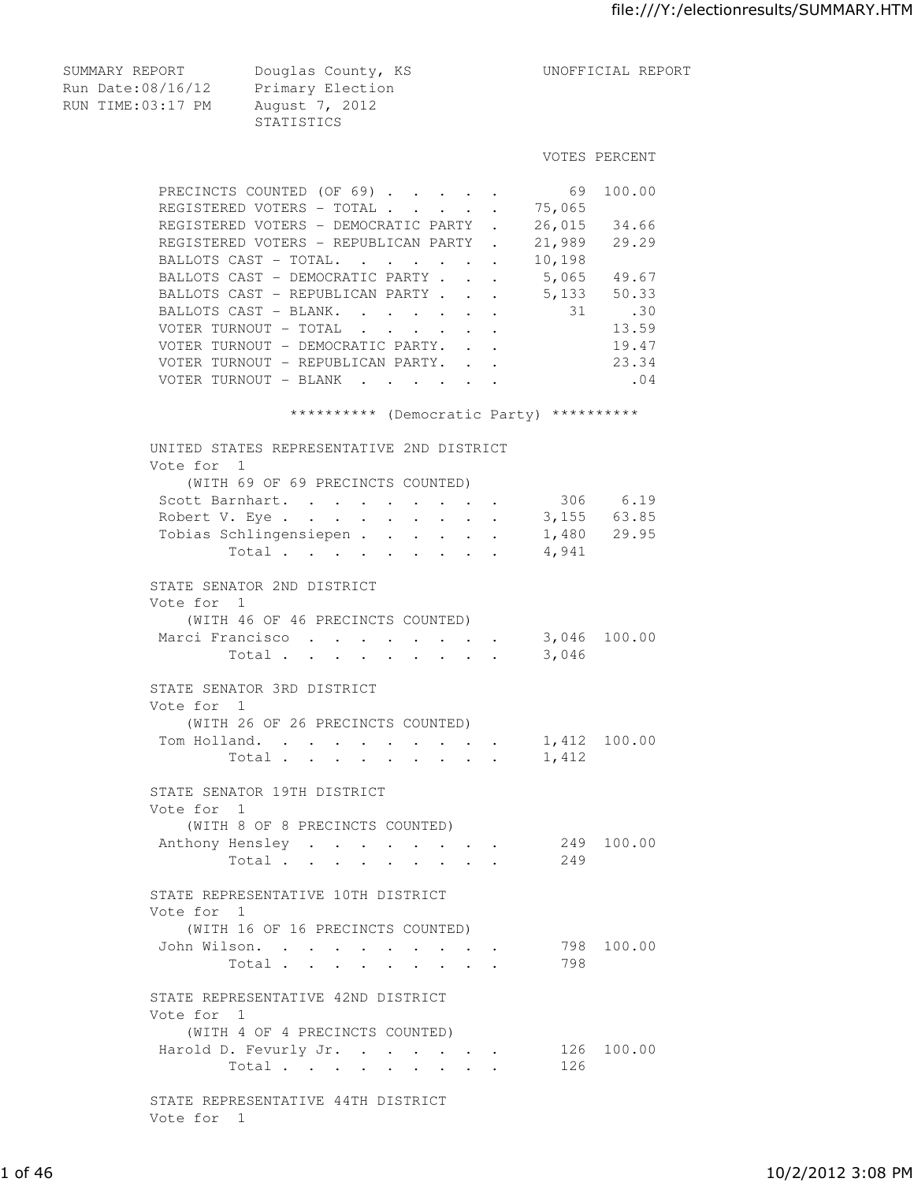SUMMARY REPORT — Douglas County, KS — UNOFFICIAL REPORT
Run Date:08/16/12 — Primary Election
RUN TIME:03:17 PM — August 7, 2012

STATISTICS

| | VOTES | PERCENT |
|---|---|---|
| PRECINCTS COUNTED (OF 69) | 69 | 100.00 |
| REGISTERED VOTERS - TOTAL | 75,065 | |
| REGISTERED VOTERS - DEMOCRATIC PARTY | 26,015 | 34.66 |
| REGISTERED VOTERS - REPUBLICAN PARTY | 21,989 | 29.29 |
| BALLOTS CAST - TOTAL | 10,198 | |
| BALLOTS CAST - DEMOCRATIC PARTY | 5,065 | 49.67 |
| BALLOTS CAST - REPUBLICAN PARTY | 5,133 | 50.33 |
| BALLOTS CAST - BLANK | 31 | .30 |
| VOTER TURNOUT - TOTAL | | 13.59 |
| VOTER TURNOUT - DEMOCRATIC PARTY | | 19.47 |
| VOTER TURNOUT - REPUBLICAN PARTY | | 23.34 |
| VOTER TURNOUT - BLANK | | .04 |

## ********** (Democratic Party) **********

### UNITED STATES REPRESENTATIVE 2ND DISTRICT
Vote for 1
(WITH 69 OF 69 PRECINCTS COUNTED)

| Candidate | VOTES | PERCENT |
|---|---|---|
| Scott Barnhart | 306 | 6.19 |
| Robert V. Eye | 3,155 | 63.85 |
| Tobias Schlingensiepen | 1,480 | 29.95 |
| Total | 4,941 | |

### STATE SENATOR 2ND DISTRICT
Vote for 1
(WITH 46 OF 46 PRECINCTS COUNTED)

| Candidate | VOTES | PERCENT |
|---|---|---|
| Marci Francisco | 3,046 | 100.00 |
| Total | 3,046 | |

### STATE SENATOR 3RD DISTRICT
Vote for 1
(WITH 26 OF 26 PRECINCTS COUNTED)

| Candidate | VOTES | PERCENT |
|---|---|---|
| Tom Holland | 1,412 | 100.00 |
| Total | 1,412 | |

### STATE SENATOR 19TH DISTRICT
Vote for 1
(WITH 8 OF 8 PRECINCTS COUNTED)

| Candidate | VOTES | PERCENT |
|---|---|---|
| Anthony Hensley | 249 | 100.00 |
| Total | 249 | |

### STATE REPRESENTATIVE 10TH DISTRICT
Vote for 1
(WITH 16 OF 16 PRECINCTS COUNTED)

| Candidate | VOTES | PERCENT |
|---|---|---|
| John Wilson | 798 | 100.00 |
| Total | 798 | |

### STATE REPRESENTATIVE 42ND DISTRICT
Vote for 1
(WITH 4 OF 4 PRECINCTS COUNTED)

| Candidate | VOTES | PERCENT |
|---|---|---|
| Harold D. Fevurly Jr. | 126 | 100.00 |
| Total | 126 | |

### STATE REPRESENTATIVE 44TH DISTRICT
Vote for 1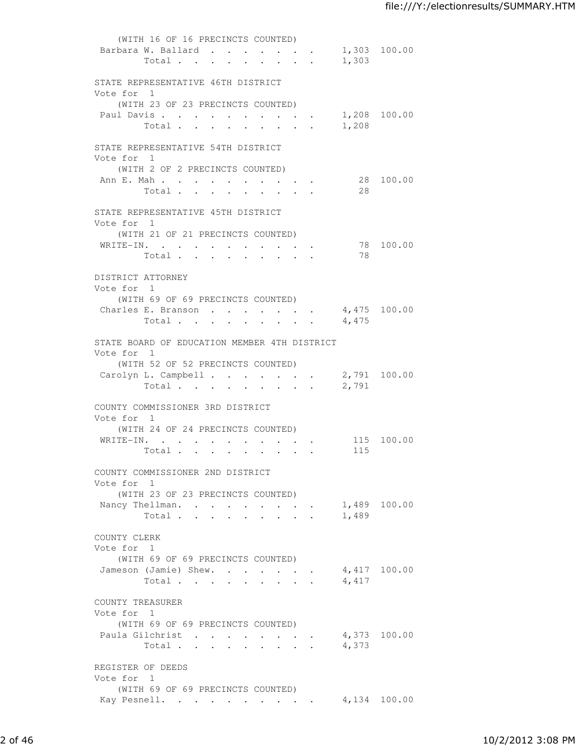(WITH 16 OF 16 PRECINCTS COUNTED)

| | | |
|---|---|---|
| Barbara W. Ballard | 1,303 | 100.00 |
| Total | 1,303 | |

STATE REPRESENTATIVE 46TH DISTRICT
Vote for 1
(WITH 23 OF 23 PRECINCTS COUNTED)

| | | |
|---|---|---|
| Paul Davis | 1,208 | 100.00 |
| Total | 1,208 | |

STATE REPRESENTATIVE 54TH DISTRICT
Vote for 1
(WITH 2 OF 2 PRECINCTS COUNTED)

| | | |
|---|---|---|
| Ann E. Mah | 28 | 100.00 |
| Total | 28 | |

STATE REPRESENTATIVE 45TH DISTRICT
Vote for 1
(WITH 21 OF 21 PRECINCTS COUNTED)

| | | |
|---|---|---|
| WRITE-IN. | 78 | 100.00 |
| Total | 78 | |

DISTRICT ATTORNEY
Vote for 1
(WITH 69 OF 69 PRECINCTS COUNTED)

| | | |
|---|---|---|
| Charles E. Branson | 4,475 | 100.00 |
| Total | 4,475 | |

STATE BOARD OF EDUCATION MEMBER 4TH DISTRICT
Vote for 1
(WITH 52 OF 52 PRECINCTS COUNTED)

| | | |
|---|---|---|
| Carolyn L. Campbell | 2,791 | 100.00 |
| Total | 2,791 | |

COUNTY COMMISSIONER 3RD DISTRICT
Vote for 1
(WITH 24 OF 24 PRECINCTS COUNTED)

| | | |
|---|---|---|
| WRITE-IN. | 115 | 100.00 |
| Total | 115 | |

COUNTY COMMISSIONER 2ND DISTRICT
Vote for 1
(WITH 23 OF 23 PRECINCTS COUNTED)

| | | |
|---|---|---|
| Nancy Thellman. | 1,489 | 100.00 |
| Total | 1,489 | |

COUNTY CLERK
Vote for 1
(WITH 69 OF 69 PRECINCTS COUNTED)

| | | |
|---|---|---|
| Jameson (Jamie) Shew. | 4,417 | 100.00 |
| Total | 4,417 | |

COUNTY TREASURER
Vote for 1
(WITH 69 OF 69 PRECINCTS COUNTED)

| | | |
|---|---|---|
| Paula Gilchrist | 4,373 | 100.00 |
| Total | 4,373 | |

REGISTER OF DEEDS
Vote for 1
(WITH 69 OF 69 PRECINCTS COUNTED)

| | | |
|---|---|---|
| Kay Pesnell. | 4,134 | 100.00 |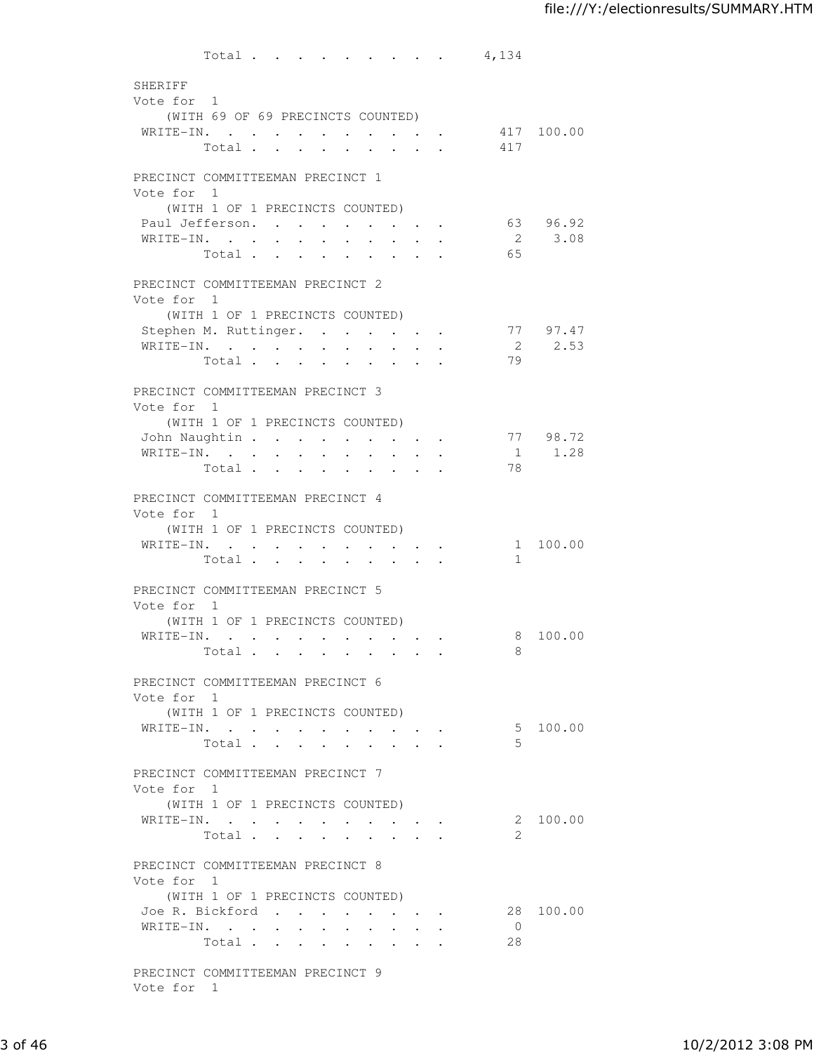| | | |
|---|---|---|
| Total | 4,134 | |

## SHERIFF

Vote for 1

(WITH 69 OF 69 PRECINCTS COUNTED)

| | | |
|---|---|---|
| WRITE-IN. | 417 | 100.00 |
| Total | 417 | |

## PRECINCT COMMITTEEMAN PRECINCT 1

Vote for 1

(WITH 1 OF 1 PRECINCTS COUNTED)

| | | |
|---|---|---|
| Paul Jefferson. | 63 | 96.92 |
| WRITE-IN. | 2 | 3.08 |
| Total | 65 | |

## PRECINCT COMMITTEEMAN PRECINCT 2

Vote for 1

(WITH 1 OF 1 PRECINCTS COUNTED)

| | | |
|---|---|---|
| Stephen M. Ruttinger. | 77 | 97.47 |
| WRITE-IN. | 2 | 2.53 |
| Total | 79 | |

## PRECINCT COMMITTEEMAN PRECINCT 3

Vote for 1

(WITH 1 OF 1 PRECINCTS COUNTED)

| | | |
|---|---|---|
| John Naughtin | 77 | 98.72 |
| WRITE-IN. | 1 | 1.28 |
| Total | 78 | |

## PRECINCT COMMITTEEMAN PRECINCT 4

Vote for 1

(WITH 1 OF 1 PRECINCTS COUNTED)

| | | |
|---|---|---|
| WRITE-IN. | 1 | 100.00 |
| Total | 1 | |

## PRECINCT COMMITTEEMAN PRECINCT 5

Vote for 1

(WITH 1 OF 1 PRECINCTS COUNTED)

| | | |
|---|---|---|
| WRITE-IN. | 8 | 100.00 |
| Total | 8 | |

## PRECINCT COMMITTEEMAN PRECINCT 6

Vote for 1

(WITH 1 OF 1 PRECINCTS COUNTED)

| | | |
|---|---|---|
| WRITE-IN. | 5 | 100.00 |
| Total | 5 | |

## PRECINCT COMMITTEEMAN PRECINCT 7

Vote for 1

(WITH 1 OF 1 PRECINCTS COUNTED)

| | | |
|---|---|---|
| WRITE-IN. | 2 | 100.00 |
| Total | 2 | |

## PRECINCT COMMITTEEMAN PRECINCT 8

Vote for 1

(WITH 1 OF 1 PRECINCTS COUNTED)

| | | |
|---|---|---|
| Joe R. Bickford | 28 | 100.00 |
| WRITE-IN. | 0 | |
| Total | 28 | |

## PRECINCT COMMITTEEMAN PRECINCT 9

Vote for 1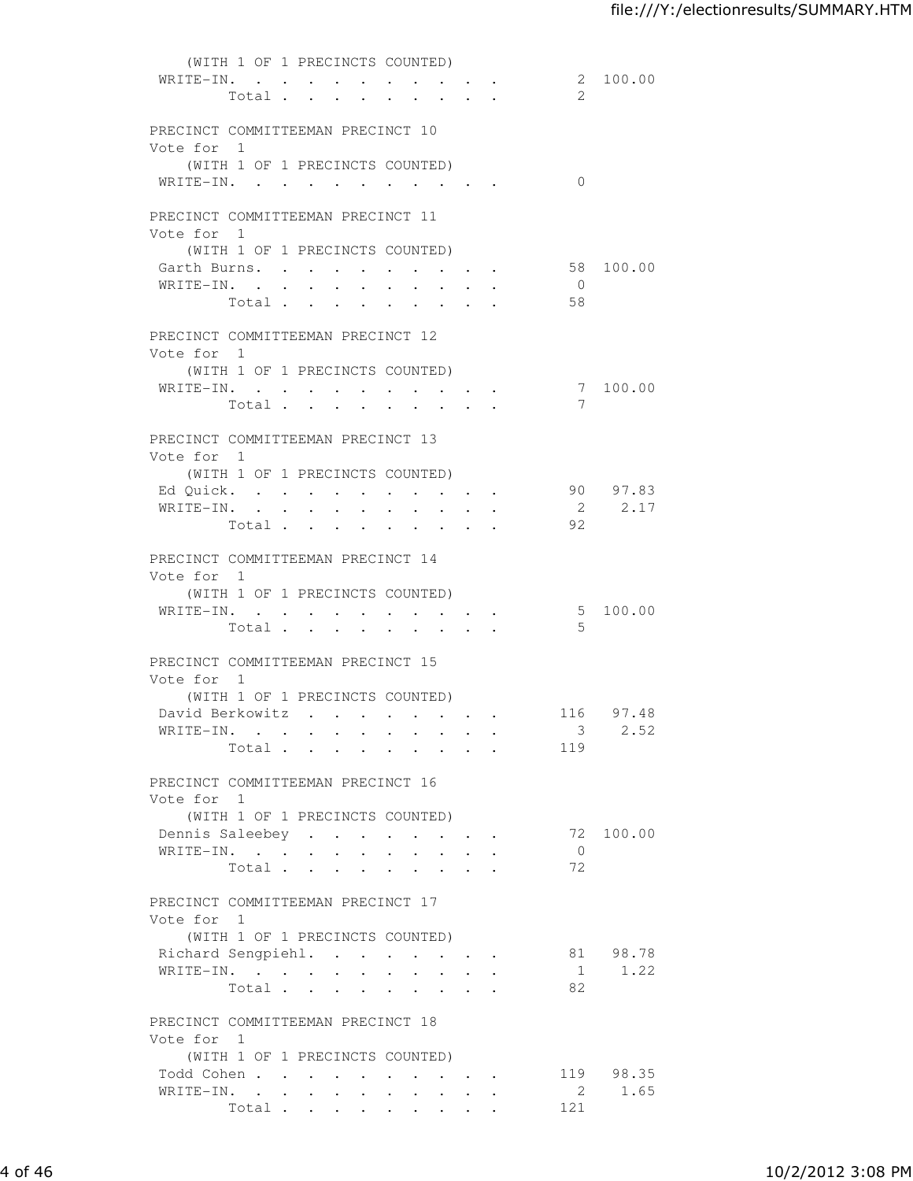(WITH 1 OF 1 PRECINCTS COUNTED)

| | Votes | Percent |
|---|---|---|
| WRITE-IN. | 2 | 100.00 |
| Total | 2 | |

PRECINCT COMMITTEEMAN PRECINCT 10
Vote for 1
(WITH 1 OF 1 PRECINCTS COUNTED)

| | Votes | Percent |
|---|---|---|
| WRITE-IN. | 0 | |

PRECINCT COMMITTEEMAN PRECINCT 11
Vote for 1
(WITH 1 OF 1 PRECINCTS COUNTED)

| | Votes | Percent |
|---|---|---|
| Garth Burns. | 58 | 100.00 |
| WRITE-IN. | 0 | |
| Total | 58 | |

PRECINCT COMMITTEEMAN PRECINCT 12
Vote for 1
(WITH 1 OF 1 PRECINCTS COUNTED)

| | Votes | Percent |
|---|---|---|
| WRITE-IN. | 7 | 100.00 |
| Total | 7 | |

PRECINCT COMMITTEEMAN PRECINCT 13
Vote for 1
(WITH 1 OF 1 PRECINCTS COUNTED)

| | Votes | Percent |
|---|---|---|
| Ed Quick. | 90 | 97.83 |
| WRITE-IN. | 2 | 2.17 |
| Total | 92 | |

PRECINCT COMMITTEEMAN PRECINCT 14
Vote for 1
(WITH 1 OF 1 PRECINCTS COUNTED)

| | Votes | Percent |
|---|---|---|
| WRITE-IN. | 5 | 100.00 |
| Total | 5 | |

PRECINCT COMMITTEEMAN PRECINCT 15
Vote for 1
(WITH 1 OF 1 PRECINCTS COUNTED)

| | Votes | Percent |
|---|---|---|
| David Berkowitz | 116 | 97.48 |
| WRITE-IN. | 3 | 2.52 |
| Total | 119 | |

PRECINCT COMMITTEEMAN PRECINCT 16
Vote for 1
(WITH 1 OF 1 PRECINCTS COUNTED)

| | Votes | Percent |
|---|---|---|
| Dennis Saleebey | 72 | 100.00 |
| WRITE-IN. | 0 | |
| Total | 72 | |

PRECINCT COMMITTEEMAN PRECINCT 17
Vote for 1
(WITH 1 OF 1 PRECINCTS COUNTED)

| | Votes | Percent |
|---|---|---|
| Richard Sengpiehl. | 81 | 98.78 |
| WRITE-IN. | 1 | 1.22 |
| Total | 82 | |

PRECINCT COMMITTEEMAN PRECINCT 18
Vote for 1
(WITH 1 OF 1 PRECINCTS COUNTED)

| | Votes | Percent |
|---|---|---|
| Todd Cohen | 119 | 98.35 |
| WRITE-IN. | 2 | 1.65 |
| Total | 121 | |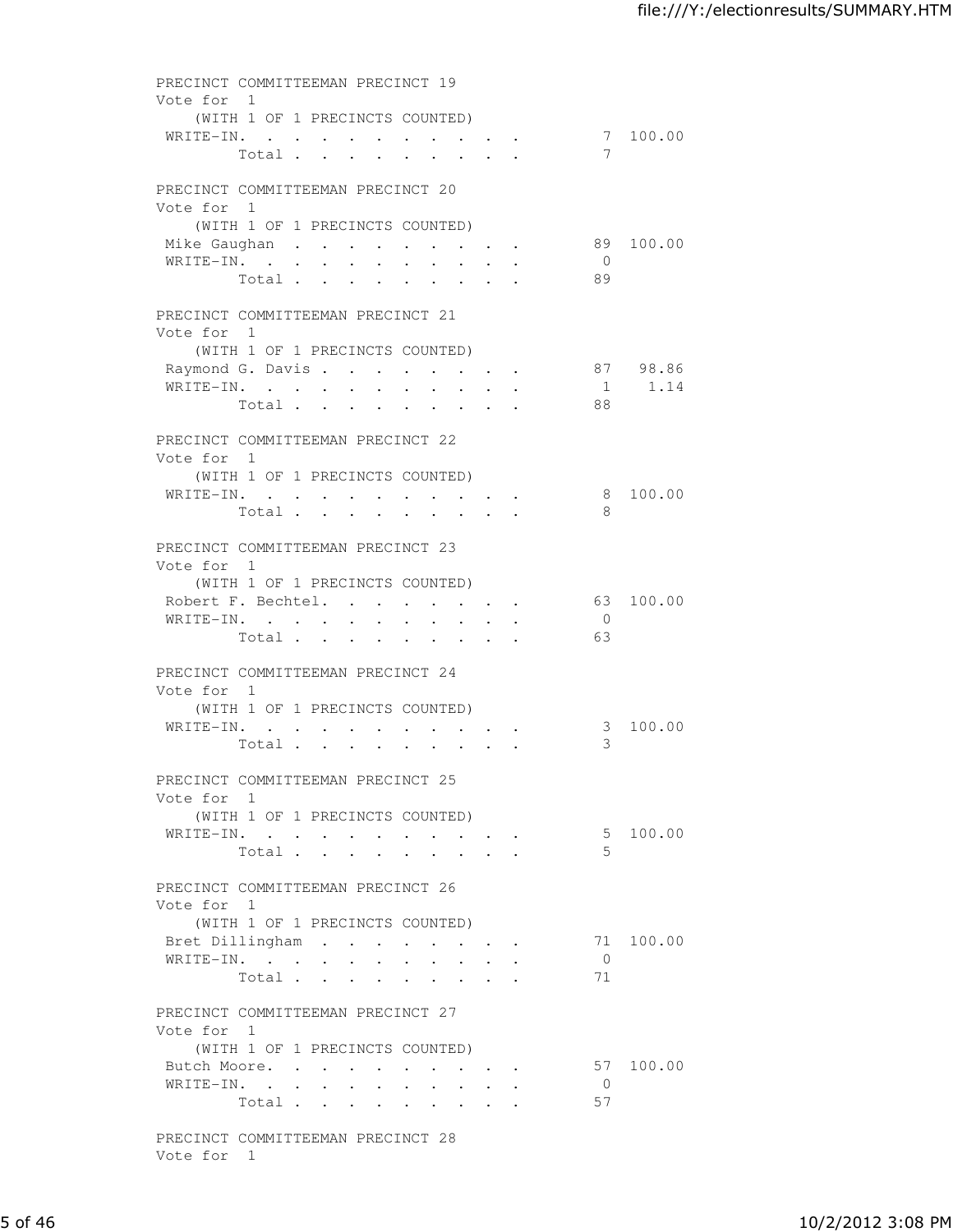PRECINCT COMMITTEEMAN PRECINCT 19
Vote for 1
(WITH 1 OF 1 PRECINCTS COUNTED)

| Candidate | Votes | Percent |
|---|---|---|
| WRITE-IN. | 7 | 100.00 |
| Total | 7 | |

PRECINCT COMMITTEEMAN PRECINCT 20
Vote for 1
(WITH 1 OF 1 PRECINCTS COUNTED)

| Candidate | Votes | Percent |
|---|---|---|
| Mike Gaughan | 89 | 100.00 |
| WRITE-IN. | 0 | |
| Total | 89 | |

PRECINCT COMMITTEEMAN PRECINCT 21
Vote for 1
(WITH 1 OF 1 PRECINCTS COUNTED)

| Candidate | Votes | Percent |
|---|---|---|
| Raymond G. Davis | 87 | 98.86 |
| WRITE-IN. | 1 | 1.14 |
| Total | 88 | |

PRECINCT COMMITTEEMAN PRECINCT 22
Vote for 1
(WITH 1 OF 1 PRECINCTS COUNTED)

| Candidate | Votes | Percent |
|---|---|---|
| WRITE-IN. | 8 | 100.00 |
| Total | 8 | |

PRECINCT COMMITTEEMAN PRECINCT 23
Vote for 1
(WITH 1 OF 1 PRECINCTS COUNTED)

| Candidate | Votes | Percent |
|---|---|---|
| Robert F. Bechtel. | 63 | 100.00 |
| WRITE-IN. | 0 | |
| Total | 63 | |

PRECINCT COMMITTEEMAN PRECINCT 24
Vote for 1
(WITH 1 OF 1 PRECINCTS COUNTED)

| Candidate | Votes | Percent |
|---|---|---|
| WRITE-IN. | 3 | 100.00 |
| Total | 3 | |

PRECINCT COMMITTEEMAN PRECINCT 25
Vote for 1
(WITH 1 OF 1 PRECINCTS COUNTED)

| Candidate | Votes | Percent |
|---|---|---|
| WRITE-IN. | 5 | 100.00 |
| Total | 5 | |

PRECINCT COMMITTEEMAN PRECINCT 26
Vote for 1
(WITH 1 OF 1 PRECINCTS COUNTED)

| Candidate | Votes | Percent |
|---|---|---|
| Bret Dillingham | 71 | 100.00 |
| WRITE-IN. | 0 | |
| Total | 71 | |

PRECINCT COMMITTEEMAN PRECINCT 27
Vote for 1
(WITH 1 OF 1 PRECINCTS COUNTED)

| Candidate | Votes | Percent |
|---|---|---|
| Butch Moore. | 57 | 100.00 |
| WRITE-IN. | 0 | |
| Total | 57 | |

PRECINCT COMMITTEEMAN PRECINCT 28
Vote for 1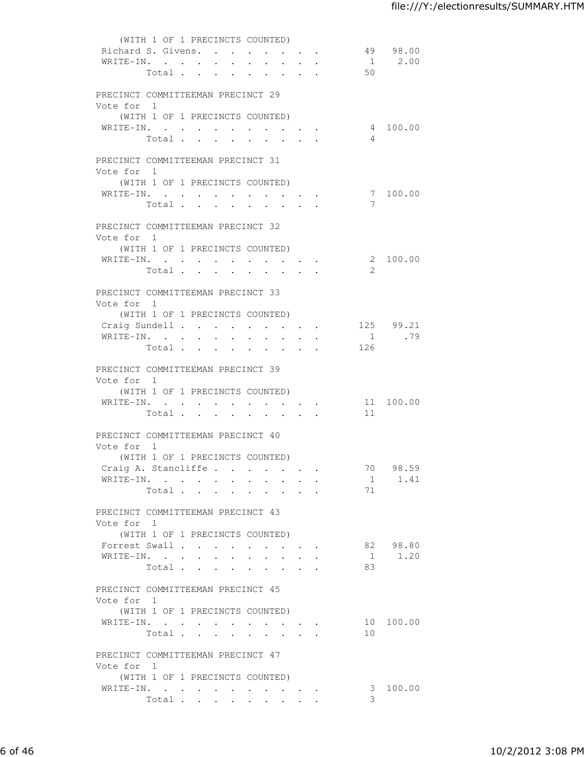(WITH 1 OF 1 PRECINCTS COUNTED)

| | | |
|---|---|---|
| Richard S. Givens | 49 | 98.00 |
| WRITE-IN | 1 | 2.00 |
| Total | 50 | |

PRECINCT COMMITTEEMAN PRECINCT 29

Vote for 1

(WITH 1 OF 1 PRECINCTS COUNTED)

| | | |
|---|---|---|
| WRITE-IN | 4 | 100.00 |
| Total | 4 | |

PRECINCT COMMITTEEMAN PRECINCT 31

Vote for 1

(WITH 1 OF 1 PRECINCTS COUNTED)

| | | |
|---|---|---|
| WRITE-IN | 7 | 100.00 |
| Total | 7 | |

PRECINCT COMMITTEEMAN PRECINCT 32

Vote for 1

(WITH 1 OF 1 PRECINCTS COUNTED)

| | | |
|---|---|---|
| WRITE-IN | 2 | 100.00 |
| Total | 2 | |

PRECINCT COMMITTEEMAN PRECINCT 33

Vote for 1

(WITH 1 OF 1 PRECINCTS COUNTED)

| | | |
|---|---|---|
| Craig Sundell | 125 | 99.21 |
| WRITE-IN | 1 | .79 |
| Total | 126 | |

PRECINCT COMMITTEEMAN PRECINCT 39

Vote for 1

(WITH 1 OF 1 PRECINCTS COUNTED)

| | | |
|---|---|---|
| WRITE-IN | 11 | 100.00 |
| Total | 11 | |

PRECINCT COMMITTEEMAN PRECINCT 40

Vote for 1

(WITH 1 OF 1 PRECINCTS COUNTED)

| | | |
|---|---|---|
| Craig A. Stancliffe | 70 | 98.59 |
| WRITE-IN | 1 | 1.41 |
| Total | 71 | |

PRECINCT COMMITTEEMAN PRECINCT 43

Vote for 1

(WITH 1 OF 1 PRECINCTS COUNTED)

| | | |
|---|---|---|
| Forrest Swall | 82 | 98.80 |
| WRITE-IN | 1 | 1.20 |
| Total | 83 | |

PRECINCT COMMITTEEMAN PRECINCT 45

Vote for 1

(WITH 1 OF 1 PRECINCTS COUNTED)

| | | |
|---|---|---|
| WRITE-IN | 10 | 100.00 |
| Total | 10 | |

PRECINCT COMMITTEEMAN PRECINCT 47

Vote for 1

(WITH 1 OF 1 PRECINCTS COUNTED)

| | | |
|---|---|---|
| WRITE-IN | 3 | 100.00 |
| Total | 3 | |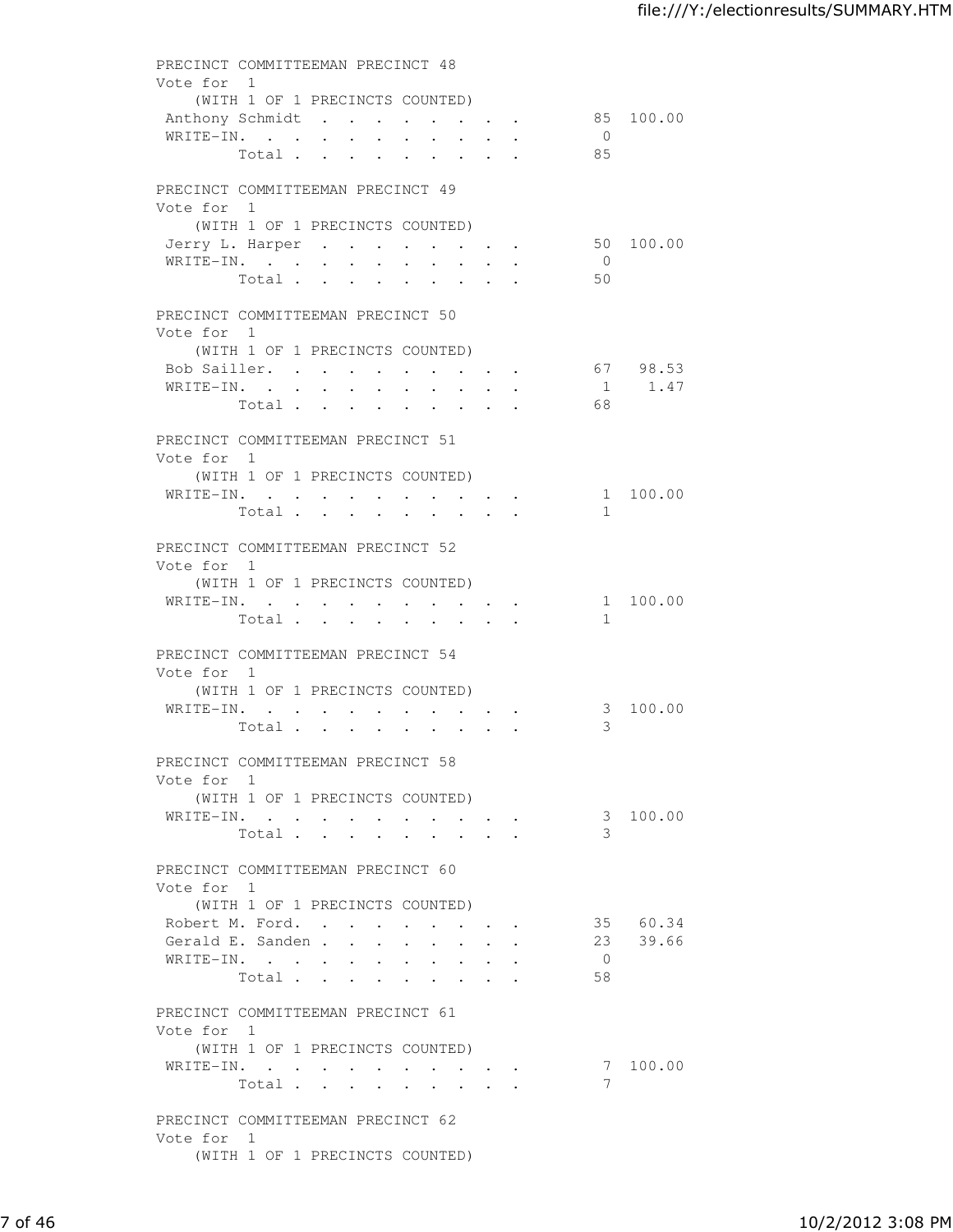PRECINCT COMMITTEEMAN PRECINCT 48
Vote for 1
(WITH 1 OF 1 PRECINCTS COUNTED)

| | | |
|---|---|---|
| Anthony Schmidt | 85 | 100.00 |
| WRITE-IN. | 0 | |
| Total | 85 | |

PRECINCT COMMITTEEMAN PRECINCT 49
Vote for 1
(WITH 1 OF 1 PRECINCTS COUNTED)

| | | |
|---|---|---|
| Jerry L. Harper | 50 | 100.00 |
| WRITE-IN. | 0 | |
| Total | 50 | |

PRECINCT COMMITTEEMAN PRECINCT 50
Vote for 1
(WITH 1 OF 1 PRECINCTS COUNTED)

| | | |
|---|---|---|
| Bob Sailler. | 67 | 98.53 |
| WRITE-IN. | 1 | 1.47 |
| Total | 68 | |

PRECINCT COMMITTEEMAN PRECINCT 51
Vote for 1
(WITH 1 OF 1 PRECINCTS COUNTED)

| | | |
|---|---|---|
| WRITE-IN. | 1 | 100.00 |
| Total | 1 | |

PRECINCT COMMITTEEMAN PRECINCT 52
Vote for 1
(WITH 1 OF 1 PRECINCTS COUNTED)

| | | |
|---|---|---|
| WRITE-IN. | 1 | 100.00 |
| Total | 1 | |

PRECINCT COMMITTEEMAN PRECINCT 54
Vote for 1
(WITH 1 OF 1 PRECINCTS COUNTED)

| | | |
|---|---|---|
| WRITE-IN. | 3 | 100.00 |
| Total | 3 | |

PRECINCT COMMITTEEMAN PRECINCT 58
Vote for 1
(WITH 1 OF 1 PRECINCTS COUNTED)

| | | |
|---|---|---|
| WRITE-IN. | 3 | 100.00 |
| Total | 3 | |

PRECINCT COMMITTEEMAN PRECINCT 60
Vote for 1
(WITH 1 OF 1 PRECINCTS COUNTED)

| | | |
|---|---|---|
| Robert M. Ford. | 35 | 60.34 |
| Gerald E. Sanden | 23 | 39.66 |
| WRITE-IN. | 0 | |
| Total | 58 | |

PRECINCT COMMITTEEMAN PRECINCT 61
Vote for 1
(WITH 1 OF 1 PRECINCTS COUNTED)

| | | |
|---|---|---|
| WRITE-IN. | 7 | 100.00 |
| Total | 7 | |

PRECINCT COMMITTEEMAN PRECINCT 62
Vote for 1
(WITH 1 OF 1 PRECINCTS COUNTED)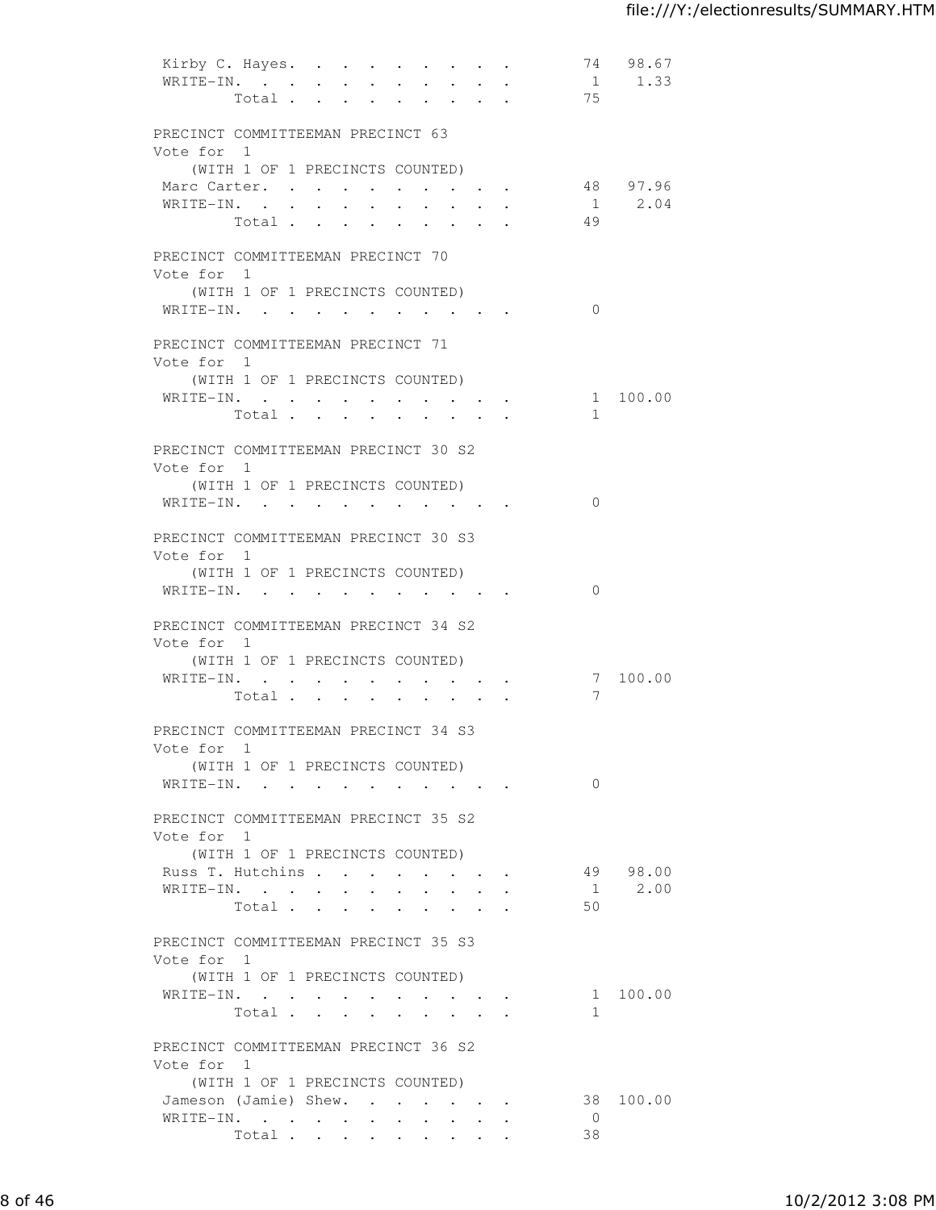| | | |
|---|---|---|
| Kirby C. Hayes | 74 | 98.67 |
| WRITE-IN. | 1 | 1.33 |
| Total | 75 | |

PRECINCT COMMITTEEMAN PRECINCT 63
Vote for 1
(WITH 1 OF 1 PRECINCTS COUNTED)

| | | |
|---|---|---|
| Marc Carter | 48 | 97.96 |
| WRITE-IN. | 1 | 2.04 |
| Total | 49 | |

PRECINCT COMMITTEEMAN PRECINCT 70
Vote for 1
(WITH 1 OF 1 PRECINCTS COUNTED)

| | | |
|---|---|---|
| WRITE-IN. | 0 | |

PRECINCT COMMITTEEMAN PRECINCT 71
Vote for 1
(WITH 1 OF 1 PRECINCTS COUNTED)

| | | |
|---|---|---|
| WRITE-IN. | 1 | 100.00 |
| Total | 1 | |

PRECINCT COMMITTEEMAN PRECINCT 30 S2
Vote for 1
(WITH 1 OF 1 PRECINCTS COUNTED)

| | | |
|---|---|---|
| WRITE-IN. | 0 | |

PRECINCT COMMITTEEMAN PRECINCT 30 S3
Vote for 1
(WITH 1 OF 1 PRECINCTS COUNTED)

| | | |
|---|---|---|
| WRITE-IN. | 0 | |

PRECINCT COMMITTEEMAN PRECINCT 34 S2
Vote for 1
(WITH 1 OF 1 PRECINCTS COUNTED)

| | | |
|---|---|---|
| WRITE-IN. | 7 | 100.00 |
| Total | 7 | |

PRECINCT COMMITTEEMAN PRECINCT 34 S3
Vote for 1
(WITH 1 OF 1 PRECINCTS COUNTED)

| | | |
|---|---|---|
| WRITE-IN. | 0 | |

PRECINCT COMMITTEEMAN PRECINCT 35 S2
Vote for 1
(WITH 1 OF 1 PRECINCTS COUNTED)

| | | |
|---|---|---|
| Russ T. Hutchins | 49 | 98.00 |
| WRITE-IN. | 1 | 2.00 |
| Total | 50 | |

PRECINCT COMMITTEEMAN PRECINCT 35 S3
Vote for 1
(WITH 1 OF 1 PRECINCTS COUNTED)

| | | |
|---|---|---|
| WRITE-IN. | 1 | 100.00 |
| Total | 1 | |

PRECINCT COMMITTEEMAN PRECINCT 36 S2
Vote for 1
(WITH 1 OF 1 PRECINCTS COUNTED)

| | | |
|---|---|---|
| Jameson (Jamie) Shew. | 38 | 100.00 |
| WRITE-IN. | 0 | |
| Total | 38 | |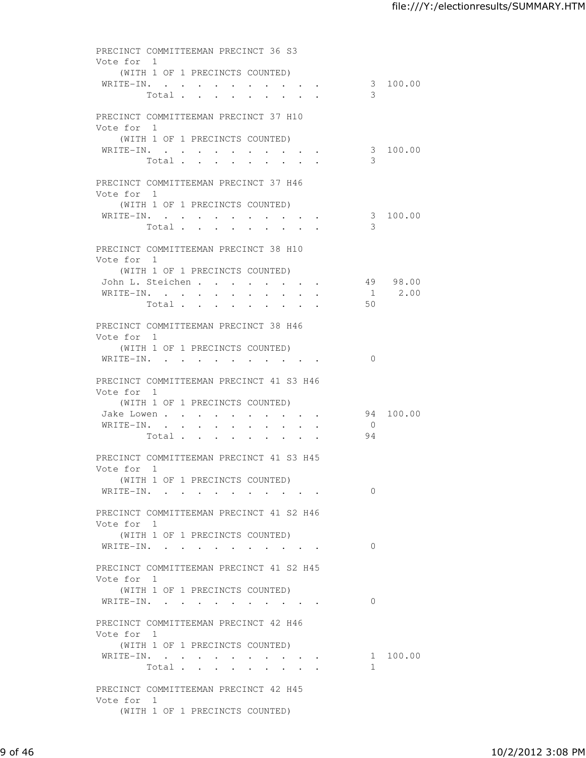PRECINCT COMMITTEEMAN PRECINCT 36 S3
Vote for 1
(WITH 1 OF 1 PRECINCTS COUNTED)

| | | |
|---|---|---|
| WRITE-IN. . . . . . . . . . . | 3 | 100.00 |
| Total . . . . . . . . . | 3 | |

PRECINCT COMMITTEEMAN PRECINCT 37 H10
Vote for 1
(WITH 1 OF 1 PRECINCTS COUNTED)

| | | |
|---|---|---|
| WRITE-IN. . . . . . . . . . . | 3 | 100.00 |
| Total . . . . . . . . . | 3 | |

PRECINCT COMMITTEEMAN PRECINCT 37 H46
Vote for 1
(WITH 1 OF 1 PRECINCTS COUNTED)

| | | |
|---|---|---|
| WRITE-IN. . . . . . . . . . . | 3 | 100.00 |
| Total . . . . . . . . . | 3 | |

PRECINCT COMMITTEEMAN PRECINCT 38 H10
Vote for 1
(WITH 1 OF 1 PRECINCTS COUNTED)

| | | |
|---|---|---|
| John L. Steichen . . . . . . . . | 49 | 98.00 |
| WRITE-IN. . . . . . . . . . . | 1 | 2.00 |
| Total . . . . . . . . . | 50 | |

PRECINCT COMMITTEEMAN PRECINCT 38 H46
Vote for 1
(WITH 1 OF 1 PRECINCTS COUNTED)

| | | |
|---|---|---|
| WRITE-IN. . . . . . . . . . . | 0 | |

PRECINCT COMMITTEEMAN PRECINCT 41 S3 H46
Vote for 1
(WITH 1 OF 1 PRECINCTS COUNTED)

| | | |
|---|---|---|
| Jake Lowen . . . . . . . . . . | 94 | 100.00 |
| WRITE-IN. . . . . . . . . . . | 0 | |
| Total . . . . . . . . . | 94 | |

PRECINCT COMMITTEEMAN PRECINCT 41 S3 H45
Vote for 1
(WITH 1 OF 1 PRECINCTS COUNTED)

| | | |
|---|---|---|
| WRITE-IN. . . . . . . . . . . | 0 | |

PRECINCT COMMITTEEMAN PRECINCT 41 S2 H46
Vote for 1
(WITH 1 OF 1 PRECINCTS COUNTED)

| | | |
|---|---|---|
| WRITE-IN. . . . . . . . . . . | 0 | |

PRECINCT COMMITTEEMAN PRECINCT 41 S2 H45
Vote for 1
(WITH 1 OF 1 PRECINCTS COUNTED)

| | | |
|---|---|---|
| WRITE-IN. . . . . . . . . . . | 0 | |

PRECINCT COMMITTEEMAN PRECINCT 42 H46
Vote for 1
(WITH 1 OF 1 PRECINCTS COUNTED)

| | | |
|---|---|---|
| WRITE-IN. . . . . . . . . . . | 1 | 100.00 |
| Total . . . . . . . . . | 1 | |

PRECINCT COMMITTEEMAN PRECINCT 42 H45
Vote for 1
(WITH 1 OF 1 PRECINCTS COUNTED)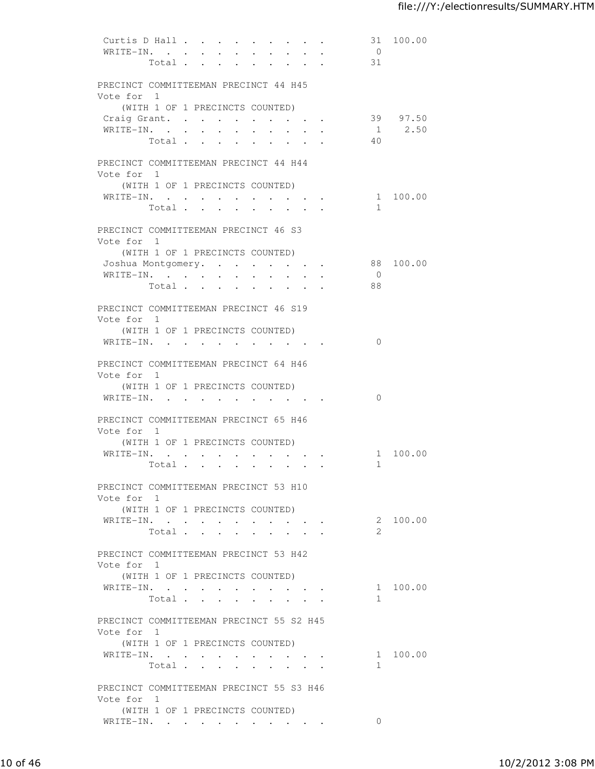| | | |
|---|---|---|
| Curtis D Hall | 31 | 100.00 |
| WRITE-IN. | 0 | |
| Total | 31 | |

PRECINCT COMMITTEEMAN PRECINCT 44 H45
Vote for 1
(WITH 1 OF 1 PRECINCTS COUNTED)

| | | |
|---|---|---|
| Craig Grant. | 39 | 97.50 |
| WRITE-IN. | 1 | 2.50 |
| Total | 40 | |

PRECINCT COMMITTEEMAN PRECINCT 44 H44
Vote for 1
(WITH 1 OF 1 PRECINCTS COUNTED)

| | | |
|---|---|---|
| WRITE-IN. | 1 | 100.00 |
| Total | 1 | |

PRECINCT COMMITTEEMAN PRECINCT 46 S3
Vote for 1
(WITH 1 OF 1 PRECINCTS COUNTED)

| | | |
|---|---|---|
| Joshua Montgomery. | 88 | 100.00 |
| WRITE-IN. | 0 | |
| Total | 88 | |

PRECINCT COMMITTEEMAN PRECINCT 46 S19
Vote for 1
(WITH 1 OF 1 PRECINCTS COUNTED)

| | | |
|---|---|---|
| WRITE-IN. | 0 | |

PRECINCT COMMITTEEMAN PRECINCT 64 H46
Vote for 1
(WITH 1 OF 1 PRECINCTS COUNTED)

| | | |
|---|---|---|
| WRITE-IN. | 0 | |

PRECINCT COMMITTEEMAN PRECINCT 65 H46
Vote for 1
(WITH 1 OF 1 PRECINCTS COUNTED)

| | | |
|---|---|---|
| WRITE-IN. | 1 | 100.00 |
| Total | 1 | |

PRECINCT COMMITTEEMAN PRECINCT 53 H10
Vote for 1
(WITH 1 OF 1 PRECINCTS COUNTED)

| | | |
|---|---|---|
| WRITE-IN. | 2 | 100.00 |
| Total | 2 | |

PRECINCT COMMITTEEMAN PRECINCT 53 H42
Vote for 1
(WITH 1 OF 1 PRECINCTS COUNTED)

| | | |
|---|---|---|
| WRITE-IN. | 1 | 100.00 |
| Total | 1 | |

PRECINCT COMMITTEEMAN PRECINCT 55 S2 H45
Vote for 1
(WITH 1 OF 1 PRECINCTS COUNTED)

| | | |
|---|---|---|
| WRITE-IN. | 1 | 100.00 |
| Total | 1 | |

PRECINCT COMMITTEEMAN PRECINCT 55 S3 H46
Vote for 1
(WITH 1 OF 1 PRECINCTS COUNTED)

| | | |
|---|---|---|
| WRITE-IN. | 0 | |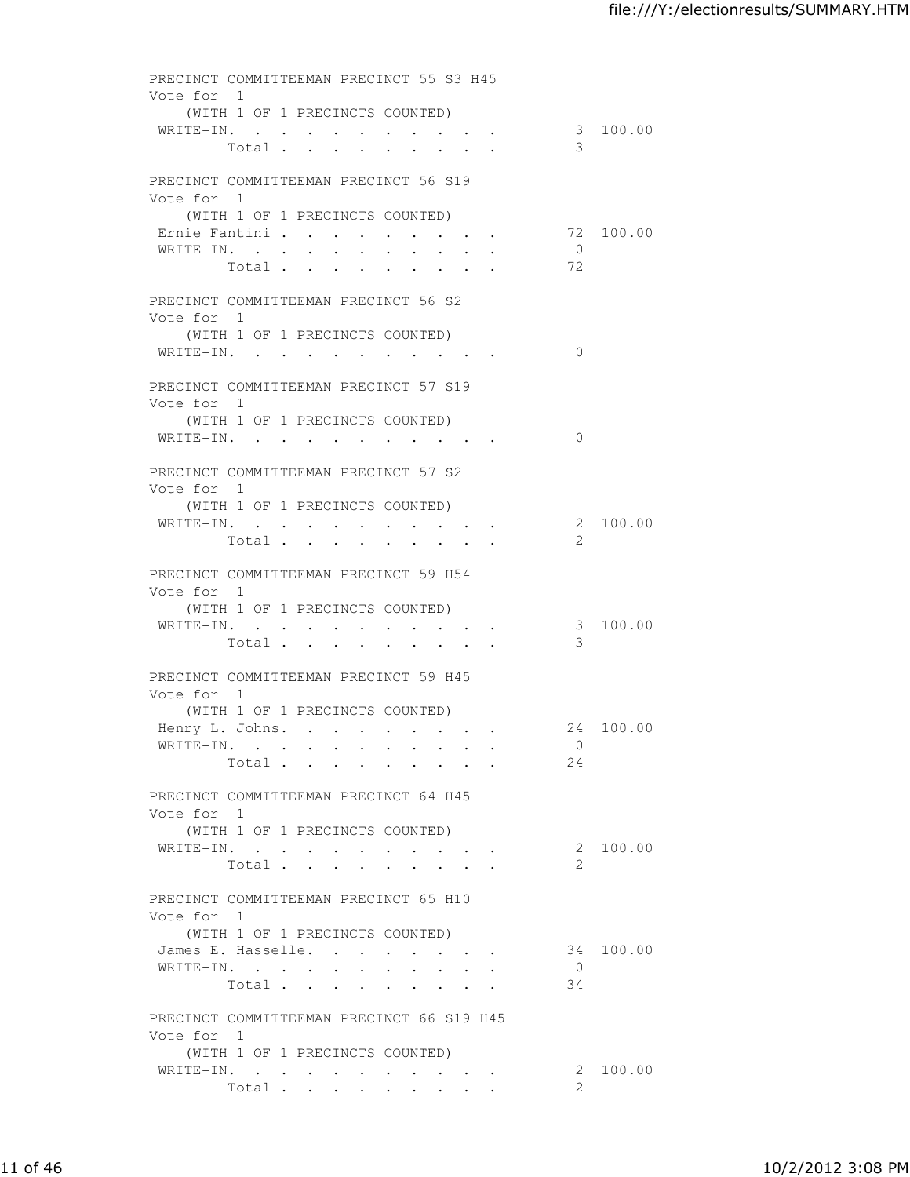PRECINCT COMMITTEEMAN PRECINCT 55 S3 H45
Vote for 1
(WITH 1 OF 1 PRECINCTS COUNTED)

| | | |
|---|---|---|
| WRITE-IN. | 3 | 100.00 |
| Total | 3 | |

PRECINCT COMMITTEEMAN PRECINCT 56 S19
Vote for 1
(WITH 1 OF 1 PRECINCTS COUNTED)

| | | |
|---|---|---|
| Ernie Fantini | 72 | 100.00 |
| WRITE-IN. | 0 | |
| Total | 72 | |

PRECINCT COMMITTEEMAN PRECINCT 56 S2
Vote for 1
(WITH 1 OF 1 PRECINCTS COUNTED)

| | | |
|---|---|---|
| WRITE-IN. | 0 | |

PRECINCT COMMITTEEMAN PRECINCT 57 S19
Vote for 1
(WITH 1 OF 1 PRECINCTS COUNTED)

| | | |
|---|---|---|
| WRITE-IN. | 0 | |

PRECINCT COMMITTEEMAN PRECINCT 57 S2
Vote for 1
(WITH 1 OF 1 PRECINCTS COUNTED)

| | | |
|---|---|---|
| WRITE-IN. | 2 | 100.00 |
| Total | 2 | |

PRECINCT COMMITTEEMAN PRECINCT 59 H54
Vote for 1
(WITH 1 OF 1 PRECINCTS COUNTED)

| | | |
|---|---|---|
| WRITE-IN. | 3 | 100.00 |
| Total | 3 | |

PRECINCT COMMITTEEMAN PRECINCT 59 H45
Vote for 1
(WITH 1 OF 1 PRECINCTS COUNTED)

| | | |
|---|---|---|
| Henry L. Johns. | 24 | 100.00 |
| WRITE-IN. | 0 | |
| Total | 24 | |

PRECINCT COMMITTEEMAN PRECINCT 64 H45
Vote for 1
(WITH 1 OF 1 PRECINCTS COUNTED)

| | | |
|---|---|---|
| WRITE-IN. | 2 | 100.00 |
| Total | 2 | |

PRECINCT COMMITTEEMAN PRECINCT 65 H10
Vote for 1
(WITH 1 OF 1 PRECINCTS COUNTED)

| | | |
|---|---|---|
| James E. Hasselle. | 34 | 100.00 |
| WRITE-IN. | 0 | |
| Total | 34 | |

PRECINCT COMMITTEEMAN PRECINCT 66 S19 H45
Vote for 1
(WITH 1 OF 1 PRECINCTS COUNTED)

| | | |
|---|---|---|
| WRITE-IN. | 2 | 100.00 |
| Total | 2 | |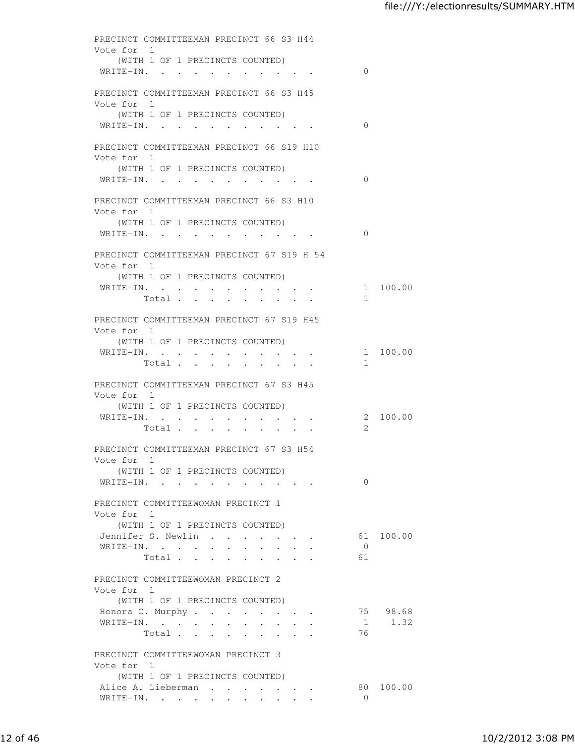PRECINCT COMMITTEEMAN PRECINCT 66 S3 H44
Vote for 1
(WITH 1 OF 1 PRECINCTS COUNTED)

| | Votes | Percent |
|---|---|---|
| WRITE-IN. . . . . . . . . . . | 0 | |

PRECINCT COMMITTEEMAN PRECINCT 66 S3 H45
Vote for 1
(WITH 1 OF 1 PRECINCTS COUNTED)

| | Votes | Percent |
|---|---|---|
| WRITE-IN. . . . . . . . . . . | 0 | |

PRECINCT COMMITTEEMAN PRECINCT 66 S19 H10
Vote for 1
(WITH 1 OF 1 PRECINCTS COUNTED)

| | Votes | Percent |
|---|---|---|
| WRITE-IN. . . . . . . . . . . | 0 | |

PRECINCT COMMITTEEMAN PRECINCT 66 S3 H10
Vote for 1
(WITH 1 OF 1 PRECINCTS COUNTED)

| | Votes | Percent |
|---|---|---|
| WRITE-IN. . . . . . . . . . . | 0 | |

PRECINCT COMMITTEEMAN PRECINCT 67 S19 H 54
Vote for 1
(WITH 1 OF 1 PRECINCTS COUNTED)

| | Votes | Percent |
|---|---|---|
| WRITE-IN. . . . . . . . . . . | 1 | 100.00 |
| Total . . . . . . . . . | 1 | |

PRECINCT COMMITTEEMAN PRECINCT 67 S19 H45
Vote for 1
(WITH 1 OF 1 PRECINCTS COUNTED)

| | Votes | Percent |
|---|---|---|
| WRITE-IN. . . . . . . . . . . | 1 | 100.00 |
| Total . . . . . . . . . | 1 | |

PRECINCT COMMITTEEMAN PRECINCT 67 S3 H45
Vote for 1
(WITH 1 OF 1 PRECINCTS COUNTED)

| | Votes | Percent |
|---|---|---|
| WRITE-IN. . . . . . . . . . . | 2 | 100.00 |
| Total . . . . . . . . . | 2 | |

PRECINCT COMMITTEEMAN PRECINCT 67 S3 H54
Vote for 1
(WITH 1 OF 1 PRECINCTS COUNTED)

| | Votes | Percent |
|---|---|---|
| WRITE-IN. . . . . . . . . . . | 0 | |

PRECINCT COMMITTEEWOMAN PRECINCT 1
Vote for 1
(WITH 1 OF 1 PRECINCTS COUNTED)

| | Votes | Percent |
|---|---|---|
| Jennifer S. Newlin . . . . . . . | 61 | 100.00 |
| WRITE-IN. . . . . . . . . . . | 0 | |
| Total . . . . . . . . . | 61 | |

PRECINCT COMMITTEEWOMAN PRECINCT 2
Vote for 1
(WITH 1 OF 1 PRECINCTS COUNTED)

| | Votes | Percent |
|---|---|---|
| Honora C. Murphy . . . . . . . . | 75 | 98.68 |
| WRITE-IN. . . . . . . . . . . | 1 | 1.32 |
| Total . . . . . . . . . | 76 | |

PRECINCT COMMITTEEWOMAN PRECINCT 3
Vote for 1
(WITH 1 OF 1 PRECINCTS COUNTED)

| | Votes | Percent |
|---|---|---|
| Alice A. Lieberman . . . . . . . | 80 | 100.00 |
| WRITE-IN. . . . . . . . . . . | 0 | |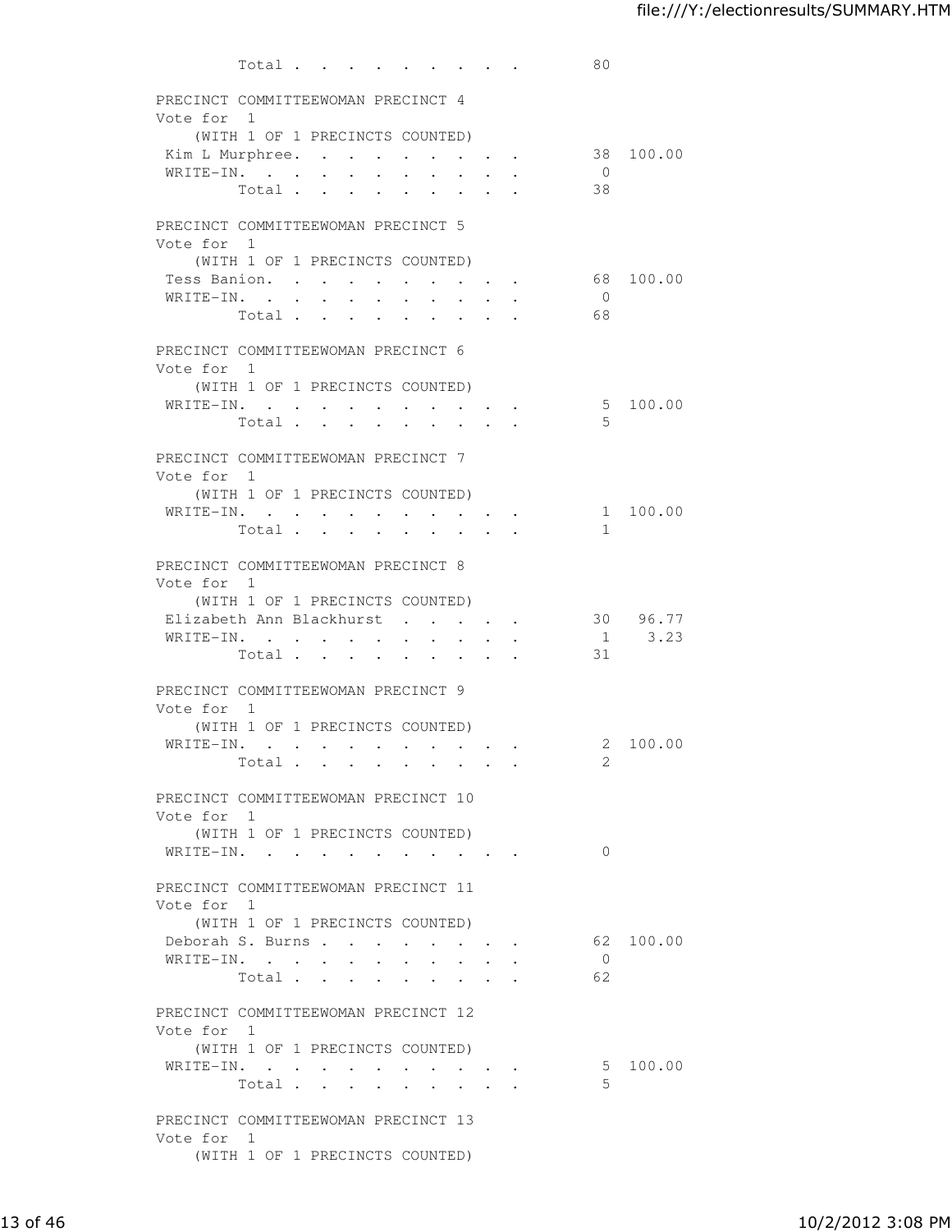Total . . . . . . . . . 80

PRECINCT COMMITTEEWOMAN PRECINCT 4
Vote for 1
(WITH 1 OF 1 PRECINCTS COUNTED)

| | | |
|---|---|---|
| Kim L Murphree. . . . . . . . . . | 38 | 100.00 |
| WRITE-IN. . . . . . . . . . . . | 0 | |
| Total . . . . . . . . . | 38 | |

PRECINCT COMMITTEEWOMAN PRECINCT 5
Vote for 1
(WITH 1 OF 1 PRECINCTS COUNTED)

| | | |
|---|---|---|
| Tess Banion. . . . . . . . . . | 68 | 100.00 |
| WRITE-IN. . . . . . . . . . . . | 0 | |
| Total . . . . . . . . . | 68 | |

PRECINCT COMMITTEEWOMAN PRECINCT 6
Vote for 1
(WITH 1 OF 1 PRECINCTS COUNTED)

| | | |
|---|---|---|
| WRITE-IN. . . . . . . . . . . . | 5 | 100.00 |
| Total . . . . . . . . . | 5 | |

PRECINCT COMMITTEEWOMAN PRECINCT 7
Vote for 1
(WITH 1 OF 1 PRECINCTS COUNTED)

| | | |
|---|---|---|
| WRITE-IN. . . . . . . . . . . . | 1 | 100.00 |
| Total . . . . . . . . . | 1 | |

PRECINCT COMMITTEEWOMAN PRECINCT 8
Vote for 1
(WITH 1 OF 1 PRECINCTS COUNTED)

| | | |
|---|---|---|
| Elizabeth Ann Blackhurst . . . . . | 30 | 96.77 |
| WRITE-IN. . . . . . . . . . . . | 1 | 3.23 |
| Total . . . . . . . . . | 31 | |

PRECINCT COMMITTEEWOMAN PRECINCT 9
Vote for 1
(WITH 1 OF 1 PRECINCTS COUNTED)

| | | |
|---|---|---|
| WRITE-IN. . . . . . . . . . . . | 2 | 100.00 |
| Total . . . . . . . . . | 2 | |

PRECINCT COMMITTEEWOMAN PRECINCT 10
Vote for 1
(WITH 1 OF 1 PRECINCTS COUNTED)

| | | |
|---|---|---|
| WRITE-IN. . . . . . . . . . . . | 0 | |

PRECINCT COMMITTEEWOMAN PRECINCT 11
Vote for 1
(WITH 1 OF 1 PRECINCTS COUNTED)

| | | |
|---|---|---|
| Deborah S. Burns . . . . . . . . | 62 | 100.00 |
| WRITE-IN. . . . . . . . . . . . | 0 | |
| Total . . . . . . . . . | 62 | |

PRECINCT COMMITTEEWOMAN PRECINCT 12
Vote for 1
(WITH 1 OF 1 PRECINCTS COUNTED)

| | | |
|---|---|---|
| WRITE-IN. . . . . . . . . . . . | 5 | 100.00 |
| Total . . . . . . . . . | 5 | |

PRECINCT COMMITTEEWOMAN PRECINCT 13
Vote for 1
(WITH 1 OF 1 PRECINCTS COUNTED)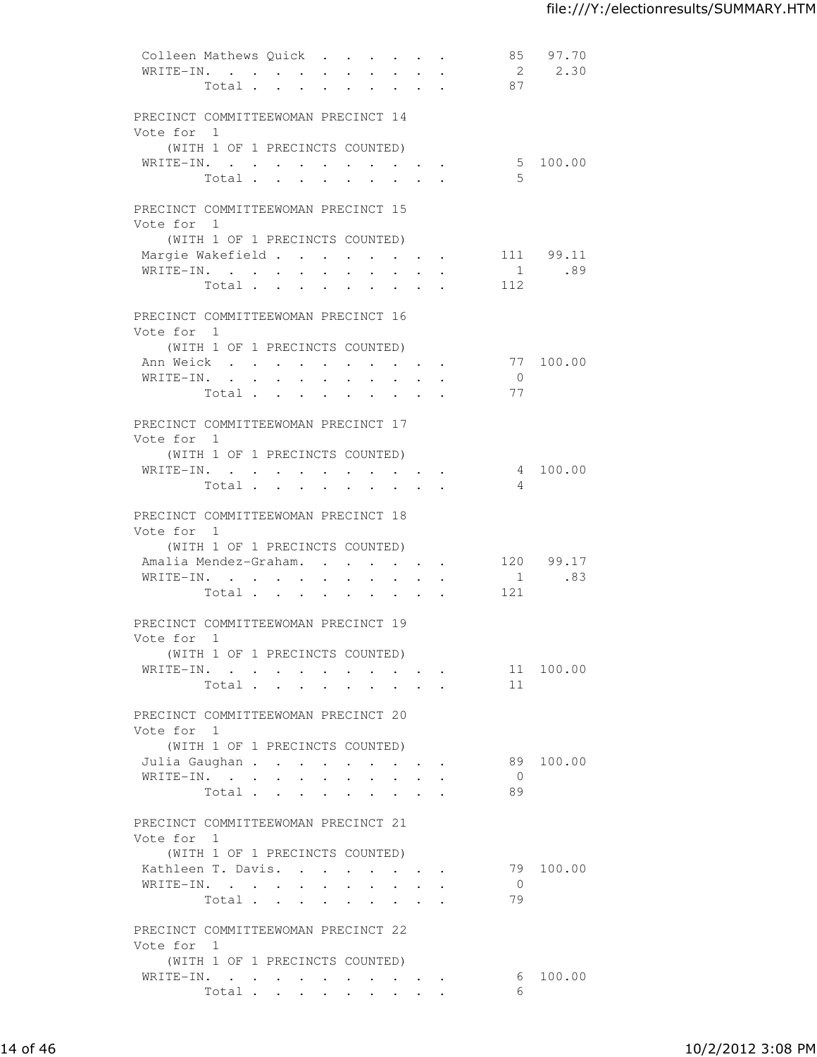| | | |
|---|---|---|
| Colleen Mathews Quick | 85 | 97.70 |
| WRITE-IN. | 2 | 2.30 |
| Total | 87 | |

PRECINCT COMMITTEEWOMAN PRECINCT 14
Vote for 1
(WITH 1 OF 1 PRECINCTS COUNTED)

| | | |
|---|---|---|
| WRITE-IN. | 5 | 100.00 |
| Total | 5 | |

PRECINCT COMMITTEEWOMAN PRECINCT 15
Vote for 1
(WITH 1 OF 1 PRECINCTS COUNTED)

| | | |
|---|---|---|
| Margie Wakefield | 111 | 99.11 |
| WRITE-IN. | 1 | .89 |
| Total | 112 | |

PRECINCT COMMITTEEWOMAN PRECINCT 16
Vote for 1
(WITH 1 OF 1 PRECINCTS COUNTED)

| | | |
|---|---|---|
| Ann Weick | 77 | 100.00 |
| WRITE-IN. | 0 | |
| Total | 77 | |

PRECINCT COMMITTEEWOMAN PRECINCT 17
Vote for 1
(WITH 1 OF 1 PRECINCTS COUNTED)

| | | |
|---|---|---|
| WRITE-IN. | 4 | 100.00 |
| Total | 4 | |

PRECINCT COMMITTEEWOMAN PRECINCT 18
Vote for 1
(WITH 1 OF 1 PRECINCTS COUNTED)

| | | |
|---|---|---|
| Amalia Mendez-Graham. | 120 | 99.17 |
| WRITE-IN. | 1 | .83 |
| Total | 121 | |

PRECINCT COMMITTEEWOMAN PRECINCT 19
Vote for 1
(WITH 1 OF 1 PRECINCTS COUNTED)

| | | |
|---|---|---|
| WRITE-IN. | 11 | 100.00 |
| Total | 11 | |

PRECINCT COMMITTEEWOMAN PRECINCT 20
Vote for 1
(WITH 1 OF 1 PRECINCTS COUNTED)

| | | |
|---|---|---|
| Julia Gaughan | 89 | 100.00 |
| WRITE-IN. | 0 | |
| Total | 89 | |

PRECINCT COMMITTEEWOMAN PRECINCT 21
Vote for 1
(WITH 1 OF 1 PRECINCTS COUNTED)

| | | |
|---|---|---|
| Kathleen T. Davis. | 79 | 100.00 |
| WRITE-IN. | 0 | |
| Total | 79 | |

PRECINCT COMMITTEEWOMAN PRECINCT 22
Vote for 1
(WITH 1 OF 1 PRECINCTS COUNTED)

| | | |
|---|---|---|
| WRITE-IN. | 6 | 100.00 |
| Total | 6 | |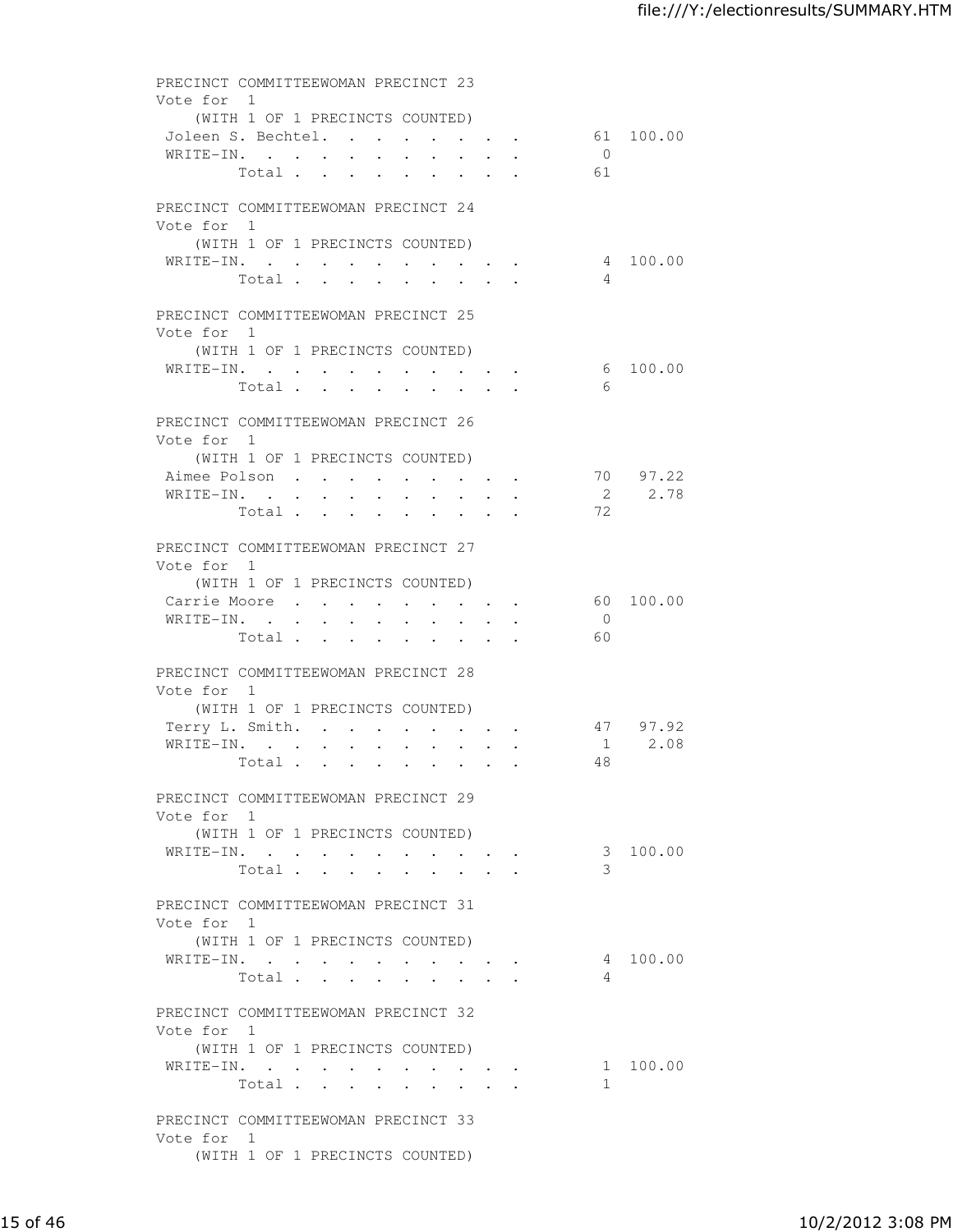PRECINCT COMMITTEEWOMAN PRECINCT 23
Vote for 1
(WITH 1 OF 1 PRECINCTS COUNTED)

| | Votes | Percent |
|---|---|---|
| Joleen S. Bechtel | 61 | 100.00 |
| WRITE-IN | 0 | |
| Total | 61 | |

PRECINCT COMMITTEEWOMAN PRECINCT 24
Vote for 1
(WITH 1 OF 1 PRECINCTS COUNTED)

| | Votes | Percent |
|---|---|---|
| WRITE-IN | 4 | 100.00 |
| Total | 4 | |

PRECINCT COMMITTEEWOMAN PRECINCT 25
Vote for 1
(WITH 1 OF 1 PRECINCTS COUNTED)

| | Votes | Percent |
|---|---|---|
| WRITE-IN | 6 | 100.00 |
| Total | 6 | |

PRECINCT COMMITTEEWOMAN PRECINCT 26
Vote for 1
(WITH 1 OF 1 PRECINCTS COUNTED)

| | Votes | Percent |
|---|---|---|
| Aimee Polson | 70 | 97.22 |
| WRITE-IN | 2 | 2.78 |
| Total | 72 | |

PRECINCT COMMITTEEWOMAN PRECINCT 27
Vote for 1
(WITH 1 OF 1 PRECINCTS COUNTED)

| | Votes | Percent |
|---|---|---|
| Carrie Moore | 60 | 100.00 |
| WRITE-IN | 0 | |
| Total | 60 | |

PRECINCT COMMITTEEWOMAN PRECINCT 28
Vote for 1
(WITH 1 OF 1 PRECINCTS COUNTED)

| | Votes | Percent |
|---|---|---|
| Terry L. Smith | 47 | 97.92 |
| WRITE-IN | 1 | 2.08 |
| Total | 48 | |

PRECINCT COMMITTEEWOMAN PRECINCT 29
Vote for 1
(WITH 1 OF 1 PRECINCTS COUNTED)

| | Votes | Percent |
|---|---|---|
| WRITE-IN | 3 | 100.00 |
| Total | 3 | |

PRECINCT COMMITTEEWOMAN PRECINCT 31
Vote for 1
(WITH 1 OF 1 PRECINCTS COUNTED)

| | Votes | Percent |
|---|---|---|
| WRITE-IN | 4 | 100.00 |
| Total | 4 | |

PRECINCT COMMITTEEWOMAN PRECINCT 32
Vote for 1
(WITH 1 OF 1 PRECINCTS COUNTED)

| | Votes | Percent |
|---|---|---|
| WRITE-IN | 1 | 100.00 |
| Total | 1 | |

PRECINCT COMMITTEEWOMAN PRECINCT 33
Vote for 1
(WITH 1 OF 1 PRECINCTS COUNTED)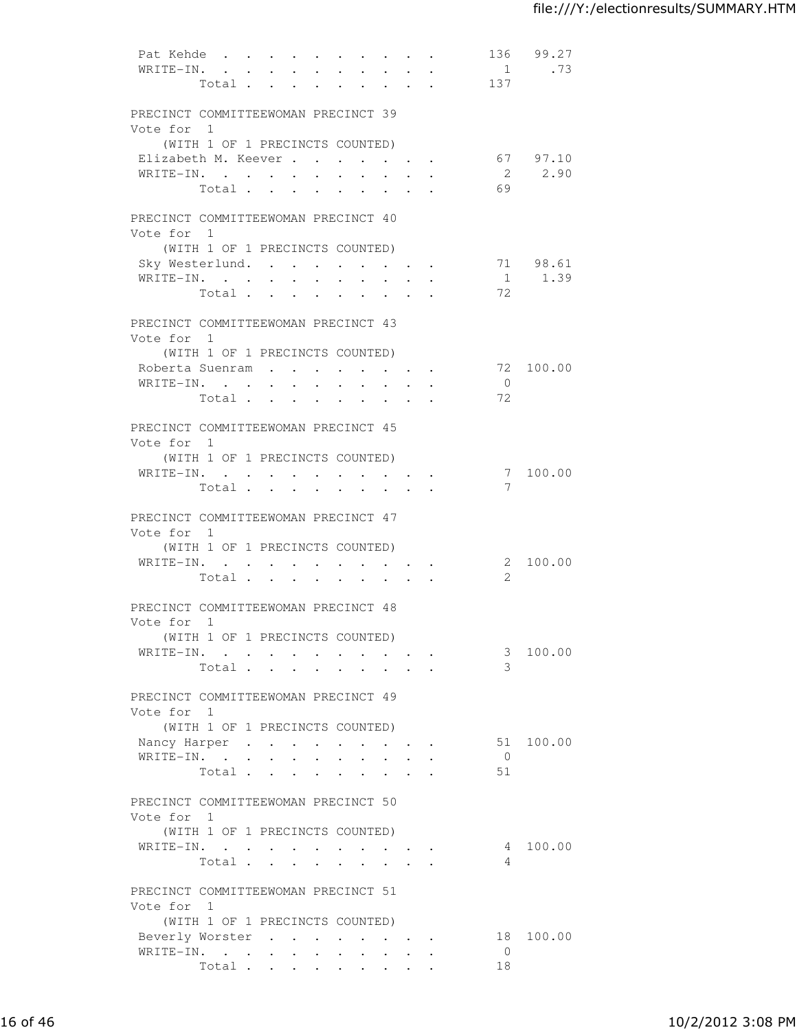| | | |
|---|---|---|
| Pat Kehde | 136 | 99.27 |
| WRITE-IN. | 1 | .73 |
| Total | 137 | |

PRECINCT COMMITTEEWOMAN PRECINCT 39
Vote for 1
(WITH 1 OF 1 PRECINCTS COUNTED)

| | | |
|---|---|---|
| Elizabeth M. Keever | 67 | 97.10 |
| WRITE-IN. | 2 | 2.90 |
| Total | 69 | |

PRECINCT COMMITTEEWOMAN PRECINCT 40
Vote for 1
(WITH 1 OF 1 PRECINCTS COUNTED)

| | | |
|---|---|---|
| Sky Westerlund. | 71 | 98.61 |
| WRITE-IN. | 1 | 1.39 |
| Total | 72 | |

PRECINCT COMMITTEEWOMAN PRECINCT 43
Vote for 1
(WITH 1 OF 1 PRECINCTS COUNTED)

| | | |
|---|---|---|
| Roberta Suenram | 72 | 100.00 |
| WRITE-IN. | 0 | |
| Total | 72 | |

PRECINCT COMMITTEEWOMAN PRECINCT 45
Vote for 1
(WITH 1 OF 1 PRECINCTS COUNTED)

| | | |
|---|---|---|
| WRITE-IN. | 7 | 100.00 |
| Total | 7 | |

PRECINCT COMMITTEEWOMAN PRECINCT 47
Vote for 1
(WITH 1 OF 1 PRECINCTS COUNTED)

| | | |
|---|---|---|
| WRITE-IN. | 2 | 100.00 |
| Total | 2 | |

PRECINCT COMMITTEEWOMAN PRECINCT 48
Vote for 1
(WITH 1 OF 1 PRECINCTS COUNTED)

| | | |
|---|---|---|
| WRITE-IN. | 3 | 100.00 |
| Total | 3 | |

PRECINCT COMMITTEEWOMAN PRECINCT 49
Vote for 1
(WITH 1 OF 1 PRECINCTS COUNTED)

| | | |
|---|---|---|
| Nancy Harper | 51 | 100.00 |
| WRITE-IN. | 0 | |
| Total | 51 | |

PRECINCT COMMITTEEWOMAN PRECINCT 50
Vote for 1
(WITH 1 OF 1 PRECINCTS COUNTED)

| | | |
|---|---|---|
| WRITE-IN. | 4 | 100.00 |
| Total | 4 | |

PRECINCT COMMITTEEWOMAN PRECINCT 51
Vote for 1
(WITH 1 OF 1 PRECINCTS COUNTED)

| | | |
|---|---|---|
| Beverly Worster | 18 | 100.00 |
| WRITE-IN. | 0 | |
| Total | 18 | |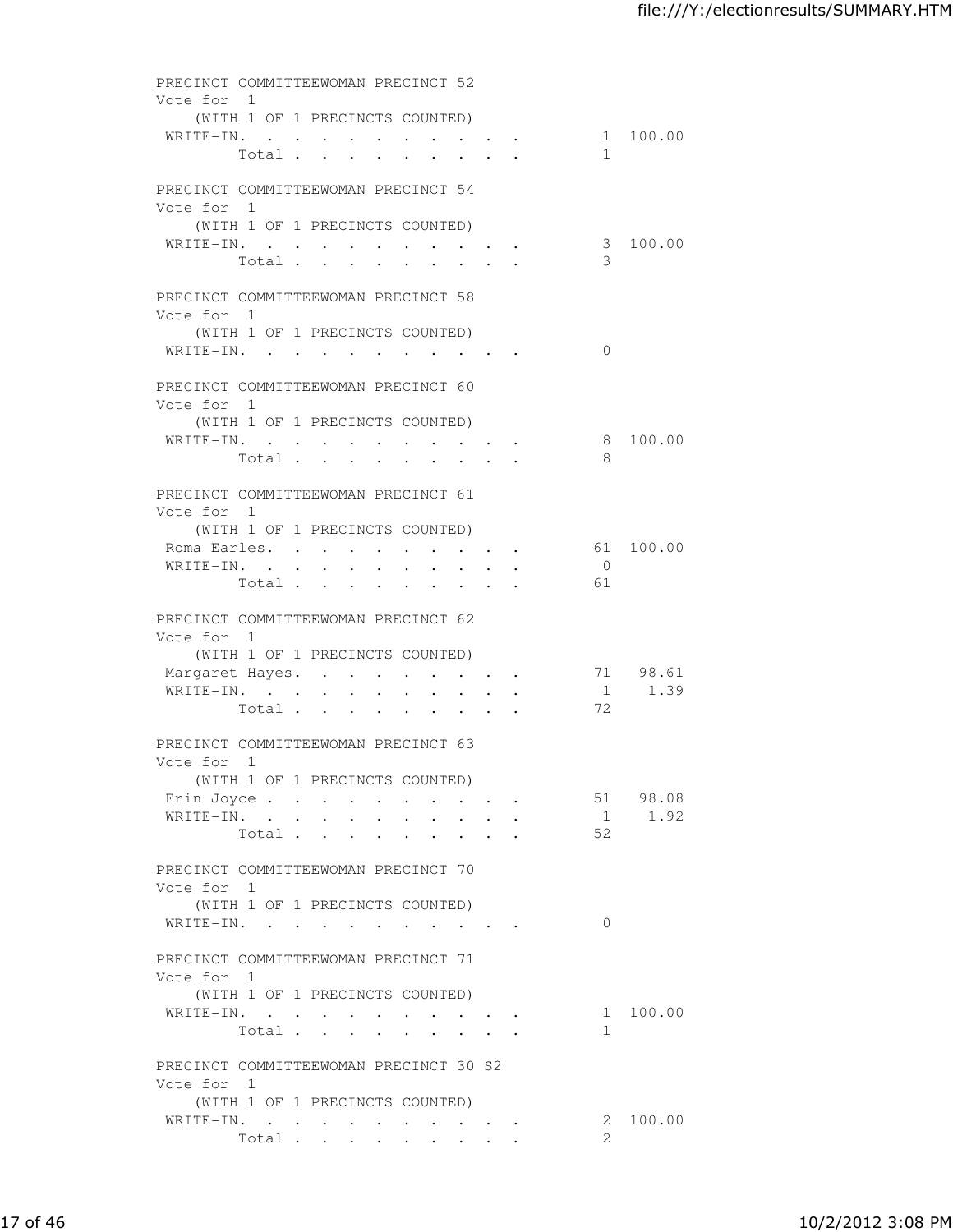PRECINCT COMMITTEEWOMAN PRECINCT 52
Vote for 1
(WITH 1 OF 1 PRECINCTS COUNTED)

| | Votes | Percent |
|---|---|---|
| WRITE-IN. | 1 | 100.00 |
| Total | 1 | |

PRECINCT COMMITTEEWOMAN PRECINCT 54
Vote for 1
(WITH 1 OF 1 PRECINCTS COUNTED)

| | Votes | Percent |
|---|---|---|
| WRITE-IN. | 3 | 100.00 |
| Total | 3 | |

PRECINCT COMMITTEEWOMAN PRECINCT 58
Vote for 1
(WITH 1 OF 1 PRECINCTS COUNTED)

| | Votes | Percent |
|---|---|---|
| WRITE-IN. | 0 | |

PRECINCT COMMITTEEWOMAN PRECINCT 60
Vote for 1
(WITH 1 OF 1 PRECINCTS COUNTED)

| | Votes | Percent |
|---|---|---|
| WRITE-IN. | 8 | 100.00 |
| Total | 8 | |

PRECINCT COMMITTEEWOMAN PRECINCT 61
Vote for 1
(WITH 1 OF 1 PRECINCTS COUNTED)

| | Votes | Percent |
|---|---|---|
| Roma Earles. | 61 | 100.00 |
| WRITE-IN. | 0 | |
| Total | 61 | |

PRECINCT COMMITTEEWOMAN PRECINCT 62
Vote for 1
(WITH 1 OF 1 PRECINCTS COUNTED)

| | Votes | Percent |
|---|---|---|
| Margaret Hayes. | 71 | 98.61 |
| WRITE-IN. | 1 | 1.39 |
| Total | 72 | |

PRECINCT COMMITTEEWOMAN PRECINCT 63
Vote for 1
(WITH 1 OF 1 PRECINCTS COUNTED)

| | Votes | Percent |
|---|---|---|
| Erin Joyce | 51 | 98.08 |
| WRITE-IN. | 1 | 1.92 |
| Total | 52 | |

PRECINCT COMMITTEEWOMAN PRECINCT 70
Vote for 1
(WITH 1 OF 1 PRECINCTS COUNTED)

| | Votes | Percent |
|---|---|---|
| WRITE-IN. | 0 | |

PRECINCT COMMITTEEWOMAN PRECINCT 71
Vote for 1
(WITH 1 OF 1 PRECINCTS COUNTED)

| | Votes | Percent |
|---|---|---|
| WRITE-IN. | 1 | 100.00 |
| Total | 1 | |

PRECINCT COMMITTEEWOMAN PRECINCT 30 S2
Vote for 1
(WITH 1 OF 1 PRECINCTS COUNTED)

| | Votes | Percent |
|---|---|---|
| WRITE-IN. | 2 | 100.00 |
| Total | 2 | |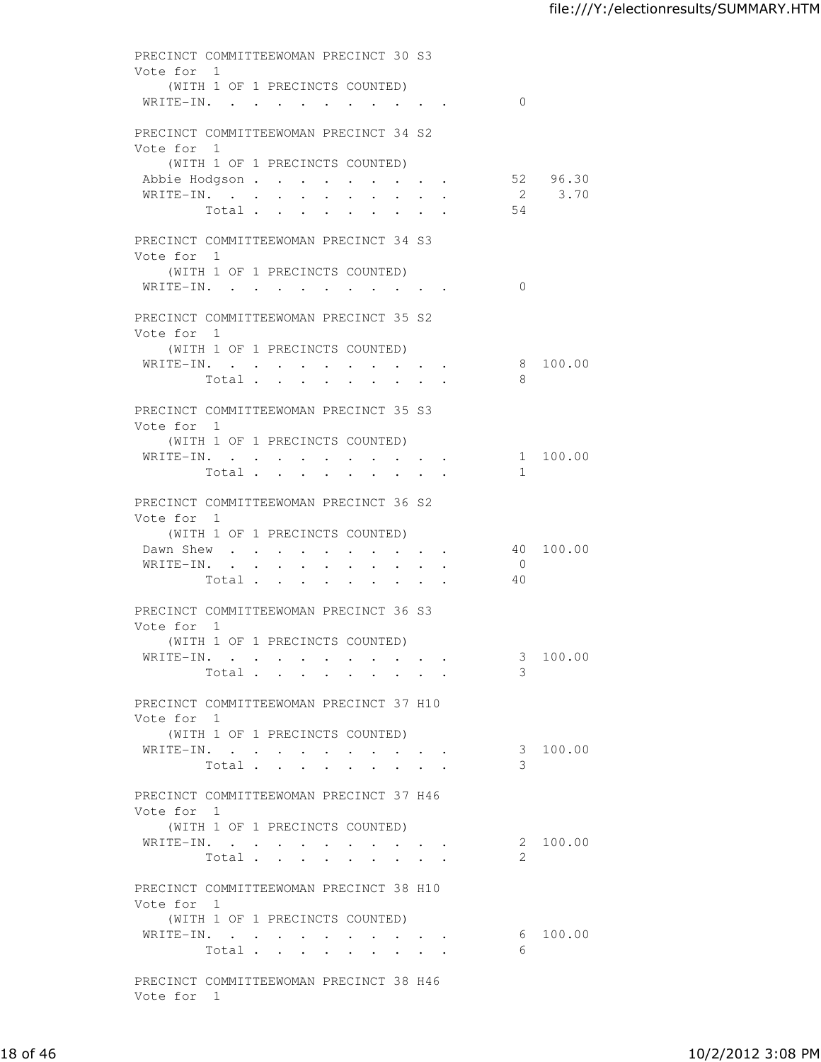PRECINCT COMMITTEEWOMAN PRECINCT 30 S3
Vote for 1
(WITH 1 OF 1 PRECINCTS COUNTED)

| | Votes | Percent |
|---|---|---|
| WRITE-IN. | 0 | |

PRECINCT COMMITTEEWOMAN PRECINCT 34 S2
Vote for 1
(WITH 1 OF 1 PRECINCTS COUNTED)

| | Votes | Percent |
|---|---|---|
| Abbie Hodgson | 52 | 96.30 |
| WRITE-IN. | 2 | 3.70 |
| Total | 54 | |

PRECINCT COMMITTEEWOMAN PRECINCT 34 S3
Vote for 1
(WITH 1 OF 1 PRECINCTS COUNTED)

| | Votes | Percent |
|---|---|---|
| WRITE-IN. | 0 | |

PRECINCT COMMITTEEWOMAN PRECINCT 35 S2
Vote for 1
(WITH 1 OF 1 PRECINCTS COUNTED)

| | Votes | Percent |
|---|---|---|
| WRITE-IN. | 8 | 100.00 |
| Total | 8 | |

PRECINCT COMMITTEEWOMAN PRECINCT 35 S3
Vote for 1
(WITH 1 OF 1 PRECINCTS COUNTED)

| | Votes | Percent |
|---|---|---|
| WRITE-IN. | 1 | 100.00 |
| Total | 1 | |

PRECINCT COMMITTEEWOMAN PRECINCT 36 S2
Vote for 1
(WITH 1 OF 1 PRECINCTS COUNTED)

| | Votes | Percent |
|---|---|---|
| Dawn Shew | 40 | 100.00 |
| WRITE-IN. | 0 | |
| Total | 40 | |

PRECINCT COMMITTEEWOMAN PRECINCT 36 S3
Vote for 1
(WITH 1 OF 1 PRECINCTS COUNTED)

| | Votes | Percent |
|---|---|---|
| WRITE-IN. | 3 | 100.00 |
| Total | 3 | |

PRECINCT COMMITTEEWOMAN PRECINCT 37 H10
Vote for 1
(WITH 1 OF 1 PRECINCTS COUNTED)

| | Votes | Percent |
|---|---|---|
| WRITE-IN. | 3 | 100.00 |
| Total | 3 | |

PRECINCT COMMITTEEWOMAN PRECINCT 37 H46
Vote for 1
(WITH 1 OF 1 PRECINCTS COUNTED)

| | Votes | Percent |
|---|---|---|
| WRITE-IN. | 2 | 100.00 |
| Total | 2 | |

PRECINCT COMMITTEEWOMAN PRECINCT 38 H10
Vote for 1
(WITH 1 OF 1 PRECINCTS COUNTED)

| | Votes | Percent |
|---|---|---|
| WRITE-IN. | 6 | 100.00 |
| Total | 6 | |

PRECINCT COMMITTEEWOMAN PRECINCT 38 H46
Vote for 1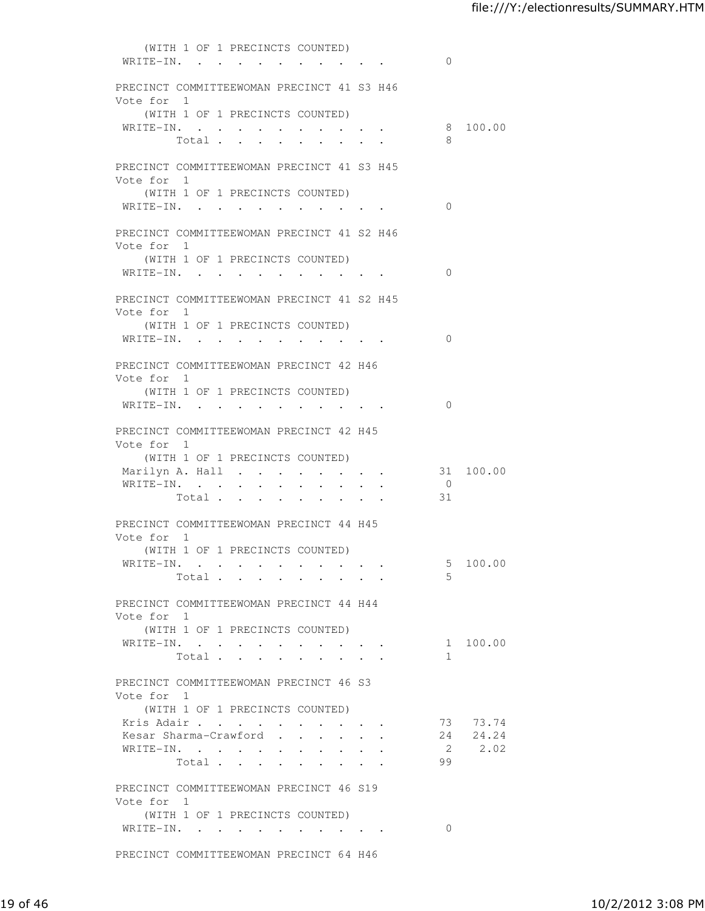(WITH 1 OF 1 PRECINCTS COUNTED)

| | Votes | Percent |
|---|---|---|
| WRITE-IN. | 0 | |

### PRECINCT COMMITTEEWOMAN PRECINCT 41 S3 H46

Vote for 1

(WITH 1 OF 1 PRECINCTS COUNTED)

| | Votes | Percent |
|---|---|---|
| WRITE-IN. | 8 | 100.00 |
| Total | 8 | |

### PRECINCT COMMITTEEWOMAN PRECINCT 41 S3 H45

Vote for 1

(WITH 1 OF 1 PRECINCTS COUNTED)

| | Votes | Percent |
|---|---|---|
| WRITE-IN. | 0 | |

### PRECINCT COMMITTEEWOMAN PRECINCT 41 S2 H46

Vote for 1

(WITH 1 OF 1 PRECINCTS COUNTED)

| | Votes | Percent |
|---|---|---|
| WRITE-IN. | 0 | |

### PRECINCT COMMITTEEWOMAN PRECINCT 41 S2 H45

Vote for 1

(WITH 1 OF 1 PRECINCTS COUNTED)

| | Votes | Percent |
|---|---|---|
| WRITE-IN. | 0 | |

### PRECINCT COMMITTEEWOMAN PRECINCT 42 H46

Vote for 1

(WITH 1 OF 1 PRECINCTS COUNTED)

| | Votes | Percent |
|---|---|---|
| WRITE-IN. | 0 | |

### PRECINCT COMMITTEEWOMAN PRECINCT 42 H45

Vote for 1

(WITH 1 OF 1 PRECINCTS COUNTED)

| | Votes | Percent |
|---|---|---|
| Marilyn A. Hall | 31 | 100.00 |
| WRITE-IN. | 0 | |
| Total | 31 | |

### PRECINCT COMMITTEEWOMAN PRECINCT 44 H45

Vote for 1

(WITH 1 OF 1 PRECINCTS COUNTED)

| | Votes | Percent |
|---|---|---|
| WRITE-IN. | 5 | 100.00 |
| Total | 5 | |

### PRECINCT COMMITTEEWOMAN PRECINCT 44 H44

Vote for 1

(WITH 1 OF 1 PRECINCTS COUNTED)

| | Votes | Percent |
|---|---|---|
| WRITE-IN. | 1 | 100.00 |
| Total | 1 | |

### PRECINCT COMMITTEEWOMAN PRECINCT 46 S3

Vote for 1

(WITH 1 OF 1 PRECINCTS COUNTED)

| | Votes | Percent |
|---|---|---|
| Kris Adair | 73 | 73.74 |
| Kesar Sharma-Crawford | 24 | 24.24 |
| WRITE-IN. | 2 | 2.02 |
| Total | 99 | |

### PRECINCT COMMITTEEWOMAN PRECINCT 46 S19

Vote for 1

(WITH 1 OF 1 PRECINCTS COUNTED)

| | Votes | Percent |
|---|---|---|
| WRITE-IN. | 0 | |

### PRECINCT COMMITTEEWOMAN PRECINCT 64 H46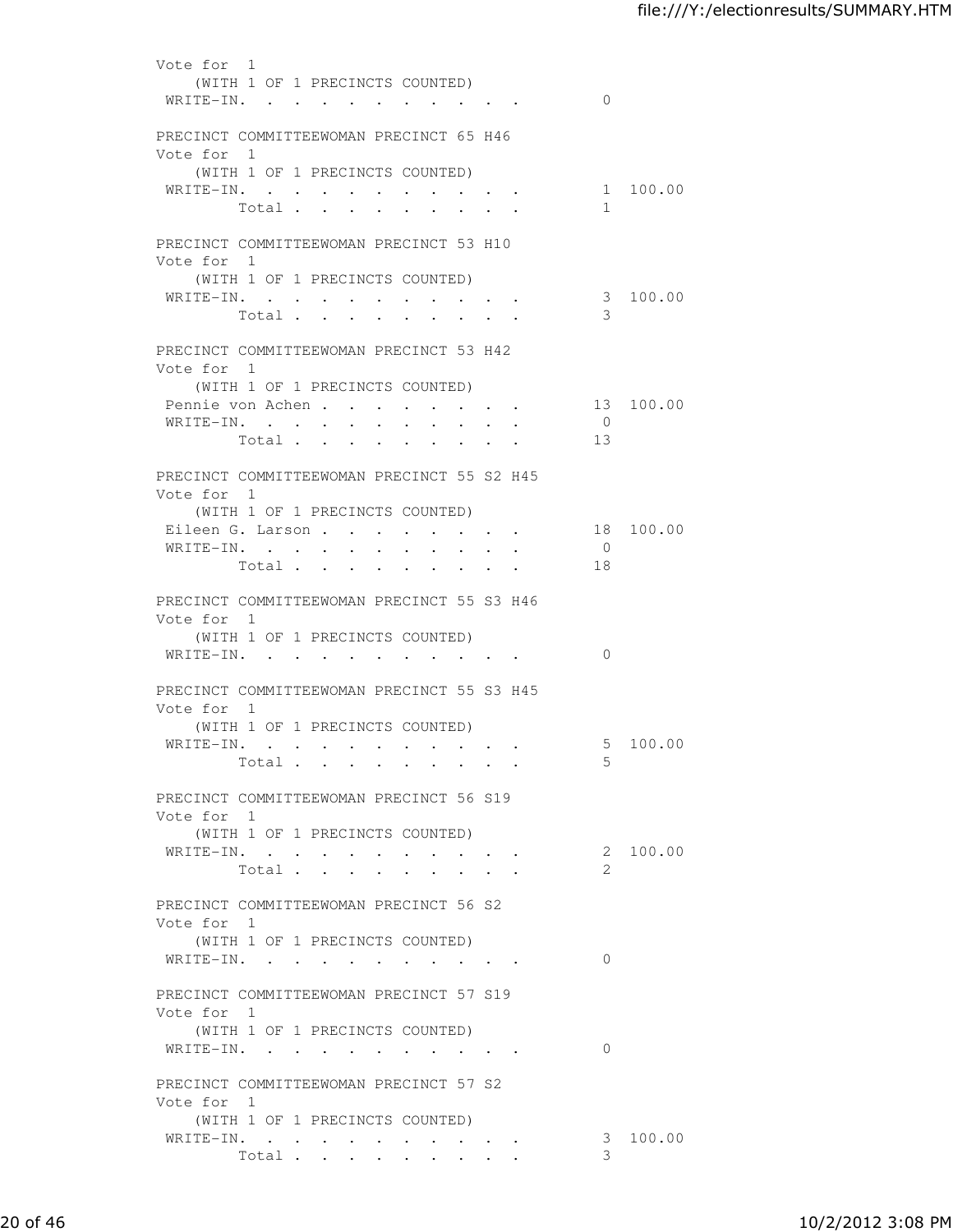Vote for 1
(WITH 1 OF 1 PRECINCTS COUNTED)

| | | |
|---|---|---|
| WRITE-IN. . . . . . . . . . . | 0 | |

PRECINCT COMMITTEEWOMAN PRECINCT 65 H46
Vote for 1
(WITH 1 OF 1 PRECINCTS COUNTED)

| | | |
|---|---|---|
| WRITE-IN. . . . . . . . . . . | 1 | 100.00 |
| Total . . . . . . . . . | 1 | |

PRECINCT COMMITTEEWOMAN PRECINCT 53 H10
Vote for 1
(WITH 1 OF 1 PRECINCTS COUNTED)

| | | |
|---|---|---|
| WRITE-IN. . . . . . . . . . . | 3 | 100.00 |
| Total . . . . . . . . . | 3 | |

PRECINCT COMMITTEEWOMAN PRECINCT 53 H42
Vote for 1
(WITH 1 OF 1 PRECINCTS COUNTED)

| | | |
|---|---|---|
| Pennie von Achen . . . . . . . . | 13 | 100.00 |
| WRITE-IN. . . . . . . . . . . | 0 | |
| Total . . . . . . . . . | 13 | |

PRECINCT COMMITTEEWOMAN PRECINCT 55 S2 H45
Vote for 1
(WITH 1 OF 1 PRECINCTS COUNTED)

| | | |
|---|---|---|
| Eileen G. Larson . . . . . . . . | 18 | 100.00 |
| WRITE-IN. . . . . . . . . . . | 0 | |
| Total . . . . . . . . . | 18 | |

PRECINCT COMMITTEEWOMAN PRECINCT 55 S3 H46
Vote for 1
(WITH 1 OF 1 PRECINCTS COUNTED)

| | | |
|---|---|---|
| WRITE-IN. . . . . . . . . . . | 0 | |

PRECINCT COMMITTEEWOMAN PRECINCT 55 S3 H45
Vote for 1
(WITH 1 OF 1 PRECINCTS COUNTED)

| | | |
|---|---|---|
| WRITE-IN. . . . . . . . . . . | 5 | 100.00 |
| Total . . . . . . . . . | 5 | |

PRECINCT COMMITTEEWOMAN PRECINCT 56 S19
Vote for 1
(WITH 1 OF 1 PRECINCTS COUNTED)

| | | |
|---|---|---|
| WRITE-IN. . . . . . . . . . . | 2 | 100.00 |
| Total . . . . . . . . . | 2 | |

PRECINCT COMMITTEEWOMAN PRECINCT 56 S2
Vote for 1
(WITH 1 OF 1 PRECINCTS COUNTED)

| | | |
|---|---|---|
| WRITE-IN. . . . . . . . . . . | 0 | |

PRECINCT COMMITTEEWOMAN PRECINCT 57 S19
Vote for 1
(WITH 1 OF 1 PRECINCTS COUNTED)

| | | |
|---|---|---|
| WRITE-IN. . . . . . . . . . . | 0 | |

PRECINCT COMMITTEEWOMAN PRECINCT 57 S2
Vote for 1
(WITH 1 OF 1 PRECINCTS COUNTED)

| | | |
|---|---|---|
| WRITE-IN. . . . . . . . . . . | 3 | 100.00 |
| Total . . . . . . . . . | 3 | |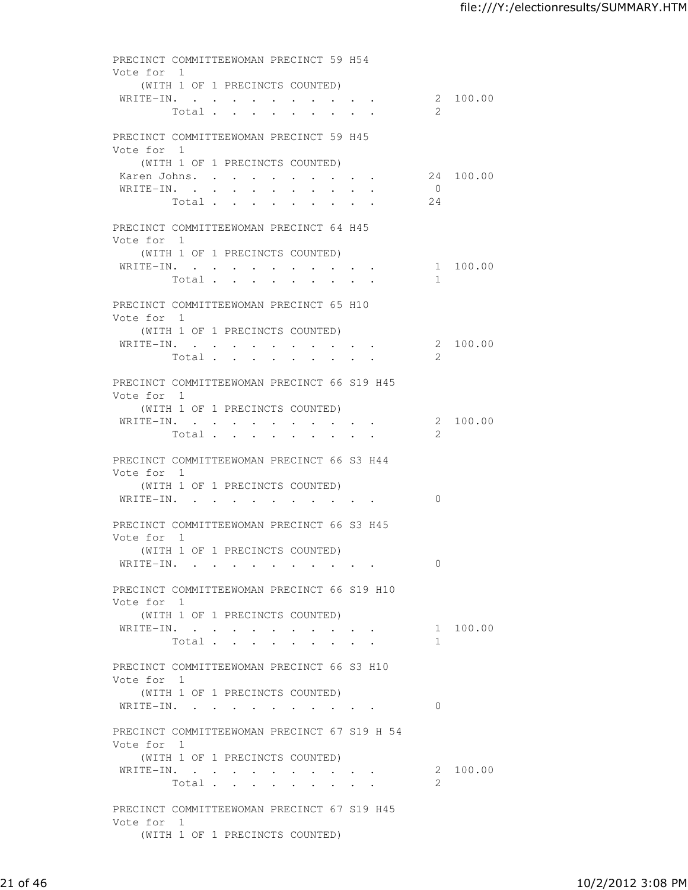```
PRECINCT COMMITTEEWOMAN PRECINCT 59 H54
Vote for  1
    (WITH 1 OF 1 PRECINCTS COUNTED)
 WRITE-IN. . . . . . . . . . . .          2  100.00
         Total . . . . . . . . .          2

PRECINCT COMMITTEEWOMAN PRECINCT 59 H45
Vote for  1
    (WITH 1 OF 1 PRECINCTS COUNTED)
 Karen Johns. . . . . . . . . . .        24  100.00
 WRITE-IN. . . . . . . . . . . .          0
         Total . . . . . . . . .         24

PRECINCT COMMITTEEWOMAN PRECINCT 64 H45
Vote for  1
    (WITH 1 OF 1 PRECINCTS COUNTED)
 WRITE-IN. . . . . . . . . . . .          1  100.00
         Total . . . . . . . . .          1

PRECINCT COMMITTEEWOMAN PRECINCT 65 H10
Vote for  1
    (WITH 1 OF 1 PRECINCTS COUNTED)
 WRITE-IN. . . . . . . . . . . .          2  100.00
         Total . . . . . . . . .          2

PRECINCT COMMITTEEWOMAN PRECINCT 66 S19 H45
Vote for  1
    (WITH 1 OF 1 PRECINCTS COUNTED)
 WRITE-IN. . . . . . . . . . . .          2  100.00
         Total . . . . . . . . .          2

PRECINCT COMMITTEEWOMAN PRECINCT 66 S3 H44
Vote for  1
    (WITH 1 OF 1 PRECINCTS COUNTED)
 WRITE-IN. . . . . . . . . . . .          0

PRECINCT COMMITTEEWOMAN PRECINCT 66 S3 H45
Vote for  1
    (WITH 1 OF 1 PRECINCTS COUNTED)
 WRITE-IN. . . . . . . . . . . .          0

PRECINCT COMMITTEEWOMAN PRECINCT 66 S19 H10
Vote for  1
    (WITH 1 OF 1 PRECINCTS COUNTED)
 WRITE-IN. . . . . . . . . . . .          1  100.00
         Total . . . . . . . . .          1

PRECINCT COMMITTEEWOMAN PRECINCT 66 S3 H10
Vote for  1
    (WITH 1 OF 1 PRECINCTS COUNTED)
 WRITE-IN. . . . . . . . . . . .          0

PRECINCT COMMITTEEWOMAN PRECINCT 67 S19 H 54
Vote for  1
    (WITH 1 OF 1 PRECINCTS COUNTED)
 WRITE-IN. . . . . . . . . . . .          2  100.00
         Total . . . . . . . . .          2

PRECINCT COMMITTEEWOMAN PRECINCT 67 S19 H45
Vote for  1
    (WITH 1 OF 1 PRECINCTS COUNTED)
```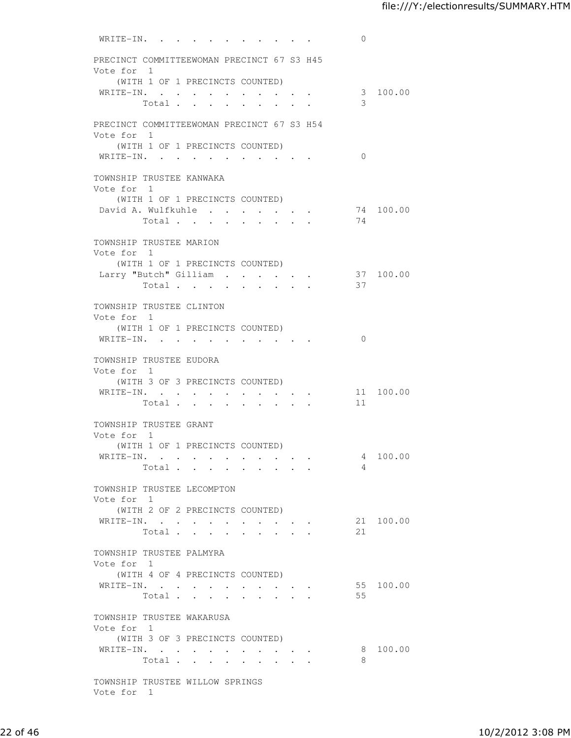WRITE-IN. . . . . . . . . . . . 0

PRECINCT COMMITTEEWOMAN PRECINCT 67 S3 H45
Vote for 1
(WITH 1 OF 1 PRECINCTS COUNTED)

| | | |
|---|---|---|
| WRITE-IN. . . . . . . . . . . | 3 | 100.00 |
| Total . . . . . . . . . | 3 | |

PRECINCT COMMITTEEWOMAN PRECINCT 67 S3 H54
Vote for 1
(WITH 1 OF 1 PRECINCTS COUNTED)

WRITE-IN. . . . . . . . . . . . 0

TOWNSHIP TRUSTEE KANWAKA
Vote for 1
(WITH 1 OF 1 PRECINCTS COUNTED)

| | | |
|---|---|---|
| David A. Wulfkuhle . . . . . . . | 74 | 100.00 |
| Total . . . . . . . . . | 74 | |

TOWNSHIP TRUSTEE MARION
Vote for 1
(WITH 1 OF 1 PRECINCTS COUNTED)

| | | |
|---|---|---|
| Larry "Butch" Gilliam . . . . . . | 37 | 100.00 |
| Total . . . . . . . . . | 37 | |

TOWNSHIP TRUSTEE CLINTON
Vote for 1
(WITH 1 OF 1 PRECINCTS COUNTED)

WRITE-IN. . . . . . . . . . . . 0

TOWNSHIP TRUSTEE EUDORA
Vote for 1
(WITH 3 OF 3 PRECINCTS COUNTED)

| | | |
|---|---|---|
| WRITE-IN. . . . . . . . . . . | 11 | 100.00 |
| Total . . . . . . . . . | 11 | |

TOWNSHIP TRUSTEE GRANT
Vote for 1
(WITH 1 OF 1 PRECINCTS COUNTED)

| | | |
|---|---|---|
| WRITE-IN. . . . . . . . . . . | 4 | 100.00 |
| Total . . . . . . . . . | 4 | |

TOWNSHIP TRUSTEE LECOMPTON
Vote for 1
(WITH 2 OF 2 PRECINCTS COUNTED)

| | | |
|---|---|---|
| WRITE-IN. . . . . . . . . . . | 21 | 100.00 |
| Total . . . . . . . . . | 21 | |

TOWNSHIP TRUSTEE PALMYRA
Vote for 1
(WITH 4 OF 4 PRECINCTS COUNTED)

| | | |
|---|---|---|
| WRITE-IN. . . . . . . . . . . | 55 | 100.00 |
| Total . . . . . . . . . | 55 | |

TOWNSHIP TRUSTEE WAKARUSA
Vote for 1
(WITH 3 OF 3 PRECINCTS COUNTED)

| | | |
|---|---|---|
| WRITE-IN. . . . . . . . . . . | 8 | 100.00 |
| Total . . . . . . . . . | 8 | |

TOWNSHIP TRUSTEE WILLOW SPRINGS
Vote for 1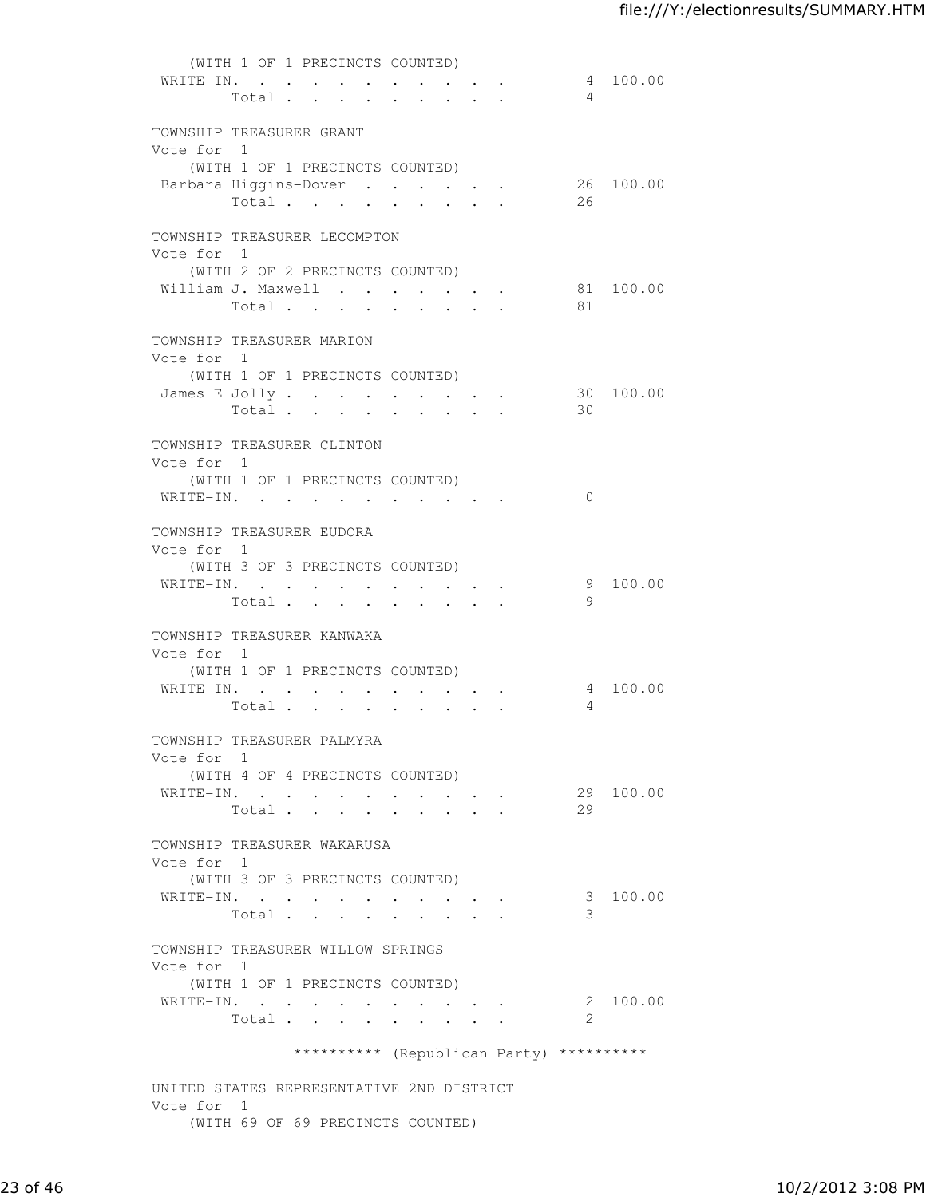(WITH 1 OF 1 PRECINCTS COUNTED)

| | | |
|---|---|---|
| WRITE-IN. . . . . . . . . . . . | 4 | 100.00 |
| Total . . . . . . . . . . | 4 | |

TOWNSHIP TREASURER GRANT
Vote for 1
(WITH 1 OF 1 PRECINCTS COUNTED)

| | | |
|---|---|---|
| Barbara Higgins-Dover . . . . . . | 26 | 100.00 |
| Total . . . . . . . . . . | 26 | |

TOWNSHIP TREASURER LECOMPTON
Vote for 1
(WITH 2 OF 2 PRECINCTS COUNTED)

| | | |
|---|---|---|
| William J. Maxwell . . . . . . . | 81 | 100.00 |
| Total . . . . . . . . . . | 81 | |

TOWNSHIP TREASURER MARION
Vote for 1
(WITH 1 OF 1 PRECINCTS COUNTED)

| | | |
|---|---|---|
| James E Jolly . . . . . . . . . | 30 | 100.00 |
| Total . . . . . . . . . . | 30 | |

TOWNSHIP TREASURER CLINTON
Vote for 1
(WITH 1 OF 1 PRECINCTS COUNTED)

| | | |
|---|---|---|
| WRITE-IN. . . . . . . . . . . . | 0 | |

TOWNSHIP TREASURER EUDORA
Vote for 1
(WITH 3 OF 3 PRECINCTS COUNTED)

| | | |
|---|---|---|
| WRITE-IN. . . . . . . . . . . . | 9 | 100.00 |
| Total . . . . . . . . . . | 9 | |

TOWNSHIP TREASURER KANWAKA
Vote for 1
(WITH 1 OF 1 PRECINCTS COUNTED)

| | | |
|---|---|---|
| WRITE-IN. . . . . . . . . . . . | 4 | 100.00 |
| Total . . . . . . . . . . | 4 | |

TOWNSHIP TREASURER PALMYRA
Vote for 1
(WITH 4 OF 4 PRECINCTS COUNTED)

| | | |
|---|---|---|
| WRITE-IN. . . . . . . . . . . . | 29 | 100.00 |
| Total . . . . . . . . . . | 29 | |

TOWNSHIP TREASURER WAKARUSA
Vote for 1
(WITH 3 OF 3 PRECINCTS COUNTED)

| | | |
|---|---|---|
| WRITE-IN. . . . . . . . . . . . | 3 | 100.00 |
| Total . . . . . . . . . . | 3 | |

TOWNSHIP TREASURER WILLOW SPRINGS
Vote for 1
(WITH 1 OF 1 PRECINCTS COUNTED)

| | | |
|---|---|---|
| WRITE-IN. . . . . . . . . . . . | 2 | 100.00 |
| Total . . . . . . . . . . | 2 | |

********** (Republican Party) **********

UNITED STATES REPRESENTATIVE 2ND DISTRICT
Vote for 1
(WITH 69 OF 69 PRECINCTS COUNTED)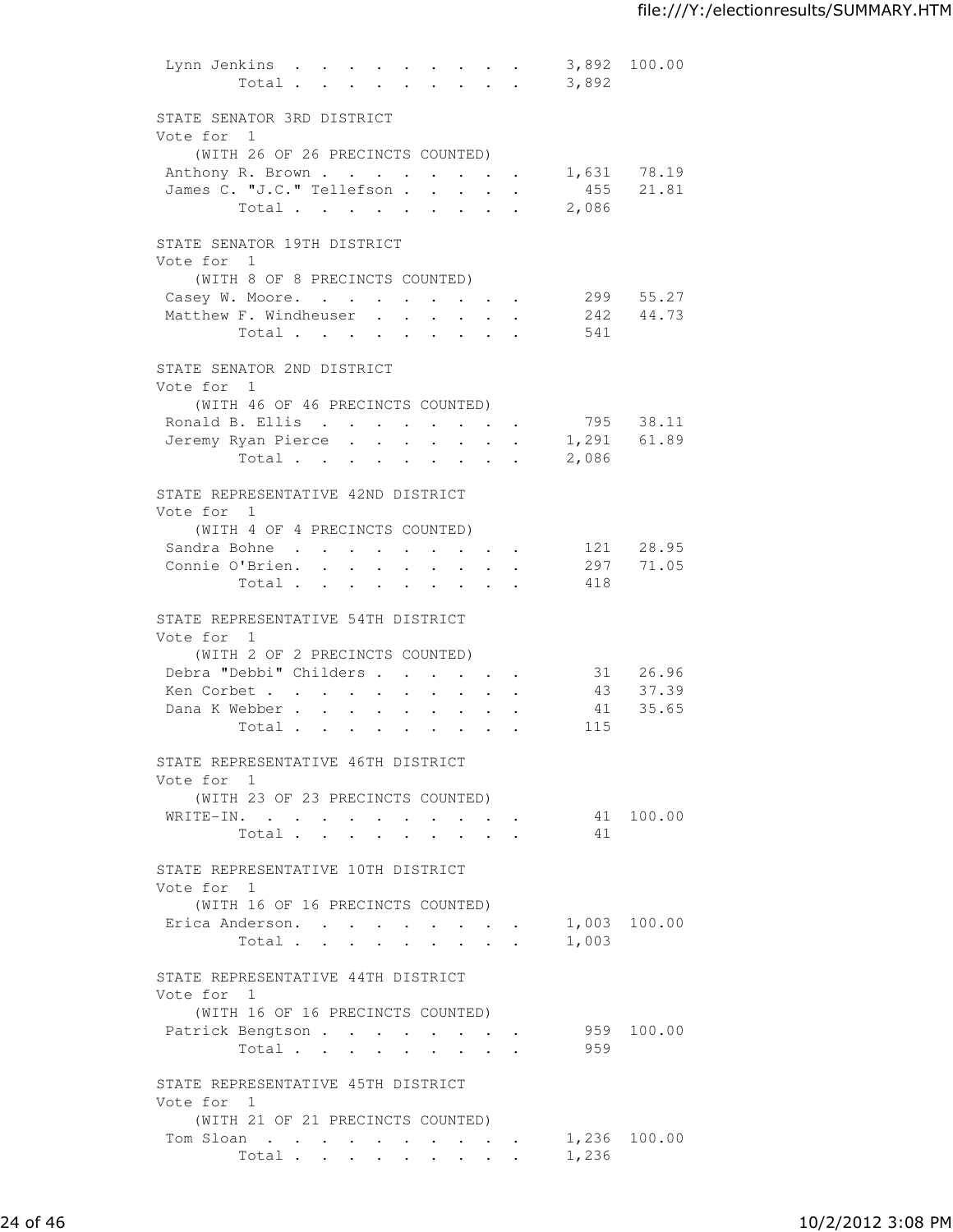| | | |
|---|---|---|
| Lynn Jenkins | 3,892 | 100.00 |
| Total | 3,892 | |

STATE SENATOR 3RD DISTRICT
Vote for 1
(WITH 26 OF 26 PRECINCTS COUNTED)

| | | |
|---|---|---|
| Anthony R. Brown | 1,631 | 78.19 |
| James C. "J.C." Tellefson | 455 | 21.81 |
| Total | 2,086 | |

STATE SENATOR 19TH DISTRICT
Vote for 1
(WITH 8 OF 8 PRECINCTS COUNTED)

| | | |
|---|---|---|
| Casey W. Moore. | 299 | 55.27 |
| Matthew F. Windheuser | 242 | 44.73 |
| Total | 541 | |

STATE SENATOR 2ND DISTRICT
Vote for 1
(WITH 46 OF 46 PRECINCTS COUNTED)

| | | |
|---|---|---|
| Ronald B. Ellis | 795 | 38.11 |
| Jeremy Ryan Pierce | 1,291 | 61.89 |
| Total | 2,086 | |

STATE REPRESENTATIVE 42ND DISTRICT
Vote for 1
(WITH 4 OF 4 PRECINCTS COUNTED)

| | | |
|---|---|---|
| Sandra Bohne | 121 | 28.95 |
| Connie O'Brien. | 297 | 71.05 |
| Total | 418 | |

STATE REPRESENTATIVE 54TH DISTRICT
Vote for 1
(WITH 2 OF 2 PRECINCTS COUNTED)

| | | |
|---|---|---|
| Debra "Debbi" Childers | 31 | 26.96 |
| Ken Corbet | 43 | 37.39 |
| Dana K Webber | 41 | 35.65 |
| Total | 115 | |

STATE REPRESENTATIVE 46TH DISTRICT
Vote for 1
(WITH 23 OF 23 PRECINCTS COUNTED)

| | | |
|---|---|---|
| WRITE-IN. | 41 | 100.00 |
| Total | 41 | |

STATE REPRESENTATIVE 10TH DISTRICT
Vote for 1
(WITH 16 OF 16 PRECINCTS COUNTED)

| | | |
|---|---|---|
| Erica Anderson. | 1,003 | 100.00 |
| Total | 1,003 | |

STATE REPRESENTATIVE 44TH DISTRICT
Vote for 1
(WITH 16 OF 16 PRECINCTS COUNTED)

| | | |
|---|---|---|
| Patrick Bengtson | 959 | 100.00 |
| Total | 959 | |

STATE REPRESENTATIVE 45TH DISTRICT
Vote for 1
(WITH 21 OF 21 PRECINCTS COUNTED)

| | | |
|---|---|---|
| Tom Sloan | 1,236 | 100.00 |
| Total | 1,236 | |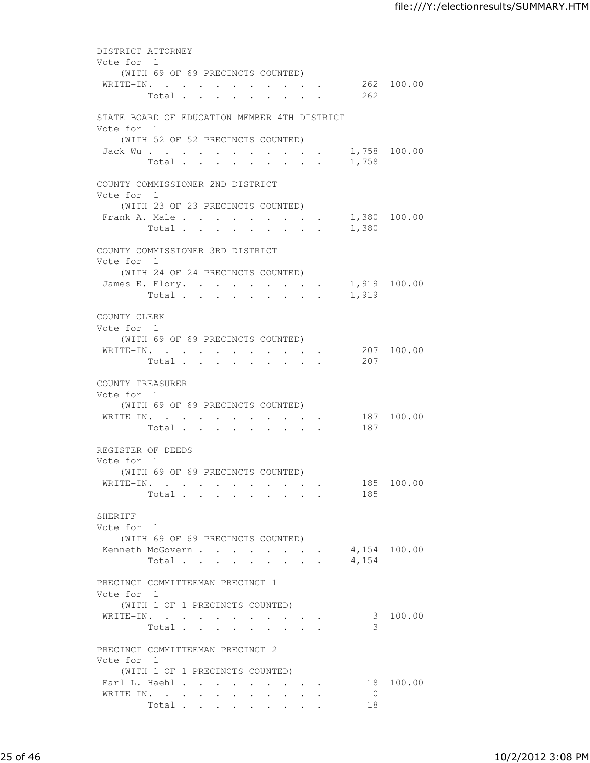DISTRICT ATTORNEY
Vote for 1
(WITH 69 OF 69 PRECINCTS COUNTED)

| | | |
|---|---|---|
| WRITE-IN. . . . . . . . . . . | 262 | 100.00 |
| Total . . . . . . . . . | 262 | |

STATE BOARD OF EDUCATION MEMBER 4TH DISTRICT
Vote for 1
(WITH 52 OF 52 PRECINCTS COUNTED)

| | | |
|---|---|---|
| Jack Wu . . . . . . . . . . . | 1,758 | 100.00 |
| Total . . . . . . . . . | 1,758 | |

COUNTY COMMISSIONER 2ND DISTRICT
Vote for 1
(WITH 23 OF 23 PRECINCTS COUNTED)

| | | |
|---|---|---|
| Frank A. Male . . . . . . . . . | 1,380 | 100.00 |
| Total . . . . . . . . . | 1,380 | |

COUNTY COMMISSIONER 3RD DISTRICT
Vote for 1
(WITH 24 OF 24 PRECINCTS COUNTED)

| | | |
|---|---|---|
| James E. Flory. . . . . . . . . | 1,919 | 100.00 |
| Total . . . . . . . . . | 1,919 | |

COUNTY CLERK
Vote for 1
(WITH 69 OF 69 PRECINCTS COUNTED)

| | | |
|---|---|---|
| WRITE-IN. . . . . . . . . . . | 207 | 100.00 |
| Total . . . . . . . . . | 207 | |

COUNTY TREASURER
Vote for 1
(WITH 69 OF 69 PRECINCTS COUNTED)

| | | |
|---|---|---|
| WRITE-IN. . . . . . . . . . . | 187 | 100.00 |
| Total . . . . . . . . . | 187 | |

REGISTER OF DEEDS
Vote for 1
(WITH 69 OF 69 PRECINCTS COUNTED)

| | | |
|---|---|---|
| WRITE-IN. . . . . . . . . . . | 185 | 100.00 |
| Total . . . . . . . . . | 185 | |

SHERIFF
Vote for 1
(WITH 69 OF 69 PRECINCTS COUNTED)

| | | |
|---|---|---|
| Kenneth McGovern . . . . . . . . | 4,154 | 100.00 |
| Total . . . . . . . . . | 4,154 | |

PRECINCT COMMITTEEMAN PRECINCT 1
Vote for 1
(WITH 1 OF 1 PRECINCTS COUNTED)

| | | |
|---|---|---|
| WRITE-IN. . . . . . . . . . . | 3 | 100.00 |
| Total . . . . . . . . . | 3 | |

PRECINCT COMMITTEEMAN PRECINCT 2
Vote for 1
(WITH 1 OF 1 PRECINCTS COUNTED)

| | | |
|---|---|---|
| Earl L. Haehl . . . . . . . . . | 18 | 100.00 |
| WRITE-IN. . . . . . . . . . . | 0 | |
| Total . . . . . . . . . | 18 | |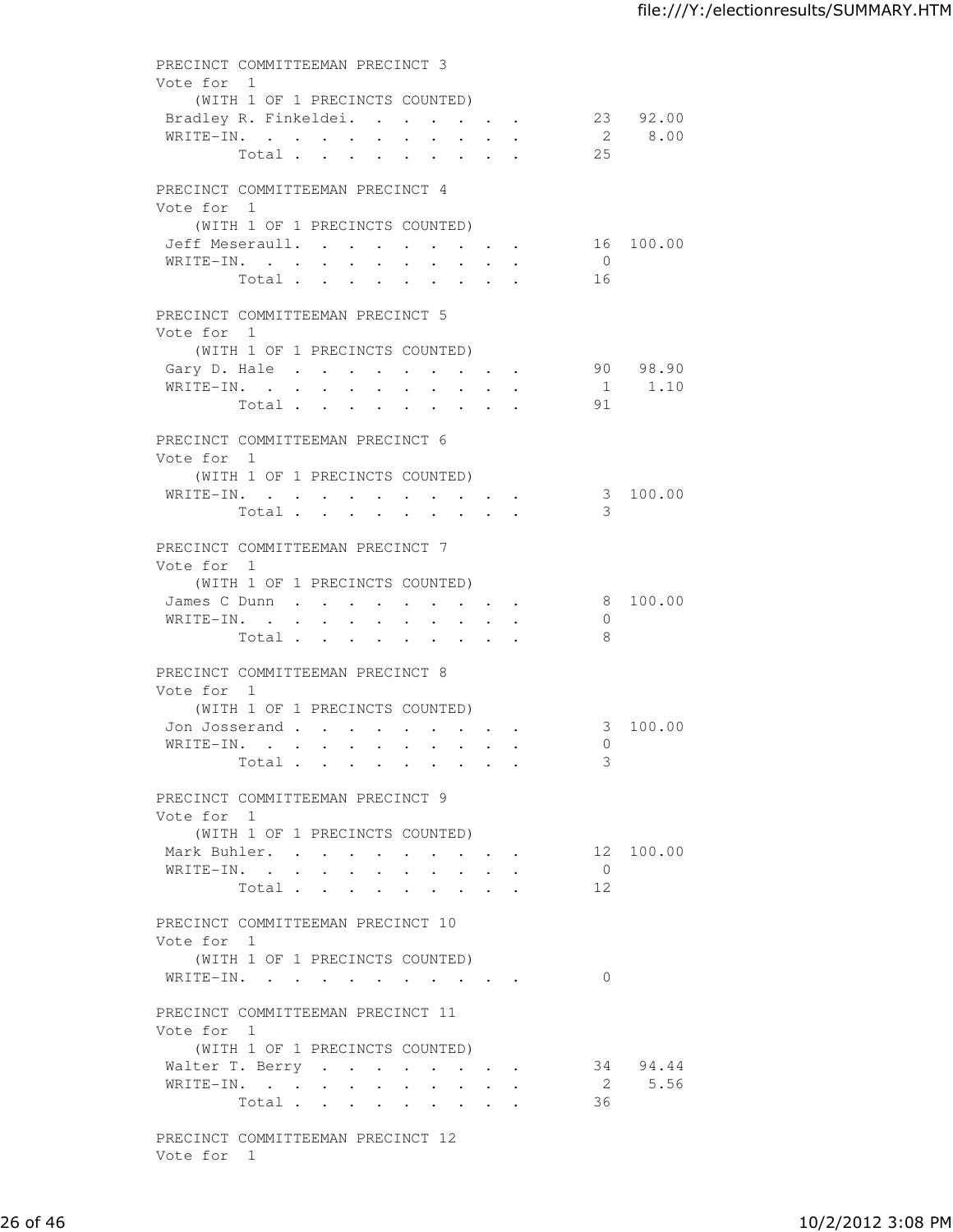PRECINCT COMMITTEEMAN PRECINCT 3
Vote for 1
(WITH 1 OF 1 PRECINCTS COUNTED)

| | | |
|---|---|---|
| Bradley R. Finkeldei. | 23 | 92.00 |
| WRITE-IN. | 2 | 8.00 |
| Total | 25 | |

PRECINCT COMMITTEEMAN PRECINCT 4
Vote for 1
(WITH 1 OF 1 PRECINCTS COUNTED)

| | | |
|---|---|---|
| Jeff Meseraull. | 16 | 100.00 |
| WRITE-IN. | 0 | |
| Total | 16 | |

PRECINCT COMMITTEEMAN PRECINCT 5
Vote for 1
(WITH 1 OF 1 PRECINCTS COUNTED)

| | | |
|---|---|---|
| Gary D. Hale | 90 | 98.90 |
| WRITE-IN. | 1 | 1.10 |
| Total | 91 | |

PRECINCT COMMITTEEMAN PRECINCT 6
Vote for 1
(WITH 1 OF 1 PRECINCTS COUNTED)

| | | |
|---|---|---|
| WRITE-IN. | 3 | 100.00 |
| Total | 3 | |

PRECINCT COMMITTEEMAN PRECINCT 7
Vote for 1
(WITH 1 OF 1 PRECINCTS COUNTED)

| | | |
|---|---|---|
| James C Dunn | 8 | 100.00 |
| WRITE-IN. | 0 | |
| Total | 8 | |

PRECINCT COMMITTEEMAN PRECINCT 8
Vote for 1
(WITH 1 OF 1 PRECINCTS COUNTED)

| | | |
|---|---|---|
| Jon Josserand | 3 | 100.00 |
| WRITE-IN. | 0 | |
| Total | 3 | |

PRECINCT COMMITTEEMAN PRECINCT 9
Vote for 1
(WITH 1 OF 1 PRECINCTS COUNTED)

| | | |
|---|---|---|
| Mark Buhler. | 12 | 100.00 |
| WRITE-IN. | 0 | |
| Total | 12 | |

PRECINCT COMMITTEEMAN PRECINCT 10
Vote for 1
(WITH 1 OF 1 PRECINCTS COUNTED)

| | | |
|---|---|---|
| WRITE-IN. | 0 | |

PRECINCT COMMITTEEMAN PRECINCT 11
Vote for 1
(WITH 1 OF 1 PRECINCTS COUNTED)

| | | |
|---|---|---|
| Walter T. Berry | 34 | 94.44 |
| WRITE-IN. | 2 | 5.56 |
| Total | 36 | |

PRECINCT COMMITTEEMAN PRECINCT 12
Vote for 1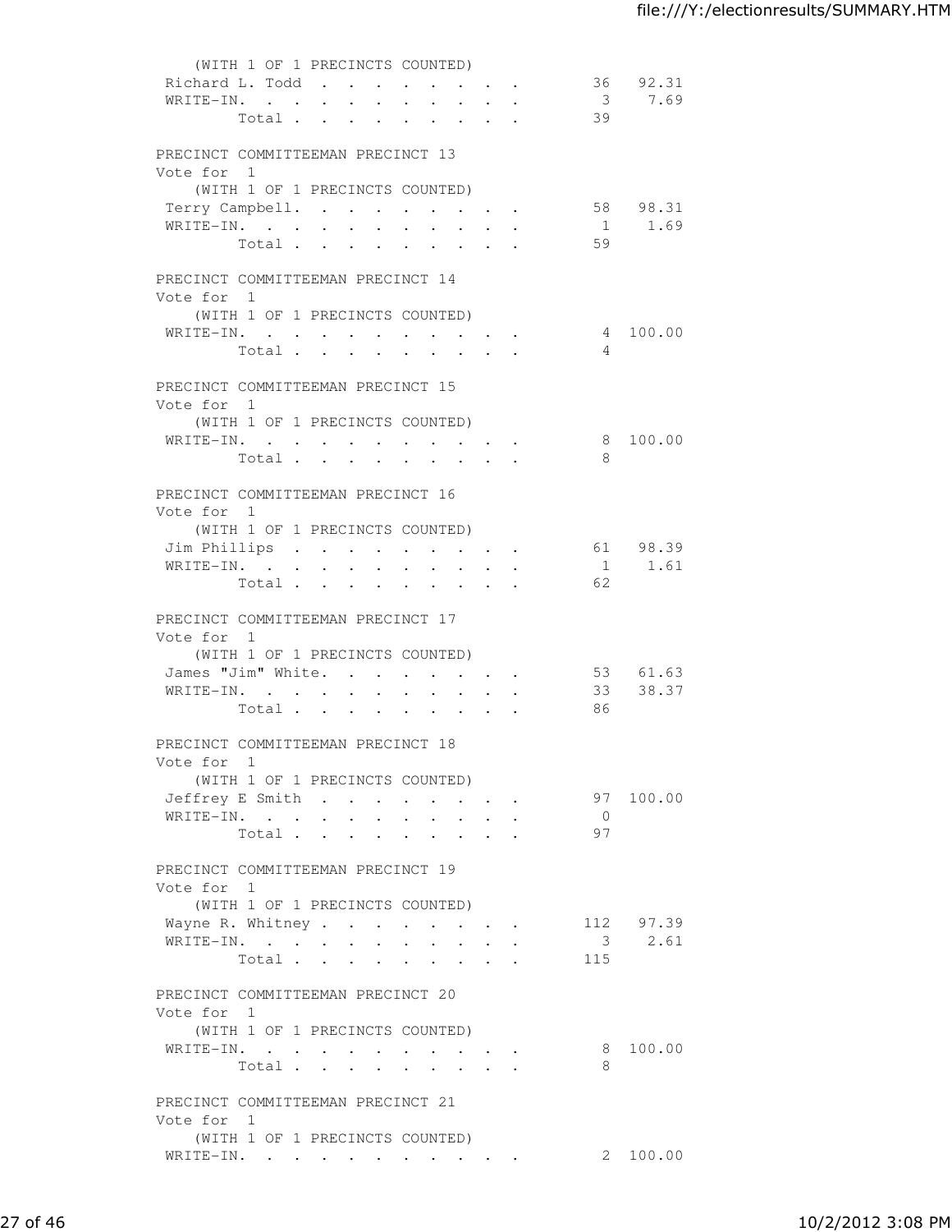(WITH 1 OF 1 PRECINCTS COUNTED)

| | Votes | Percent |
|---|---|---|
| Richard L. Todd | 36 | 92.31 |
| WRITE-IN. | 3 | 7.69 |
| Total | 39 | |

PRECINCT COMMITTEEMAN PRECINCT 13
Vote for 1
(WITH 1 OF 1 PRECINCTS COUNTED)

| | Votes | Percent |
|---|---|---|
| Terry Campbell. | 58 | 98.31 |
| WRITE-IN. | 1 | 1.69 |
| Total | 59 | |

PRECINCT COMMITTEEMAN PRECINCT 14
Vote for 1
(WITH 1 OF 1 PRECINCTS COUNTED)

| | Votes | Percent |
|---|---|---|
| WRITE-IN. | 4 | 100.00 |
| Total | 4 | |

PRECINCT COMMITTEEMAN PRECINCT 15
Vote for 1
(WITH 1 OF 1 PRECINCTS COUNTED)

| | Votes | Percent |
|---|---|---|
| WRITE-IN. | 8 | 100.00 |
| Total | 8 | |

PRECINCT COMMITTEEMAN PRECINCT 16
Vote for 1
(WITH 1 OF 1 PRECINCTS COUNTED)

| | Votes | Percent |
|---|---|---|
| Jim Phillips | 61 | 98.39 |
| WRITE-IN. | 1 | 1.61 |
| Total | 62 | |

PRECINCT COMMITTEEMAN PRECINCT 17
Vote for 1
(WITH 1 OF 1 PRECINCTS COUNTED)

| | Votes | Percent |
|---|---|---|
| James "Jim" White. | 53 | 61.63 |
| WRITE-IN. | 33 | 38.37 |
| Total | 86 | |

PRECINCT COMMITTEEMAN PRECINCT 18
Vote for 1
(WITH 1 OF 1 PRECINCTS COUNTED)

| | Votes | Percent |
|---|---|---|
| Jeffrey E Smith | 97 | 100.00 |
| WRITE-IN. | 0 | |
| Total | 97 | |

PRECINCT COMMITTEEMAN PRECINCT 19
Vote for 1
(WITH 1 OF 1 PRECINCTS COUNTED)

| | Votes | Percent |
|---|---|---|
| Wayne R. Whitney | 112 | 97.39 |
| WRITE-IN. | 3 | 2.61 |
| Total | 115 | |

PRECINCT COMMITTEEMAN PRECINCT 20
Vote for 1
(WITH 1 OF 1 PRECINCTS COUNTED)

| | Votes | Percent |
|---|---|---|
| WRITE-IN. | 8 | 100.00 |
| Total | 8 | |

PRECINCT COMMITTEEMAN PRECINCT 21
Vote for 1
(WITH 1 OF 1 PRECINCTS COUNTED)

| | Votes | Percent |
|---|---|---|
| WRITE-IN. | 2 | 100.00 |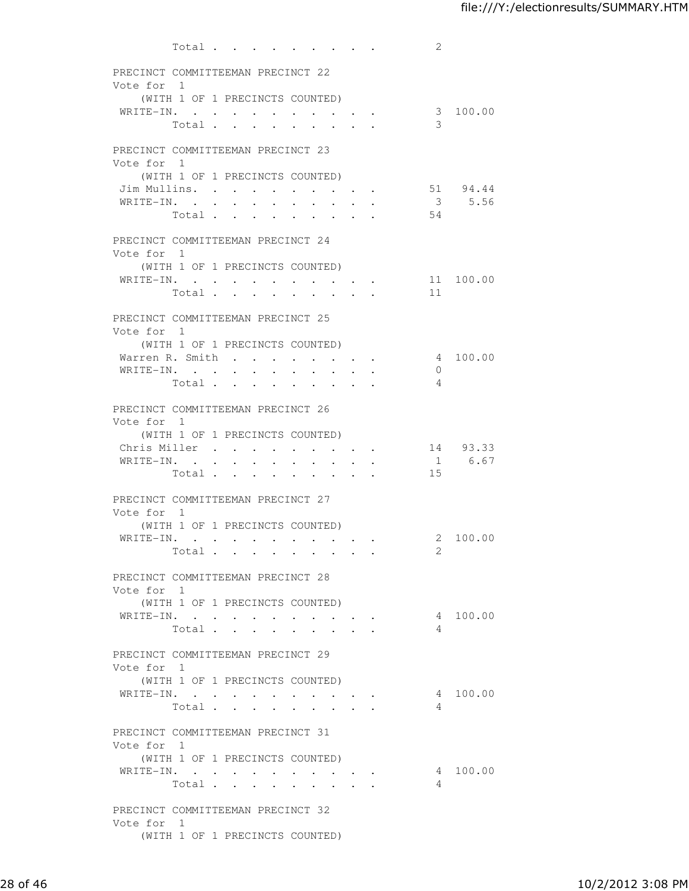Total . . . . . . . . . 2

PRECINCT COMMITTEEMAN PRECINCT 22
Vote for 1
(WITH 1 OF 1 PRECINCTS COUNTED)

| | | |
|---|---|---|
| WRITE-IN. . . . . . . . . . . | 3 | 100.00 |
| Total . . . . . . . . . | 3 | |

PRECINCT COMMITTEEMAN PRECINCT 23
Vote for 1
(WITH 1 OF 1 PRECINCTS COUNTED)

| | | |
|---|---|---|
| Jim Mullins. . . . . . . . . . | 51 | 94.44 |
| WRITE-IN. . . . . . . . . . . | 3 | 5.56 |
| Total . . . . . . . . . | 54 | |

PRECINCT COMMITTEEMAN PRECINCT 24
Vote for 1
(WITH 1 OF 1 PRECINCTS COUNTED)

| | | |
|---|---|---|
| WRITE-IN. . . . . . . . . . . | 11 | 100.00 |
| Total . . . . . . . . . | 11 | |

PRECINCT COMMITTEEMAN PRECINCT 25
Vote for 1
(WITH 1 OF 1 PRECINCTS COUNTED)

| | | |
|---|---|---|
| Warren R. Smith . . . . . . . . | 4 | 100.00 |
| WRITE-IN. . . . . . . . . . . | 0 | |
| Total . . . . . . . . . | 4 | |

PRECINCT COMMITTEEMAN PRECINCT 26
Vote for 1
(WITH 1 OF 1 PRECINCTS COUNTED)

| | | |
|---|---|---|
| Chris Miller . . . . . . . . . | 14 | 93.33 |
| WRITE-IN. . . . . . . . . . . | 1 | 6.67 |
| Total . . . . . . . . . | 15 | |

PRECINCT COMMITTEEMAN PRECINCT 27
Vote for 1
(WITH 1 OF 1 PRECINCTS COUNTED)

| | | |
|---|---|---|
| WRITE-IN. . . . . . . . . . . | 2 | 100.00 |
| Total . . . . . . . . . | 2 | |

PRECINCT COMMITTEEMAN PRECINCT 28
Vote for 1
(WITH 1 OF 1 PRECINCTS COUNTED)

| | | |
|---|---|---|
| WRITE-IN. . . . . . . . . . . | 4 | 100.00 |
| Total . . . . . . . . . | 4 | |

PRECINCT COMMITTEEMAN PRECINCT 29
Vote for 1
(WITH 1 OF 1 PRECINCTS COUNTED)

| | | |
|---|---|---|
| WRITE-IN. . . . . . . . . . . | 4 | 100.00 |
| Total . . . . . . . . . | 4 | |

PRECINCT COMMITTEEMAN PRECINCT 31
Vote for 1
(WITH 1 OF 1 PRECINCTS COUNTED)

| | | |
|---|---|---|
| WRITE-IN. . . . . . . . . . . | 4 | 100.00 |
| Total . . . . . . . . . | 4 | |

PRECINCT COMMITTEEMAN PRECINCT 32
Vote for 1
(WITH 1 OF 1 PRECINCTS COUNTED)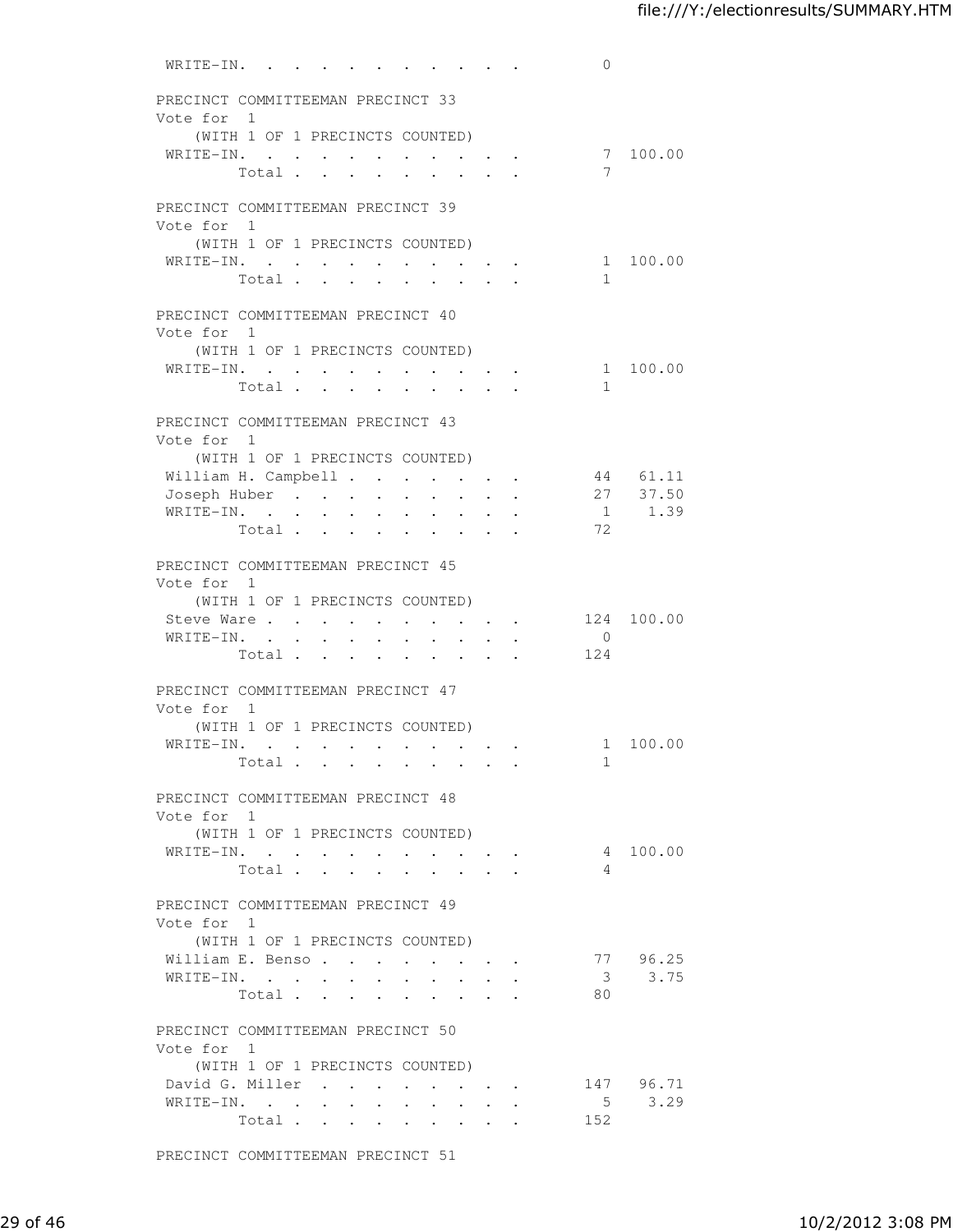WRITE-IN. . . . . . . . . . . 0

PRECINCT COMMITTEEMAN PRECINCT 33
Vote for 1
(WITH 1 OF 1 PRECINCTS COUNTED)

| | Votes | Percent |
|---|---|---|
| WRITE-IN. . . . . . . . . . . | 7 | 100.00 |
| Total . . . . . . . . . | 7 | |

PRECINCT COMMITTEEMAN PRECINCT 39
Vote for 1
(WITH 1 OF 1 PRECINCTS COUNTED)

| | Votes | Percent |
|---|---|---|
| WRITE-IN. . . . . . . . . . . | 1 | 100.00 |
| Total . . . . . . . . . | 1 | |

PRECINCT COMMITTEEMAN PRECINCT 40
Vote for 1
(WITH 1 OF 1 PRECINCTS COUNTED)

| | Votes | Percent |
|---|---|---|
| WRITE-IN. . . . . . . . . . . | 1 | 100.00 |
| Total . . . . . . . . . | 1 | |

PRECINCT COMMITTEEMAN PRECINCT 43
Vote for 1
(WITH 1 OF 1 PRECINCTS COUNTED)

| | Votes | Percent |
|---|---|---|
| William H. Campbell . . . . . . . | 44 | 61.11 |
| Joseph Huber . . . . . . . . . | 27 | 37.50 |
| WRITE-IN. . . . . . . . . . . | 1 | 1.39 |
| Total . . . . . . . . . | 72 | |

PRECINCT COMMITTEEMAN PRECINCT 45
Vote for 1
(WITH 1 OF 1 PRECINCTS COUNTED)

| | Votes | Percent |
|---|---|---|
| Steve Ware . . . . . . . . . . | 124 | 100.00 |
| WRITE-IN. . . . . . . . . . . | 0 | |
| Total . . . . . . . . . | 124 | |

PRECINCT COMMITTEEMAN PRECINCT 47
Vote for 1
(WITH 1 OF 1 PRECINCTS COUNTED)

| | Votes | Percent |
|---|---|---|
| WRITE-IN. . . . . . . . . . . | 1 | 100.00 |
| Total . . . . . . . . . | 1 | |

PRECINCT COMMITTEEMAN PRECINCT 48
Vote for 1
(WITH 1 OF 1 PRECINCTS COUNTED)

| | Votes | Percent |
|---|---|---|
| WRITE-IN. . . . . . . . . . . | 4 | 100.00 |
| Total . . . . . . . . . | 4 | |

PRECINCT COMMITTEEMAN PRECINCT 49
Vote for 1
(WITH 1 OF 1 PRECINCTS COUNTED)

| | Votes | Percent |
|---|---|---|
| William E. Benso . . . . . . . . | 77 | 96.25 |
| WRITE-IN. . . . . . . . . . . | 3 | 3.75 |
| Total . . . . . . . . . | 80 | |

PRECINCT COMMITTEEMAN PRECINCT 50
Vote for 1
(WITH 1 OF 1 PRECINCTS COUNTED)

| | Votes | Percent |
|---|---|---|
| David G. Miller . . . . . . . . | 147 | 96.71 |
| WRITE-IN. . . . . . . . . . . | 5 | 3.29 |
| Total . . . . . . . . . | 152 | |

PRECINCT COMMITTEEMAN PRECINCT 51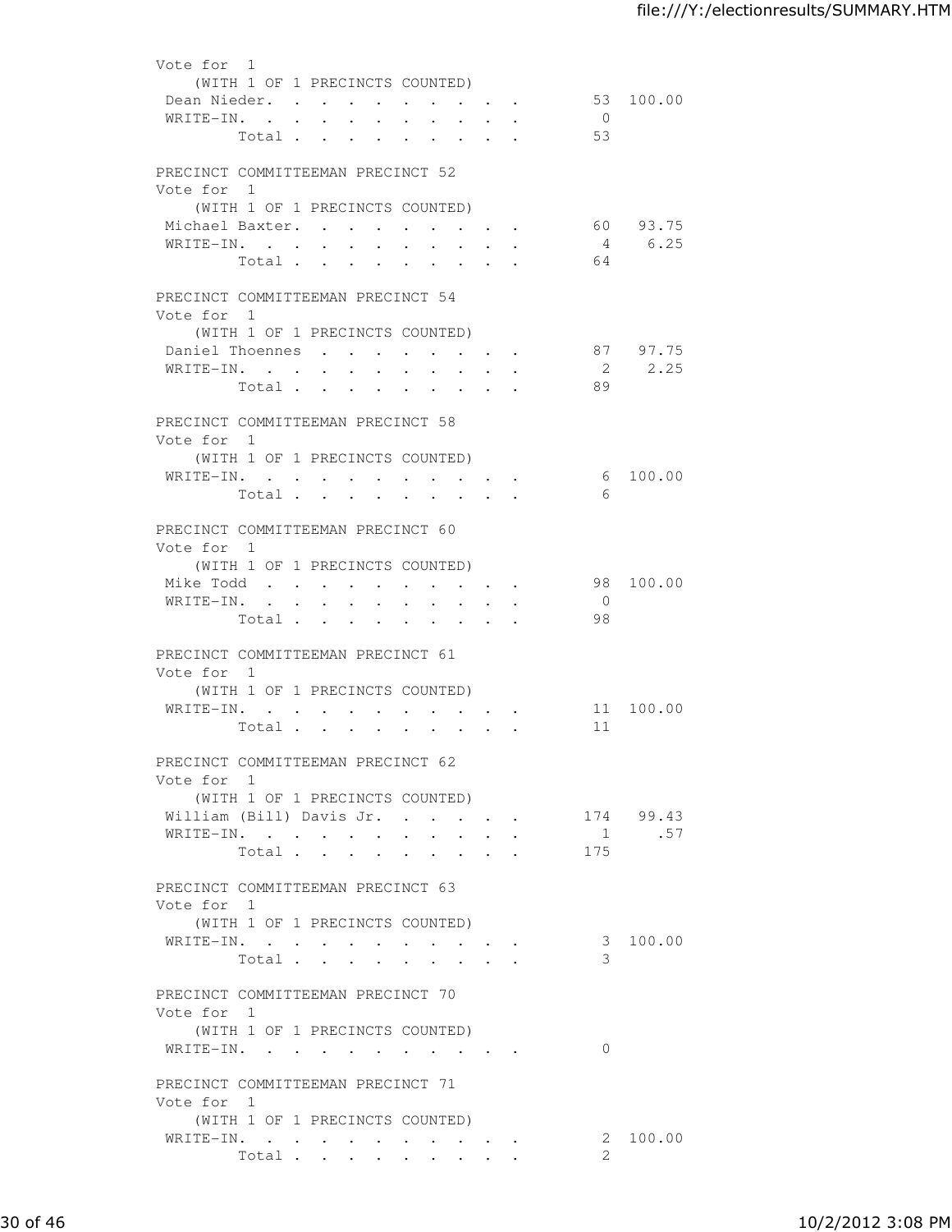Vote for 1
(WITH 1 OF 1 PRECINCTS COUNTED)

| | Votes | Percent |
|---|---|---|
| Dean Nieder | 53 | 100.00 |
| WRITE-IN | 0 | |
| Total | 53 | |

## PRECINCT COMMITTEEMAN PRECINCT 52

Vote for 1
(WITH 1 OF 1 PRECINCTS COUNTED)

| | Votes | Percent |
|---|---|---|
| Michael Baxter | 60 | 93.75 |
| WRITE-IN | 4 | 6.25 |
| Total | 64 | |

## PRECINCT COMMITTEEMAN PRECINCT 54

Vote for 1
(WITH 1 OF 1 PRECINCTS COUNTED)

| | Votes | Percent |
|---|---|---|
| Daniel Thoennes | 87 | 97.75 |
| WRITE-IN | 2 | 2.25 |
| Total | 89 | |

## PRECINCT COMMITTEEMAN PRECINCT 58

Vote for 1
(WITH 1 OF 1 PRECINCTS COUNTED)

| | Votes | Percent |
|---|---|---|
| WRITE-IN | 6 | 100.00 |
| Total | 6 | |

## PRECINCT COMMITTEEMAN PRECINCT 60

Vote for 1
(WITH 1 OF 1 PRECINCTS COUNTED)

| | Votes | Percent |
|---|---|---|
| Mike Todd | 98 | 100.00 |
| WRITE-IN | 0 | |
| Total | 98 | |

## PRECINCT COMMITTEEMAN PRECINCT 61

Vote for 1
(WITH 1 OF 1 PRECINCTS COUNTED)

| | Votes | Percent |
|---|---|---|
| WRITE-IN | 11 | 100.00 |
| Total | 11 | |

## PRECINCT COMMITTEEMAN PRECINCT 62

Vote for 1
(WITH 1 OF 1 PRECINCTS COUNTED)

| | Votes | Percent |
|---|---|---|
| William (Bill) Davis Jr. | 174 | 99.43 |
| WRITE-IN | 1 | .57 |
| Total | 175 | |

## PRECINCT COMMITTEEMAN PRECINCT 63

Vote for 1
(WITH 1 OF 1 PRECINCTS COUNTED)

| | Votes | Percent |
|---|---|---|
| WRITE-IN | 3 | 100.00 |
| Total | 3 | |

## PRECINCT COMMITTEEMAN PRECINCT 70

Vote for 1
(WITH 1 OF 1 PRECINCTS COUNTED)

| | Votes | Percent |
|---|---|---|
| WRITE-IN | 0 | |

## PRECINCT COMMITTEEMAN PRECINCT 71

Vote for 1
(WITH 1 OF 1 PRECINCTS COUNTED)

| | Votes | Percent |
|---|---|---|
| WRITE-IN | 2 | 100.00 |
| Total | 2 | |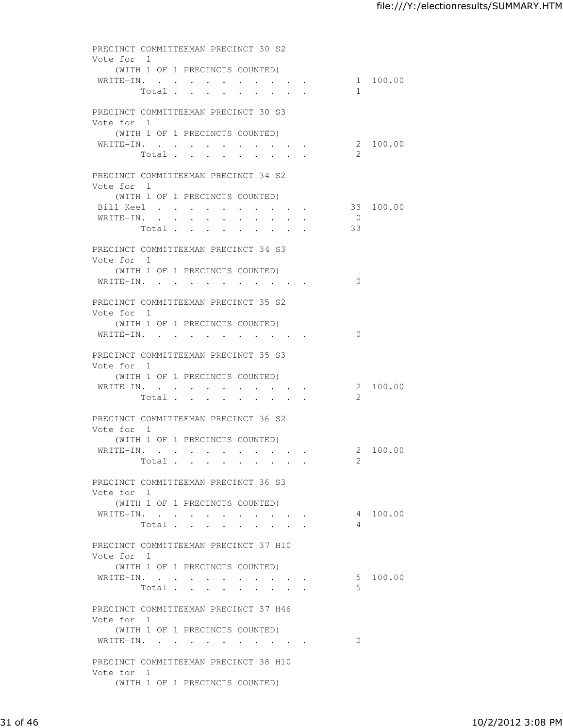PRECINCT COMMITTEEMAN PRECINCT 30 S2
Vote for 1
(WITH 1 OF 1 PRECINCTS COUNTED)

| | | |
|---|---|---|
| WRITE-IN. . . . . . . . . . . | 1 | 100.00 |
| Total . . . . . . . . . | 1 | |

PRECINCT COMMITTEEMAN PRECINCT 30 S3
Vote for 1
(WITH 1 OF 1 PRECINCTS COUNTED)

| | | |
|---|---|---|
| WRITE-IN. . . . . . . . . . . | 2 | 100.00 |
| Total . . . . . . . . . | 2 | |

PRECINCT COMMITTEEMAN PRECINCT 34 S2
Vote for 1
(WITH 1 OF 1 PRECINCTS COUNTED)

| | | |
|---|---|---|
| Bill Keel . . . . . . . . . . | 33 | 100.00 |
| WRITE-IN. . . . . . . . . . . | 0 | |
| Total . . . . . . . . . | 33 | |

PRECINCT COMMITTEEMAN PRECINCT 34 S3
Vote for 1
(WITH 1 OF 1 PRECINCTS COUNTED)

| | | |
|---|---|---|
| WRITE-IN. . . . . . . . . . . | 0 | |

PRECINCT COMMITTEEMAN PRECINCT 35 S2
Vote for 1
(WITH 1 OF 1 PRECINCTS COUNTED)

| | | |
|---|---|---|
| WRITE-IN. . . . . . . . . . . | 0 | |

PRECINCT COMMITTEEMAN PRECINCT 35 S3
Vote for 1
(WITH 1 OF 1 PRECINCTS COUNTED)

| | | |
|---|---|---|
| WRITE-IN. . . . . . . . . . . | 2 | 100.00 |
| Total . . . . . . . . . | 2 | |

PRECINCT COMMITTEEMAN PRECINCT 36 S2
Vote for 1
(WITH 1 OF 1 PRECINCTS COUNTED)

| | | |
|---|---|---|
| WRITE-IN. . . . . . . . . . . | 2 | 100.00 |
| Total . . . . . . . . . | 2 | |

PRECINCT COMMITTEEMAN PRECINCT 36 S3
Vote for 1
(WITH 1 OF 1 PRECINCTS COUNTED)

| | | |
|---|---|---|
| WRITE-IN. . . . . . . . . . . | 4 | 100.00 |
| Total . . . . . . . . . | 4 | |

PRECINCT COMMITTEEMAN PRECINCT 37 H10
Vote for 1
(WITH 1 OF 1 PRECINCTS COUNTED)

| | | |
|---|---|---|
| WRITE-IN. . . . . . . . . . . | 5 | 100.00 |
| Total . . . . . . . . . | 5 | |

PRECINCT COMMITTEEMAN PRECINCT 37 H46
Vote for 1
(WITH 1 OF 1 PRECINCTS COUNTED)

| | | |
|---|---|---|
| WRITE-IN. . . . . . . . . . . | 0 | |

PRECINCT COMMITTEEMAN PRECINCT 38 H10
Vote for 1
(WITH 1 OF 1 PRECINCTS COUNTED)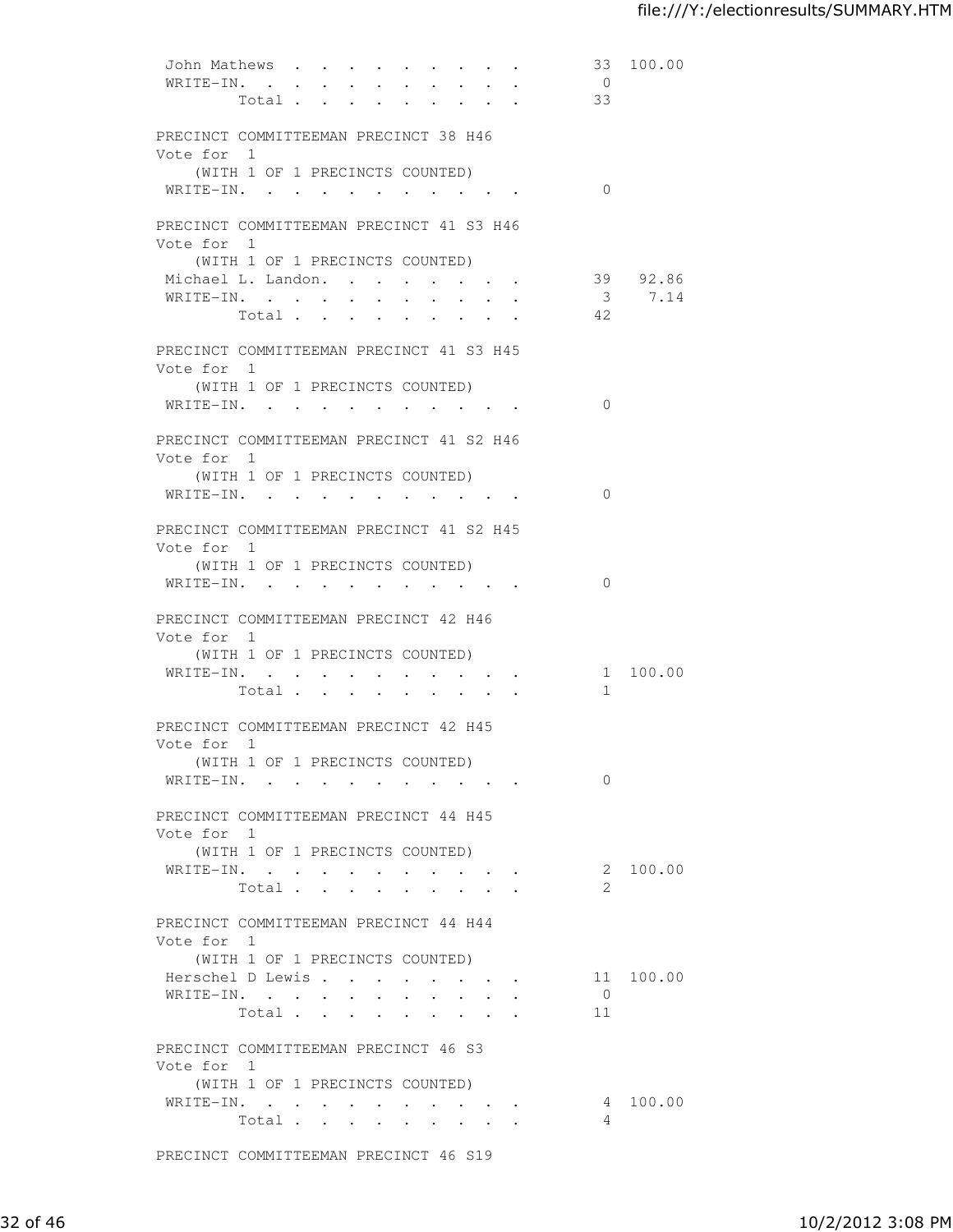```
 John Mathews . . . . . . . . . .        33 100.00
 WRITE-IN. . . . . . . . . . . .          0
        Total . . . . . . . . .          33

PRECINCT COMMITTEEMAN PRECINCT 38 H46
Vote for  1
    (WITH 1 OF 1 PRECINCTS COUNTED)
 WRITE-IN. . . . . . . . . . . .          0

PRECINCT COMMITTEEMAN PRECINCT 41 S3 H46
Vote for  1
    (WITH 1 OF 1 PRECINCTS COUNTED)
 Michael L. Landon. . . . . . . .        39  92.86
 WRITE-IN. . . . . . . . . . . .          3   7.14
        Total . . . . . . . . .          42

PRECINCT COMMITTEEMAN PRECINCT 41 S3 H45
Vote for  1
    (WITH 1 OF 1 PRECINCTS COUNTED)
 WRITE-IN. . . . . . . . . . . .          0

PRECINCT COMMITTEEMAN PRECINCT 41 S2 H46
Vote for  1
    (WITH 1 OF 1 PRECINCTS COUNTED)
 WRITE-IN. . . . . . . . . . . .          0

PRECINCT COMMITTEEMAN PRECINCT 41 S2 H45
Vote for  1
    (WITH 1 OF 1 PRECINCTS COUNTED)
 WRITE-IN. . . . . . . . . . . .          0

PRECINCT COMMITTEEMAN PRECINCT 42 H46
Vote for  1
    (WITH 1 OF 1 PRECINCTS COUNTED)
 WRITE-IN. . . . . . . . . . . .          1 100.00
        Total . . . . . . . . .           1

PRECINCT COMMITTEEMAN PRECINCT 42 H45
Vote for  1
    (WITH 1 OF 1 PRECINCTS COUNTED)
 WRITE-IN. . . . . . . . . . . .          0

PRECINCT COMMITTEEMAN PRECINCT 44 H45
Vote for  1
    (WITH 1 OF 1 PRECINCTS COUNTED)
 WRITE-IN. . . . . . . . . . . .          2 100.00
        Total . . . . . . . . .           2

PRECINCT COMMITTEEMAN PRECINCT 44 H44
Vote for  1
    (WITH 1 OF 1 PRECINCTS COUNTED)
 Herschel D Lewis . . . . . . . .        11 100.00
 WRITE-IN. . . . . . . . . . . .          0
        Total . . . . . . . . .          11

PRECINCT COMMITTEEMAN PRECINCT 46 S3
Vote for  1
    (WITH 1 OF 1 PRECINCTS COUNTED)
 WRITE-IN. . . . . . . . . . . .          4 100.00
        Total . . . . . . . . .           4

PRECINCT COMMITTEEMAN PRECINCT 46 S19
```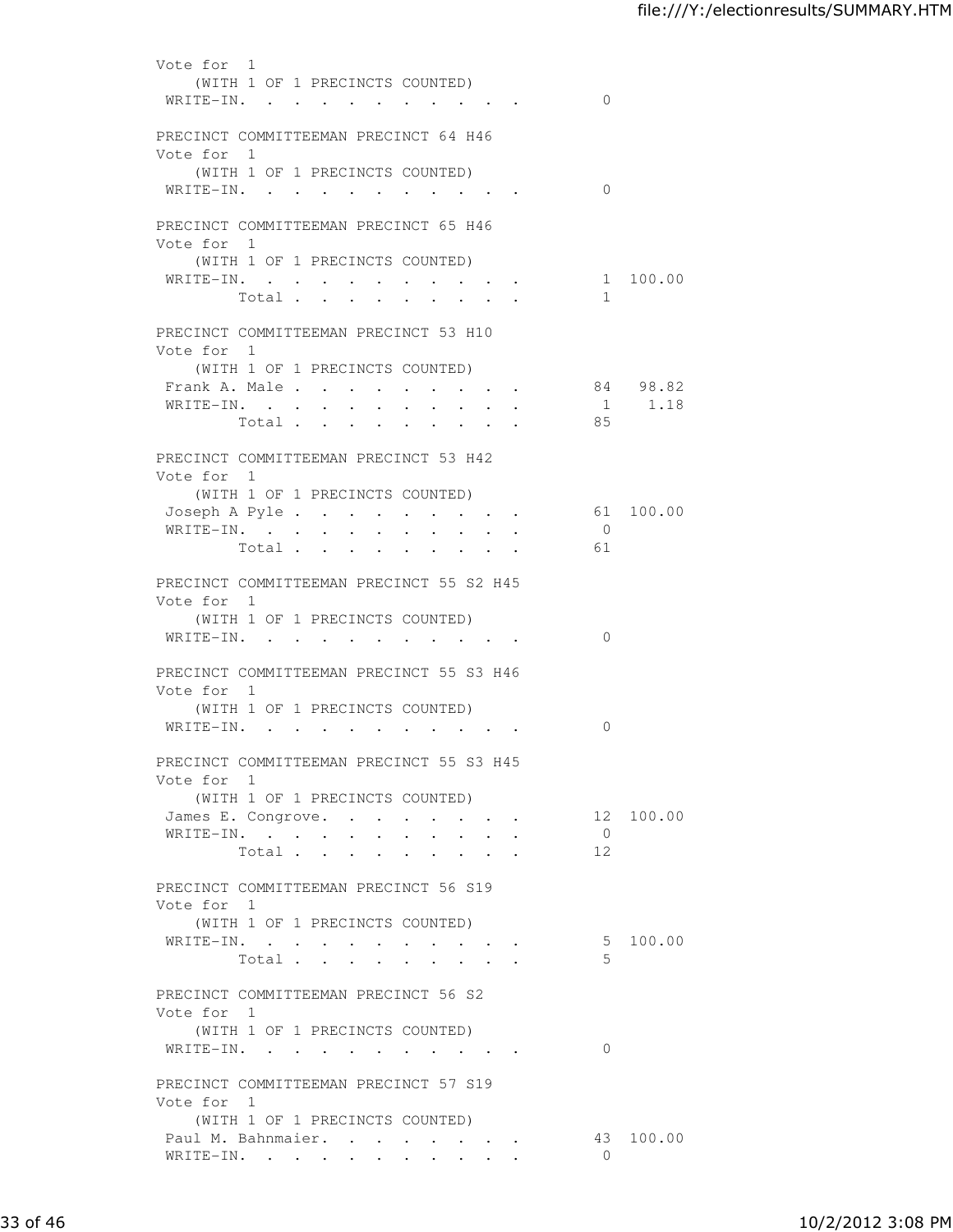Vote for 1
(WITH 1 OF 1 PRECINCTS COUNTED)

| | Votes | Percent |
|---|---|---|
| WRITE-IN. . . . . . . . . . . | 0 | |

PRECINCT COMMITTEEMAN PRECINCT 64 H46
Vote for 1
(WITH 1 OF 1 PRECINCTS COUNTED)

| | Votes | Percent |
|---|---|---|
| WRITE-IN. . . . . . . . . . . | 0 | |

PRECINCT COMMITTEEMAN PRECINCT 65 H46
Vote for 1
(WITH 1 OF 1 PRECINCTS COUNTED)

| | Votes | Percent |
|---|---|---|
| WRITE-IN. . . . . . . . . . . | 1 | 100.00 |
| Total . . . . . . . . . | 1 | |

PRECINCT COMMITTEEMAN PRECINCT 53 H10
Vote for 1
(WITH 1 OF 1 PRECINCTS COUNTED)

| | Votes | Percent |
|---|---|---|
| Frank A. Male . . . . . . . . . | 84 | 98.82 |
| WRITE-IN. . . . . . . . . . . | 1 | 1.18 |
| Total . . . . . . . . . | 85 | |

PRECINCT COMMITTEEMAN PRECINCT 53 H42
Vote for 1
(WITH 1 OF 1 PRECINCTS COUNTED)

| | Votes | Percent |
|---|---|---|
| Joseph A Pyle . . . . . . . . . | 61 | 100.00 |
| WRITE-IN. . . . . . . . . . . | 0 | |
| Total . . . . . . . . . | 61 | |

PRECINCT COMMITTEEMAN PRECINCT 55 S2 H45
Vote for 1
(WITH 1 OF 1 PRECINCTS COUNTED)

| | Votes | Percent |
|---|---|---|
| WRITE-IN. . . . . . . . . . . | 0 | |

PRECINCT COMMITTEEMAN PRECINCT 55 S3 H46
Vote for 1
(WITH 1 OF 1 PRECINCTS COUNTED)

| | Votes | Percent |
|---|---|---|
| WRITE-IN. . . . . . . . . . . | 0 | |

PRECINCT COMMITTEEMAN PRECINCT 55 S3 H45
Vote for 1
(WITH 1 OF 1 PRECINCTS COUNTED)

| | Votes | Percent |
|---|---|---|
| James E. Congrove. . . . . . . . | 12 | 100.00 |
| WRITE-IN. . . . . . . . . . . | 0 | |
| Total . . . . . . . . . | 12 | |

PRECINCT COMMITTEEMAN PRECINCT 56 S19
Vote for 1
(WITH 1 OF 1 PRECINCTS COUNTED)

| | Votes | Percent |
|---|---|---|
| WRITE-IN. . . . . . . . . . . | 5 | 100.00 |
| Total . . . . . . . . . | 5 | |

PRECINCT COMMITTEEMAN PRECINCT 56 S2
Vote for 1
(WITH 1 OF 1 PRECINCTS COUNTED)

| | Votes | Percent |
|---|---|---|
| WRITE-IN. . . . . . . . . . . | 0 | |

PRECINCT COMMITTEEMAN PRECINCT 57 S19
Vote for 1
(WITH 1 OF 1 PRECINCTS COUNTED)

| | Votes | Percent |
|---|---|---|
| Paul M. Bahnmaier. . . . . . . . | 43 | 100.00 |
| WRITE-IN. . . . . . . . . . . | 0 | |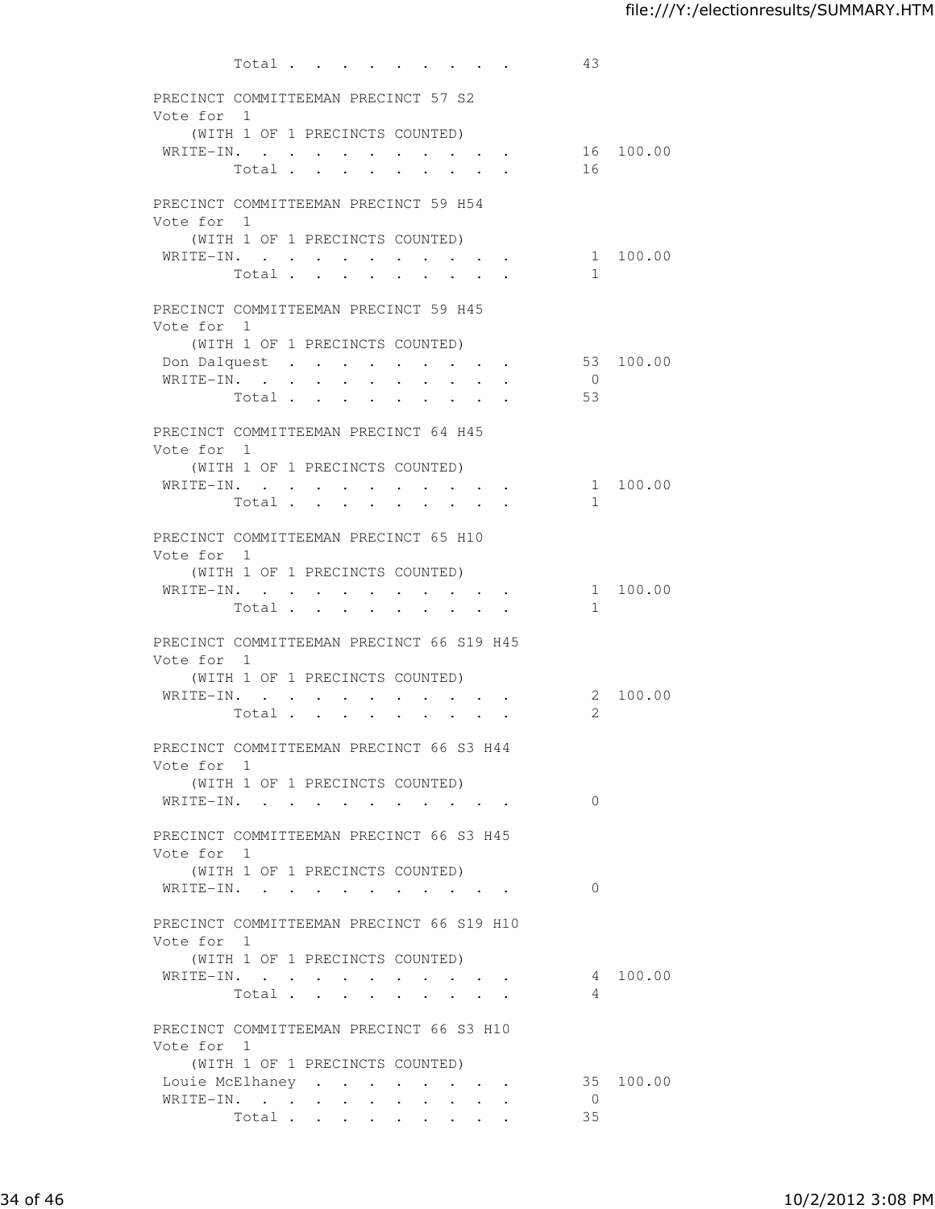```
         Total . . . . . . . . .        43

PRECINCT COMMITTEEMAN PRECINCT 57 S2
Vote for  1
    (WITH 1 OF 1 PRECINCTS COUNTED)
 WRITE-IN. . . . . . . . . . .          16  100.00
         Total . . . . . . . . .        16

PRECINCT COMMITTEEMAN PRECINCT 59 H54
Vote for  1
    (WITH 1 OF 1 PRECINCTS COUNTED)
 WRITE-IN. . . . . . . . . . .           1  100.00
         Total . . . . . . . . .         1

PRECINCT COMMITTEEMAN PRECINCT 59 H45
Vote for  1
    (WITH 1 OF 1 PRECINCTS COUNTED)
 Don Dalquest  . . . . . . . . .        53  100.00
 WRITE-IN. . . . . . . . . . .           0
         Total . . . . . . . . .        53

PRECINCT COMMITTEEMAN PRECINCT 64 H45
Vote for  1
    (WITH 1 OF 1 PRECINCTS COUNTED)
 WRITE-IN. . . . . . . . . . .           1  100.00
         Total . . . . . . . . .         1

PRECINCT COMMITTEEMAN PRECINCT 65 H10
Vote for  1
    (WITH 1 OF 1 PRECINCTS COUNTED)
 WRITE-IN. . . . . . . . . . .           1  100.00
         Total . . . . . . . . .         1

PRECINCT COMMITTEEMAN PRECINCT 66 S19 H45
Vote for  1
    (WITH 1 OF 1 PRECINCTS COUNTED)
 WRITE-IN. . . . . . . . . . .           2  100.00
         Total . . . . . . . . .         2

PRECINCT COMMITTEEMAN PRECINCT 66 S3 H44
Vote for  1
    (WITH 1 OF 1 PRECINCTS COUNTED)
 WRITE-IN. . . . . . . . . . .           0

PRECINCT COMMITTEEMAN PRECINCT 66 S3 H45
Vote for  1
    (WITH 1 OF 1 PRECINCTS COUNTED)
 WRITE-IN. . . . . . . . . . .           0

PRECINCT COMMITTEEMAN PRECINCT 66 S19 H10
Vote for  1
    (WITH 1 OF 1 PRECINCTS COUNTED)
 WRITE-IN. . . . . . . . . . .           4  100.00
         Total . . . . . . . . .         4

PRECINCT COMMITTEEMAN PRECINCT 66 S3 H10
Vote for  1
    (WITH 1 OF 1 PRECINCTS COUNTED)
 Louie McElhaney  . . . . . . . .       35  100.00
 WRITE-IN. . . . . . . . . . .           0
         Total . . . . . . . . .        35
```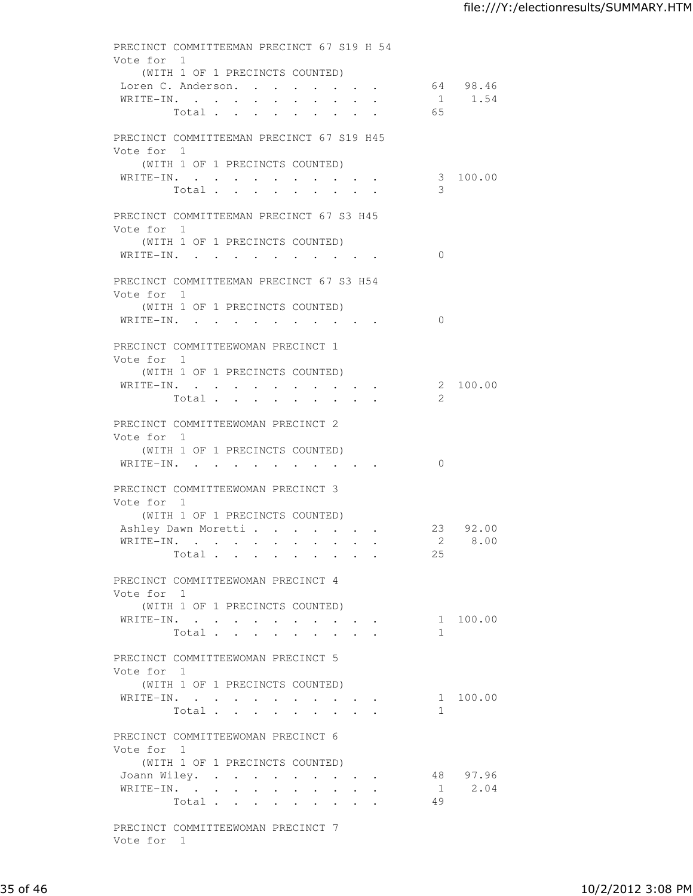PRECINCT COMMITTEEMAN PRECINCT 67 S19 H 54
Vote for 1
(WITH 1 OF 1 PRECINCTS COUNTED)

| | Votes | Percent |
|---|---|---|
| Loren C. Anderson | 64 | 98.46 |
| WRITE-IN | 1 | 1.54 |
| Total | 65 | |

PRECINCT COMMITTEEMAN PRECINCT 67 S19 H45
Vote for 1
(WITH 1 OF 1 PRECINCTS COUNTED)

| | Votes | Percent |
|---|---|---|
| WRITE-IN | 3 | 100.00 |
| Total | 3 | |

PRECINCT COMMITTEEMAN PRECINCT 67 S3 H45
Vote for 1
(WITH 1 OF 1 PRECINCTS COUNTED)

| | Votes | Percent |
|---|---|---|
| WRITE-IN | 0 | |

PRECINCT COMMITTEEMAN PRECINCT 67 S3 H54
Vote for 1
(WITH 1 OF 1 PRECINCTS COUNTED)

| | Votes | Percent |
|---|---|---|
| WRITE-IN | 0 | |

PRECINCT COMMITTEEWOMAN PRECINCT 1
Vote for 1
(WITH 1 OF 1 PRECINCTS COUNTED)

| | Votes | Percent |
|---|---|---|
| WRITE-IN | 2 | 100.00 |
| Total | 2 | |

PRECINCT COMMITTEEWOMAN PRECINCT 2
Vote for 1
(WITH 1 OF 1 PRECINCTS COUNTED)

| | Votes | Percent |
|---|---|---|
| WRITE-IN | 0 | |

PRECINCT COMMITTEEWOMAN PRECINCT 3
Vote for 1
(WITH 1 OF 1 PRECINCTS COUNTED)

| | Votes | Percent |
|---|---|---|
| Ashley Dawn Moretti | 23 | 92.00 |
| WRITE-IN | 2 | 8.00 |
| Total | 25 | |

PRECINCT COMMITTEEWOMAN PRECINCT 4
Vote for 1
(WITH 1 OF 1 PRECINCTS COUNTED)

| | Votes | Percent |
|---|---|---|
| WRITE-IN | 1 | 100.00 |
| Total | 1 | |

PRECINCT COMMITTEEWOMAN PRECINCT 5
Vote for 1
(WITH 1 OF 1 PRECINCTS COUNTED)

| | Votes | Percent |
|---|---|---|
| WRITE-IN | 1 | 100.00 |
| Total | 1 | |

PRECINCT COMMITTEEWOMAN PRECINCT 6
Vote for 1
(WITH 1 OF 1 PRECINCTS COUNTED)

| | Votes | Percent |
|---|---|---|
| Joann Wiley | 48 | 97.96 |
| WRITE-IN | 1 | 2.04 |
| Total | 49 | |

PRECINCT COMMITTEEWOMAN PRECINCT 7
Vote for 1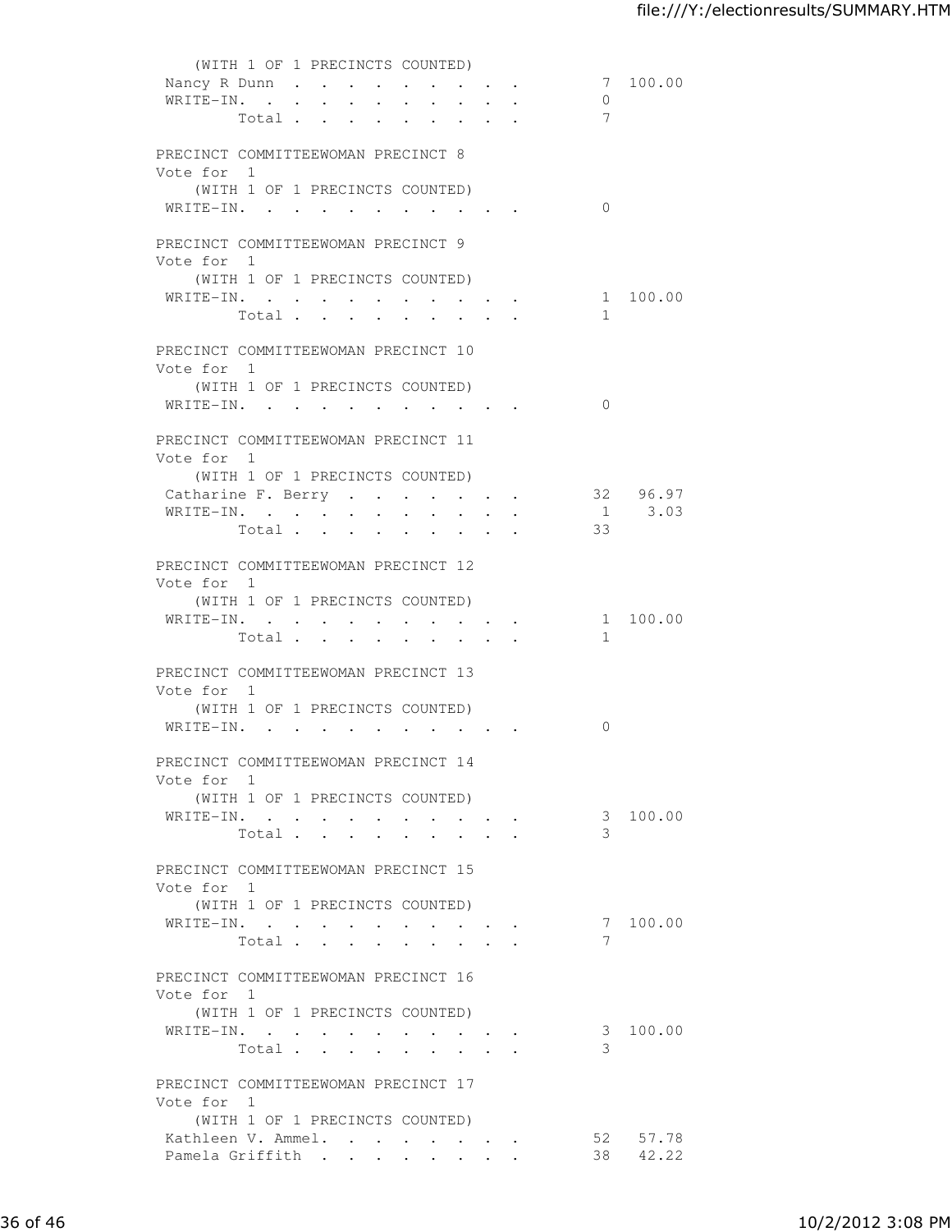(WITH 1 OF 1 PRECINCTS COUNTED)

| | | |
|---|---|---|
| Nancy R Dunn | 7 | 100.00 |
| WRITE-IN. | 0 | |
| Total | 7 | |

PRECINCT COMMITTEEWOMAN PRECINCT 8
Vote for 1
(WITH 1 OF 1 PRECINCTS COUNTED)

| | | |
|---|---|---|
| WRITE-IN. | 0 | |

PRECINCT COMMITTEEWOMAN PRECINCT 9
Vote for 1
(WITH 1 OF 1 PRECINCTS COUNTED)

| | | |
|---|---|---|
| WRITE-IN. | 1 | 100.00 |
| Total | 1 | |

PRECINCT COMMITTEEWOMAN PRECINCT 10
Vote for 1
(WITH 1 OF 1 PRECINCTS COUNTED)

| | | |
|---|---|---|
| WRITE-IN. | 0 | |

PRECINCT COMMITTEEWOMAN PRECINCT 11
Vote for 1
(WITH 1 OF 1 PRECINCTS COUNTED)

| | | |
|---|---|---|
| Catharine F. Berry | 32 | 96.97 |
| WRITE-IN. | 1 | 3.03 |
| Total | 33 | |

PRECINCT COMMITTEEWOMAN PRECINCT 12
Vote for 1
(WITH 1 OF 1 PRECINCTS COUNTED)

| | | |
|---|---|---|
| WRITE-IN. | 1 | 100.00 |
| Total | 1 | |

PRECINCT COMMITTEEWOMAN PRECINCT 13
Vote for 1
(WITH 1 OF 1 PRECINCTS COUNTED)

| | | |
|---|---|---|
| WRITE-IN. | 0 | |

PRECINCT COMMITTEEWOMAN PRECINCT 14
Vote for 1
(WITH 1 OF 1 PRECINCTS COUNTED)

| | | |
|---|---|---|
| WRITE-IN. | 3 | 100.00 |
| Total | 3 | |

PRECINCT COMMITTEEWOMAN PRECINCT 15
Vote for 1
(WITH 1 OF 1 PRECINCTS COUNTED)

| | | |
|---|---|---|
| WRITE-IN. | 7 | 100.00 |
| Total | 7 | |

PRECINCT COMMITTEEWOMAN PRECINCT 16
Vote for 1
(WITH 1 OF 1 PRECINCTS COUNTED)

| | | |
|---|---|---|
| WRITE-IN. | 3 | 100.00 |
| Total | 3 | |

PRECINCT COMMITTEEWOMAN PRECINCT 17
Vote for 1
(WITH 1 OF 1 PRECINCTS COUNTED)

| | | |
|---|---|---|
| Kathleen V. Ammel. | 52 | 57.78 |
| Pamela Griffith | 38 | 42.22 |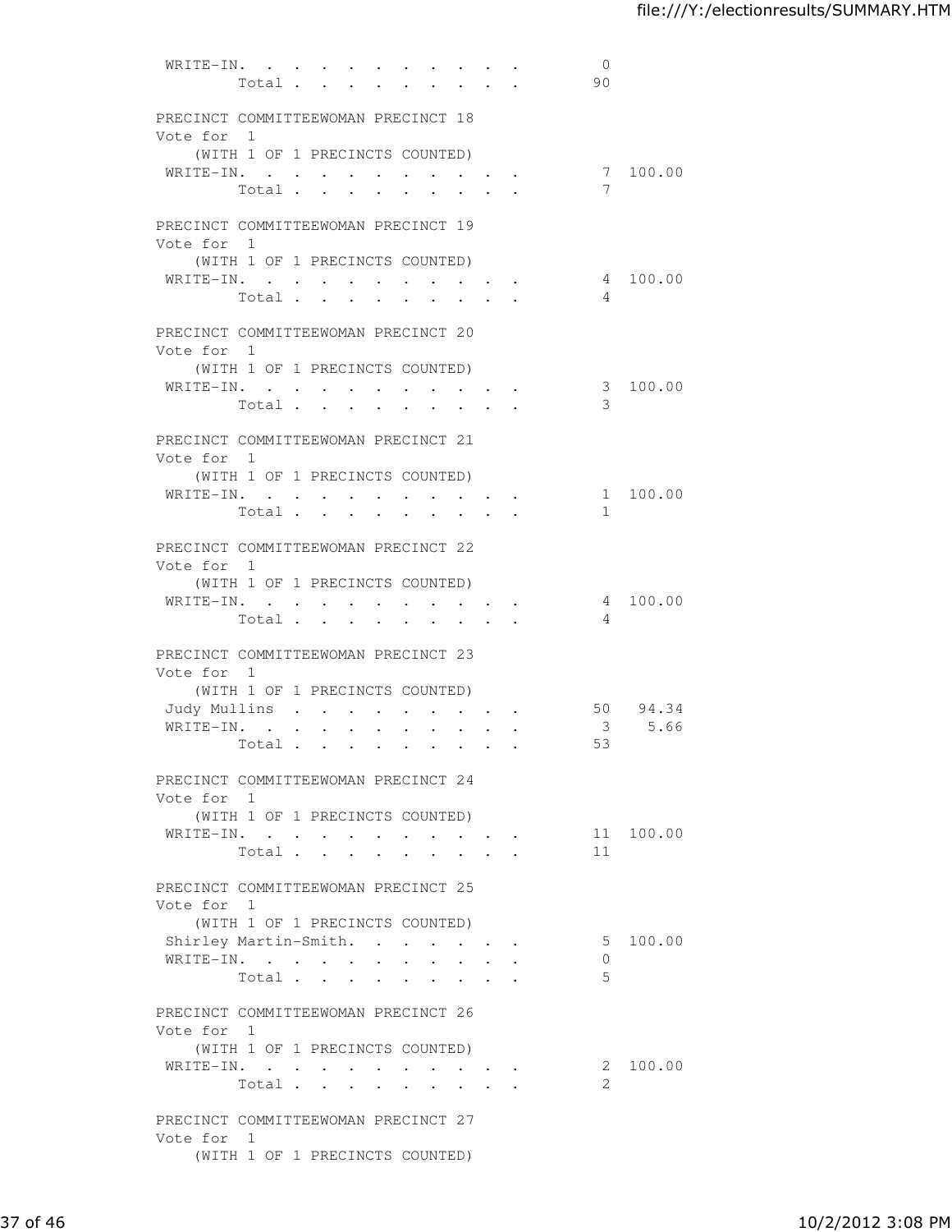```
 WRITE-IN. . . . . . . . . . . .          0
          Total . . . . . . . . .         90

PRECINCT COMMITTEEWOMAN PRECINCT 18
Vote for  1
    (WITH 1 OF 1 PRECINCTS COUNTED)
 WRITE-IN. . . . . . . . . . . .          7  100.00
          Total . . . . . . . . .          7

PRECINCT COMMITTEEWOMAN PRECINCT 19
Vote for  1
    (WITH 1 OF 1 PRECINCTS COUNTED)
 WRITE-IN. . . . . . . . . . . .          4  100.00
          Total . . . . . . . . .          4

PRECINCT COMMITTEEWOMAN PRECINCT 20
Vote for  1
    (WITH 1 OF 1 PRECINCTS COUNTED)
 WRITE-IN. . . . . . . . . . . .          3  100.00
          Total . . . . . . . . .          3

PRECINCT COMMITTEEWOMAN PRECINCT 21
Vote for  1
    (WITH 1 OF 1 PRECINCTS COUNTED)
 WRITE-IN. . . . . . . . . . . .          1  100.00
          Total . . . . . . . . .          1

PRECINCT COMMITTEEWOMAN PRECINCT 22
Vote for  1
    (WITH 1 OF 1 PRECINCTS COUNTED)
 WRITE-IN. . . . . . . . . . . .          4  100.00
          Total . . . . . . . . .          4

PRECINCT COMMITTEEWOMAN PRECINCT 23
Vote for  1
    (WITH 1 OF 1 PRECINCTS COUNTED)
 Judy Mullins  . . . . . . . . .         50   94.34
 WRITE-IN. . . . . . . . . . . .          3    5.66
          Total . . . . . . . . .         53

PRECINCT COMMITTEEWOMAN PRECINCT 24
Vote for  1
    (WITH 1 OF 1 PRECINCTS COUNTED)
 WRITE-IN. . . . . . . . . . . .         11  100.00
          Total . . . . . . . . .         11

PRECINCT COMMITTEEWOMAN PRECINCT 25
Vote for  1
    (WITH 1 OF 1 PRECINCTS COUNTED)
 Shirley Martin-Smith. . . . . .          5  100.00
 WRITE-IN. . . . . . . . . . . .          0
          Total . . . . . . . . .          5

PRECINCT COMMITTEEWOMAN PRECINCT 26
Vote for  1
    (WITH 1 OF 1 PRECINCTS COUNTED)
 WRITE-IN. . . . . . . . . . . .          2  100.00
          Total . . . . . . . . .          2

PRECINCT COMMITTEEWOMAN PRECINCT 27
Vote for  1
    (WITH 1 OF 1 PRECINCTS COUNTED)
```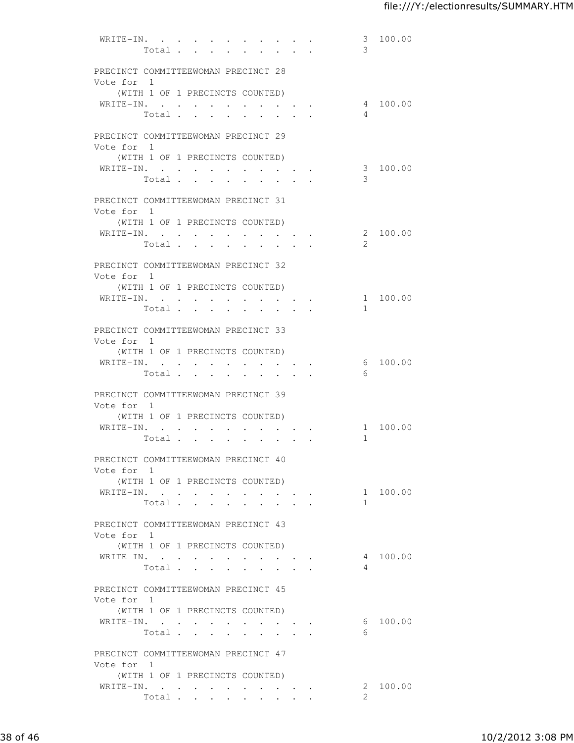```
 WRITE-IN. . . . . . . . . . .         3  100.00
         Total . . . . . . . . .       3

PRECINCT COMMITTEEWOMAN PRECINCT 28
Vote for  1
    (WITH 1 OF 1 PRECINCTS COUNTED)
 WRITE-IN. . . . . . . . . . .         4  100.00
         Total . . . . . . . . .       4

PRECINCT COMMITTEEWOMAN PRECINCT 29
Vote for  1
    (WITH 1 OF 1 PRECINCTS COUNTED)
 WRITE-IN. . . . . . . . . . .         3  100.00
         Total . . . . . . . . .       3

PRECINCT COMMITTEEWOMAN PRECINCT 31
Vote for  1
    (WITH 1 OF 1 PRECINCTS COUNTED)
 WRITE-IN. . . . . . . . . . .         2  100.00
         Total . . . . . . . . .       2

PRECINCT COMMITTEEWOMAN PRECINCT 32
Vote for  1
    (WITH 1 OF 1 PRECINCTS COUNTED)
 WRITE-IN. . . . . . . . . . .         1  100.00
         Total . . . . . . . . .       1

PRECINCT COMMITTEEWOMAN PRECINCT 33
Vote for  1
    (WITH 1 OF 1 PRECINCTS COUNTED)
 WRITE-IN. . . . . . . . . . .         6  100.00
         Total . . . . . . . . .       6

PRECINCT COMMITTEEWOMAN PRECINCT 39
Vote for  1
    (WITH 1 OF 1 PRECINCTS COUNTED)
 WRITE-IN. . . . . . . . . . .         1  100.00
         Total . . . . . . . . .       1

PRECINCT COMMITTEEWOMAN PRECINCT 40
Vote for  1
    (WITH 1 OF 1 PRECINCTS COUNTED)
 WRITE-IN. . . . . . . . . . .         1  100.00
         Total . . . . . . . . .       1

PRECINCT COMMITTEEWOMAN PRECINCT 43
Vote for  1
    (WITH 1 OF 1 PRECINCTS COUNTED)
 WRITE-IN. . . . . . . . . . .         4  100.00
         Total . . . . . . . . .       4

PRECINCT COMMITTEEWOMAN PRECINCT 45
Vote for  1
    (WITH 1 OF 1 PRECINCTS COUNTED)
 WRITE-IN. . . . . . . . . . .         6  100.00
         Total . . . . . . . . .       6

PRECINCT COMMITTEEWOMAN PRECINCT 47
Vote for  1
    (WITH 1 OF 1 PRECINCTS COUNTED)
 WRITE-IN. . . . . . . . . . .         2  100.00
         Total . . . . . . . . .       2
```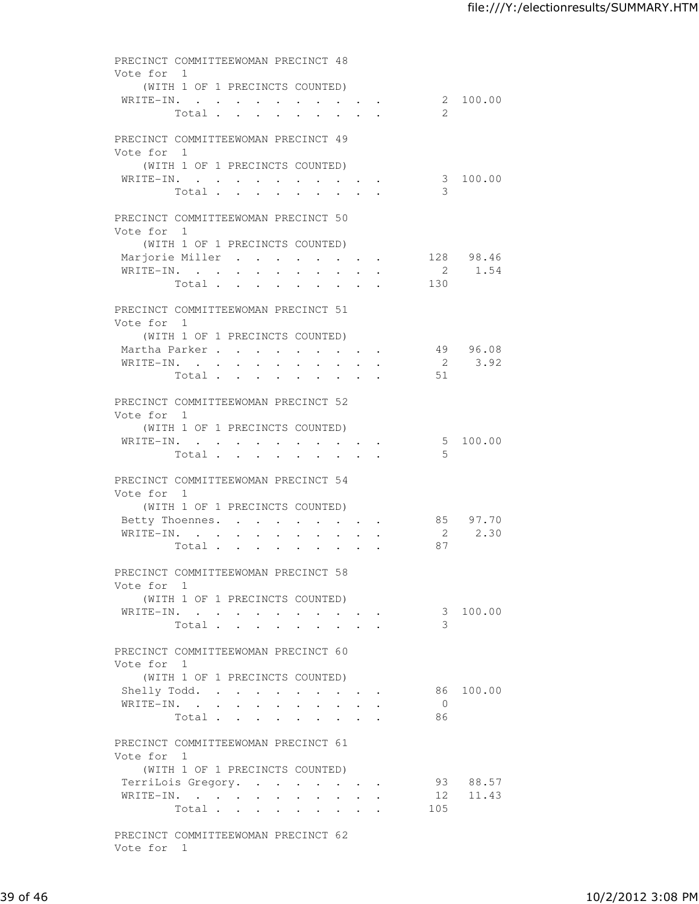PRECINCT COMMITTEEWOMAN PRECINCT 48
Vote for 1
(WITH 1 OF 1 PRECINCTS COUNTED)

| | Votes | Percent |
|---|---|---|
| WRITE-IN | 2 | 100.00 |
| Total | 2 | |

PRECINCT COMMITTEEWOMAN PRECINCT 49
Vote for 1
(WITH 1 OF 1 PRECINCTS COUNTED)

| | Votes | Percent |
|---|---|---|
| WRITE-IN | 3 | 100.00 |
| Total | 3 | |

PRECINCT COMMITTEEWOMAN PRECINCT 50
Vote for 1
(WITH 1 OF 1 PRECINCTS COUNTED)

| | Votes | Percent |
|---|---|---|
| Marjorie Miller | 128 | 98.46 |
| WRITE-IN | 2 | 1.54 |
| Total | 130 | |

PRECINCT COMMITTEEWOMAN PRECINCT 51
Vote for 1
(WITH 1 OF 1 PRECINCTS COUNTED)

| | Votes | Percent |
|---|---|---|
| Martha Parker | 49 | 96.08 |
| WRITE-IN | 2 | 3.92 |
| Total | 51 | |

PRECINCT COMMITTEEWOMAN PRECINCT 52
Vote for 1
(WITH 1 OF 1 PRECINCTS COUNTED)

| | Votes | Percent |
|---|---|---|
| WRITE-IN | 5 | 100.00 |
| Total | 5 | |

PRECINCT COMMITTEEWOMAN PRECINCT 54
Vote for 1
(WITH 1 OF 1 PRECINCTS COUNTED)

| | Votes | Percent |
|---|---|---|
| Betty Thoennes | 85 | 97.70 |
| WRITE-IN | 2 | 2.30 |
| Total | 87 | |

PRECINCT COMMITTEEWOMAN PRECINCT 58
Vote for 1
(WITH 1 OF 1 PRECINCTS COUNTED)

| | Votes | Percent |
|---|---|---|
| WRITE-IN | 3 | 100.00 |
| Total | 3 | |

PRECINCT COMMITTEEWOMAN PRECINCT 60
Vote for 1
(WITH 1 OF 1 PRECINCTS COUNTED)

| | Votes | Percent |
|---|---|---|
| Shelly Todd | 86 | 100.00 |
| WRITE-IN | 0 | |
| Total | 86 | |

PRECINCT COMMITTEEWOMAN PRECINCT 61
Vote for 1
(WITH 1 OF 1 PRECINCTS COUNTED)

| | Votes | Percent |
|---|---|---|
| TerriLois Gregory | 93 | 88.57 |
| WRITE-IN | 12 | 11.43 |
| Total | 105 | |

PRECINCT COMMITTEEWOMAN PRECINCT 62
Vote for 1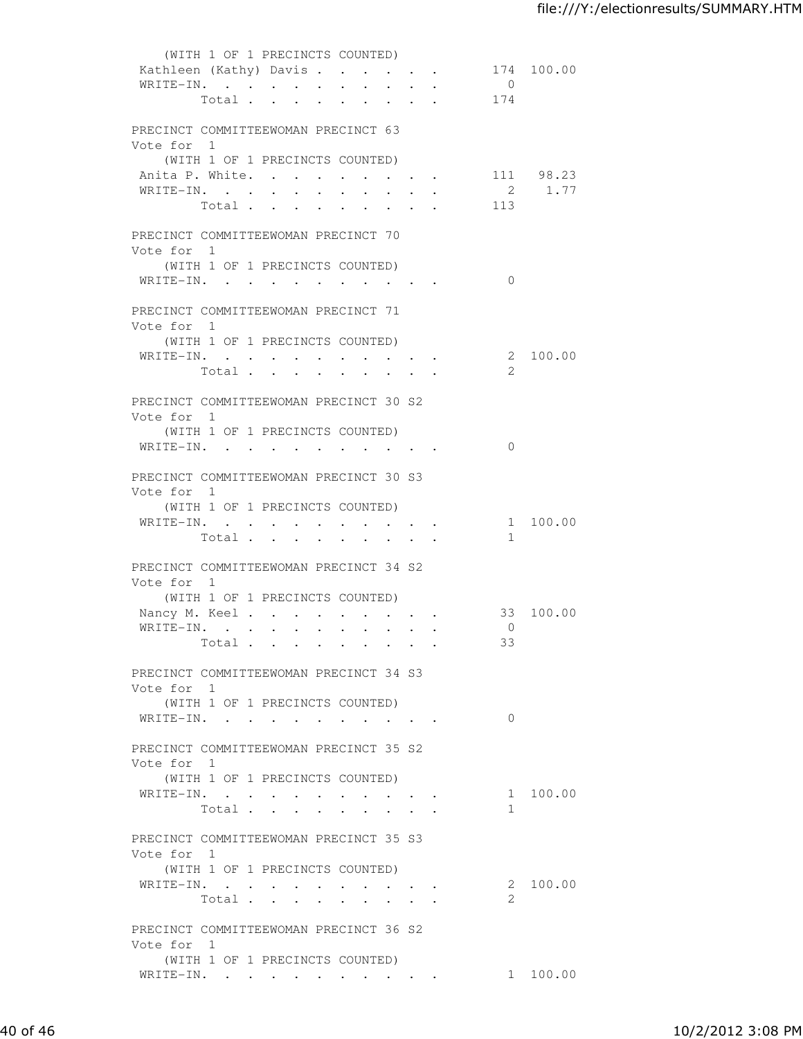(WITH 1 OF 1 PRECINCTS COUNTED)

| | | |
|---|---|---|
| Kathleen (Kathy) Davis | 174 | 100.00 |
| WRITE-IN. | 0 | |
| Total | 174 | |

PRECINCT COMMITTEEWOMAN PRECINCT 63
Vote for 1
(WITH 1 OF 1 PRECINCTS COUNTED)

| | | |
|---|---|---|
| Anita P. White. | 111 | 98.23 |
| WRITE-IN. | 2 | 1.77 |
| Total | 113 | |

PRECINCT COMMITTEEWOMAN PRECINCT 70
Vote for 1
(WITH 1 OF 1 PRECINCTS COUNTED)

| | | |
|---|---|---|
| WRITE-IN. | 0 | |

PRECINCT COMMITTEEWOMAN PRECINCT 71
Vote for 1
(WITH 1 OF 1 PRECINCTS COUNTED)

| | | |
|---|---|---|
| WRITE-IN. | 2 | 100.00 |
| Total | 2 | |

PRECINCT COMMITTEEWOMAN PRECINCT 30 S2
Vote for 1
(WITH 1 OF 1 PRECINCTS COUNTED)

| | | |
|---|---|---|
| WRITE-IN. | 0 | |

PRECINCT COMMITTEEWOMAN PRECINCT 30 S3
Vote for 1
(WITH 1 OF 1 PRECINCTS COUNTED)

| | | |
|---|---|---|
| WRITE-IN. | 1 | 100.00 |
| Total | 1 | |

PRECINCT COMMITTEEWOMAN PRECINCT 34 S2
Vote for 1
(WITH 1 OF 1 PRECINCTS COUNTED)

| | | |
|---|---|---|
| Nancy M. Keel | 33 | 100.00 |
| WRITE-IN. | 0 | |
| Total | 33 | |

PRECINCT COMMITTEEWOMAN PRECINCT 34 S3
Vote for 1
(WITH 1 OF 1 PRECINCTS COUNTED)

| | | |
|---|---|---|
| WRITE-IN. | 0 | |

PRECINCT COMMITTEEWOMAN PRECINCT 35 S2
Vote for 1
(WITH 1 OF 1 PRECINCTS COUNTED)

| | | |
|---|---|---|
| WRITE-IN. | 1 | 100.00 |
| Total | 1 | |

PRECINCT COMMITTEEWOMAN PRECINCT 35 S3
Vote for 1
(WITH 1 OF 1 PRECINCTS COUNTED)

| | | |
|---|---|---|
| WRITE-IN. | 2 | 100.00 |
| Total | 2 | |

PRECINCT COMMITTEEWOMAN PRECINCT 36 S2
Vote for 1
(WITH 1 OF 1 PRECINCTS COUNTED)

| | | |
|---|---|---|
| WRITE-IN. | 1 | 100.00 |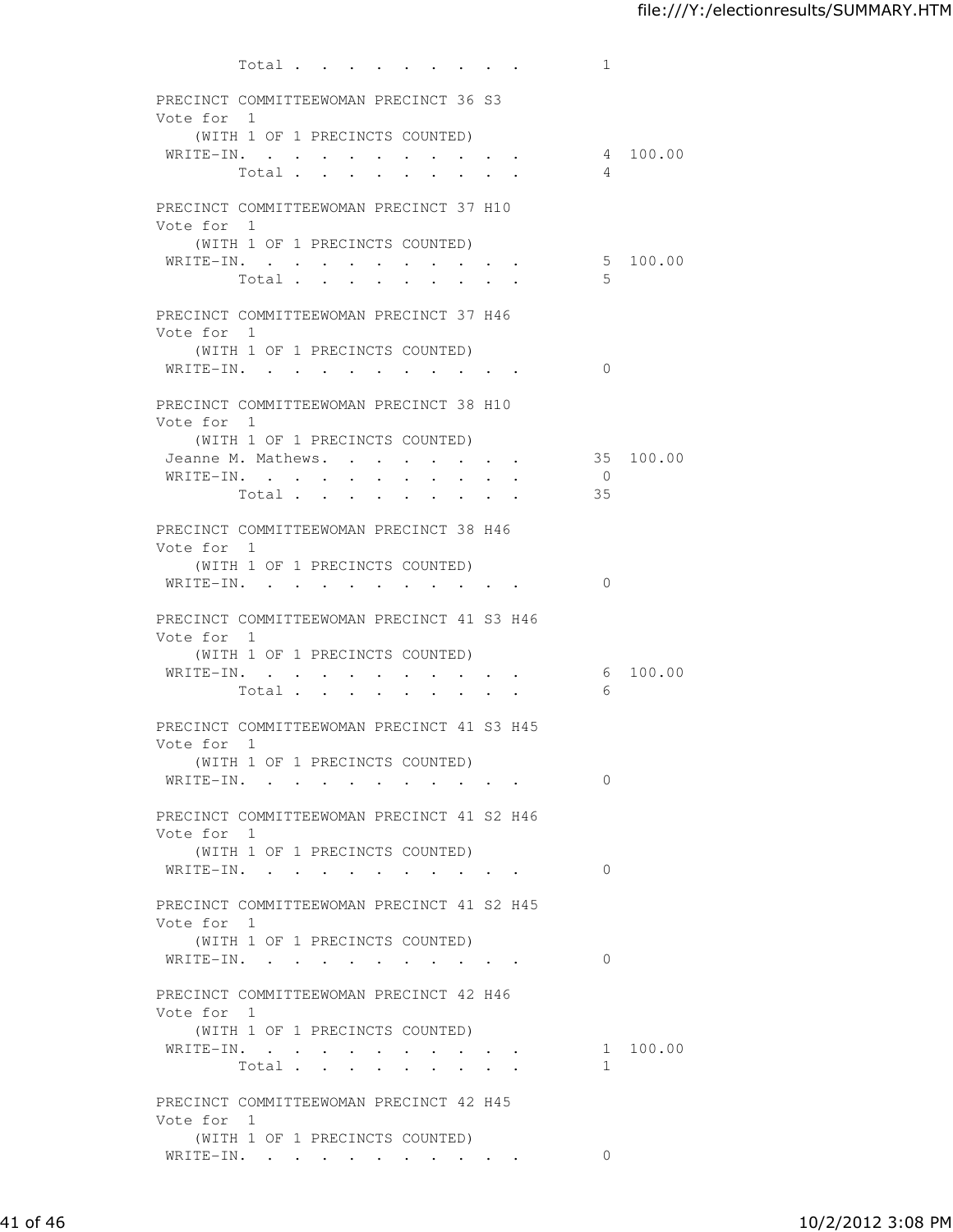```
         Total . . . . . . . . .          1

PRECINCT COMMITTEEWOMAN PRECINCT 36 S3
Vote for  1
    (WITH 1 OF 1 PRECINCTS COUNTED)
 WRITE-IN. . . . . . . . . . .            4  100.00
         Total . . . . . . . . .          4

PRECINCT COMMITTEEWOMAN PRECINCT 37 H10
Vote for  1
    (WITH 1 OF 1 PRECINCTS COUNTED)
 WRITE-IN. . . . . . . . . . .            5  100.00
         Total . . . . . . . . .          5

PRECINCT COMMITTEEWOMAN PRECINCT 37 H46
Vote for  1
    (WITH 1 OF 1 PRECINCTS COUNTED)
 WRITE-IN. . . . . . . . . . .            0

PRECINCT COMMITTEEWOMAN PRECINCT 38 H10
Vote for  1
    (WITH 1 OF 1 PRECINCTS COUNTED)
 Jeanne M. Mathews. . . . . . . .        35  100.00
 WRITE-IN. . . . . . . . . . .            0
         Total . . . . . . . . .         35

PRECINCT COMMITTEEWOMAN PRECINCT 38 H46
Vote for  1
    (WITH 1 OF 1 PRECINCTS COUNTED)
 WRITE-IN. . . . . . . . . . .            0

PRECINCT COMMITTEEWOMAN PRECINCT 41 S3 H46
Vote for  1
    (WITH 1 OF 1 PRECINCTS COUNTED)
 WRITE-IN. . . . . . . . . . .            6  100.00
         Total . . . . . . . . .          6

PRECINCT COMMITTEEWOMAN PRECINCT 41 S3 H45
Vote for  1
    (WITH 1 OF 1 PRECINCTS COUNTED)
 WRITE-IN. . . . . . . . . . .            0

PRECINCT COMMITTEEWOMAN PRECINCT 41 S2 H46
Vote for  1
    (WITH 1 OF 1 PRECINCTS COUNTED)
 WRITE-IN. . . . . . . . . . .            0

PRECINCT COMMITTEEWOMAN PRECINCT 41 S2 H45
Vote for  1
    (WITH 1 OF 1 PRECINCTS COUNTED)
 WRITE-IN. . . . . . . . . . .            0

PRECINCT COMMITTEEWOMAN PRECINCT 42 H46
Vote for  1
    (WITH 1 OF 1 PRECINCTS COUNTED)
 WRITE-IN. . . . . . . . . . .            1  100.00
         Total . . . . . . . . .          1

PRECINCT COMMITTEEWOMAN PRECINCT 42 H45
Vote for  1
    (WITH 1 OF 1 PRECINCTS COUNTED)
 WRITE-IN. . . . . . . . . . .            0
```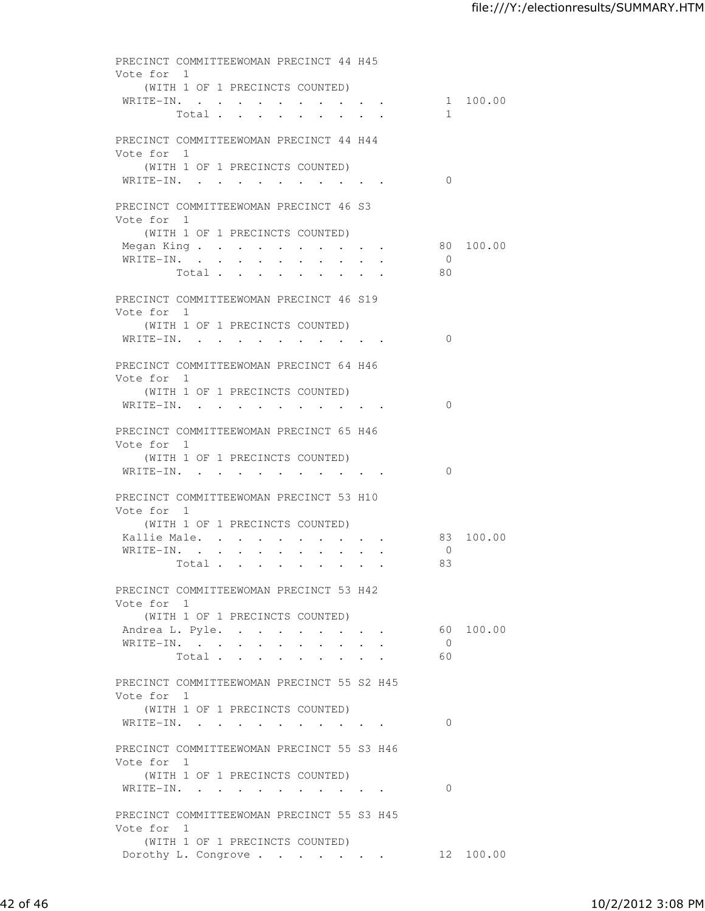PRECINCT COMMITTEEWOMAN PRECINCT 44 H45
Vote for 1
(WITH 1 OF 1 PRECINCTS COUNTED)

| | Votes | Percent |
|---|---|---|
| WRITE-IN | 1 | 100.00 |
| Total | 1 | |

PRECINCT COMMITTEEWOMAN PRECINCT 44 H44
Vote for 1
(WITH 1 OF 1 PRECINCTS COUNTED)

| | Votes | Percent |
|---|---|---|
| WRITE-IN | 0 | |

PRECINCT COMMITTEEWOMAN PRECINCT 46 S3
Vote for 1
(WITH 1 OF 1 PRECINCTS COUNTED)

| | Votes | Percent |
|---|---|---|
| Megan King | 80 | 100.00 |
| WRITE-IN | 0 | |
| Total | 80 | |

PRECINCT COMMITTEEWOMAN PRECINCT 46 S19
Vote for 1
(WITH 1 OF 1 PRECINCTS COUNTED)

| | Votes | Percent |
|---|---|---|
| WRITE-IN | 0 | |

PRECINCT COMMITTEEWOMAN PRECINCT 64 H46
Vote for 1
(WITH 1 OF 1 PRECINCTS COUNTED)

| | Votes | Percent |
|---|---|---|
| WRITE-IN | 0 | |

PRECINCT COMMITTEEWOMAN PRECINCT 65 H46
Vote for 1
(WITH 1 OF 1 PRECINCTS COUNTED)

| | Votes | Percent |
|---|---|---|
| WRITE-IN | 0 | |

PRECINCT COMMITTEEWOMAN PRECINCT 53 H10
Vote for 1
(WITH 1 OF 1 PRECINCTS COUNTED)

| | Votes | Percent |
|---|---|---|
| Kallie Male | 83 | 100.00 |
| WRITE-IN | 0 | |
| Total | 83 | |

PRECINCT COMMITTEEWOMAN PRECINCT 53 H42
Vote for 1
(WITH 1 OF 1 PRECINCTS COUNTED)

| | Votes | Percent |
|---|---|---|
| Andrea L. Pyle | 60 | 100.00 |
| WRITE-IN | 0 | |
| Total | 60 | |

PRECINCT COMMITTEEWOMAN PRECINCT 55 S2 H45
Vote for 1
(WITH 1 OF 1 PRECINCTS COUNTED)

| | Votes | Percent |
|---|---|---|
| WRITE-IN | 0 | |

PRECINCT COMMITTEEWOMAN PRECINCT 55 S3 H46
Vote for 1
(WITH 1 OF 1 PRECINCTS COUNTED)

| | Votes | Percent |
|---|---|---|
| WRITE-IN | 0 | |

PRECINCT COMMITTEEWOMAN PRECINCT 55 S3 H45
Vote for 1
(WITH 1 OF 1 PRECINCTS COUNTED)

| | Votes | Percent |
|---|---|---|
| Dorothy L. Congrove | 12 | 100.00 |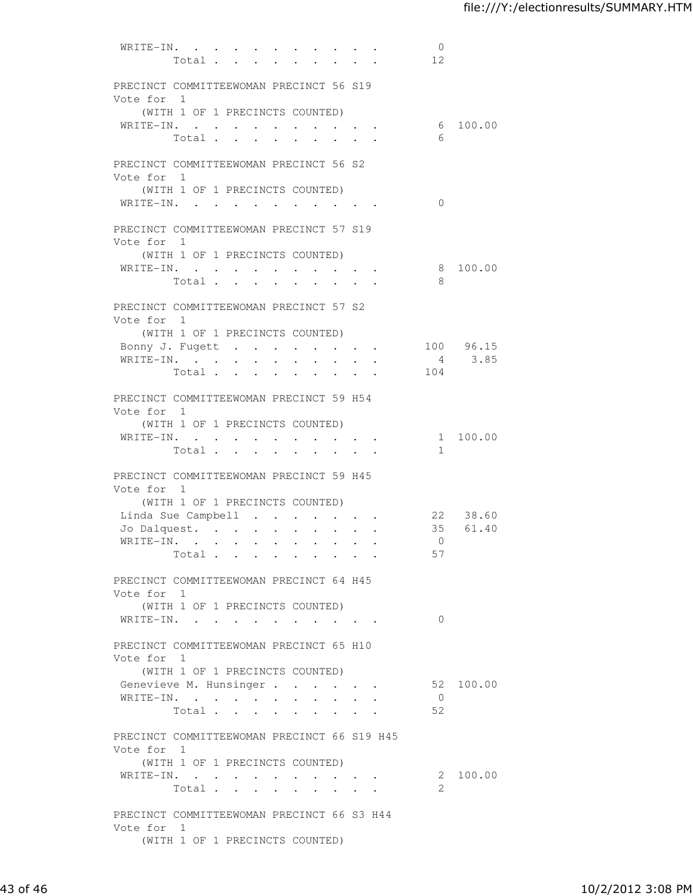| | | |
|---|---|---|
| WRITE-IN. . . . . . . . . . . | 0 | |
| Total . . . . . . . . . | 12 | |

PRECINCT COMMITTEEWOMAN PRECINCT 56 S19
Vote for 1
(WITH 1 OF 1 PRECINCTS COUNTED)

| | | |
|---|---|---|
| WRITE-IN. . . . . . . . . . . | 6 | 100.00 |
| Total . . . . . . . . . | 6 | |

PRECINCT COMMITTEEWOMAN PRECINCT 56 S2
Vote for 1
(WITH 1 OF 1 PRECINCTS COUNTED)

| | | |
|---|---|---|
| WRITE-IN. . . . . . . . . . . | 0 | |

PRECINCT COMMITTEEWOMAN PRECINCT 57 S19
Vote for 1
(WITH 1 OF 1 PRECINCTS COUNTED)

| | | |
|---|---|---|
| WRITE-IN. . . . . . . . . . . | 8 | 100.00 |
| Total . . . . . . . . . | 8 | |

PRECINCT COMMITTEEWOMAN PRECINCT 57 S2
Vote for 1
(WITH 1 OF 1 PRECINCTS COUNTED)

| | | |
|---|---|---|
| Bonny J. Fugett . . . . . . . . | 100 | 96.15 |
| WRITE-IN. . . . . . . . . . . | 4 | 3.85 |
| Total . . . . . . . . . | 104 | |

PRECINCT COMMITTEEWOMAN PRECINCT 59 H54
Vote for 1
(WITH 1 OF 1 PRECINCTS COUNTED)

| | | |
|---|---|---|
| WRITE-IN. . . . . . . . . . . | 1 | 100.00 |
| Total . . . . . . . . . | 1 | |

PRECINCT COMMITTEEWOMAN PRECINCT 59 H45
Vote for 1
(WITH 1 OF 1 PRECINCTS COUNTED)

| | | |
|---|---|---|
| Linda Sue Campbell . . . . . . . | 22 | 38.60 |
| Jo Dalquest. . . . . . . . . . | 35 | 61.40 |
| WRITE-IN. . . . . . . . . . . | 0 | |
| Total . . . . . . . . . | 57 | |

PRECINCT COMMITTEEWOMAN PRECINCT 64 H45
Vote for 1
(WITH 1 OF 1 PRECINCTS COUNTED)

| | | |
|---|---|---|
| WRITE-IN. . . . . . . . . . . | 0 | |

PRECINCT COMMITTEEWOMAN PRECINCT 65 H10
Vote for 1
(WITH 1 OF 1 PRECINCTS COUNTED)

| | | |
|---|---|---|
| Genevieve M. Hunsinger . . . . . . | 52 | 100.00 |
| WRITE-IN. . . . . . . . . . . | 0 | |
| Total . . . . . . . . . | 52 | |

PRECINCT COMMITTEEWOMAN PRECINCT 66 S19 H45
Vote for 1
(WITH 1 OF 1 PRECINCTS COUNTED)

| | | |
|---|---|---|
| WRITE-IN. . . . . . . . . . . | 2 | 100.00 |
| Total . . . . . . . . . | 2 | |

PRECINCT COMMITTEEWOMAN PRECINCT 66 S3 H44
Vote for 1
(WITH 1 OF 1 PRECINCTS COUNTED)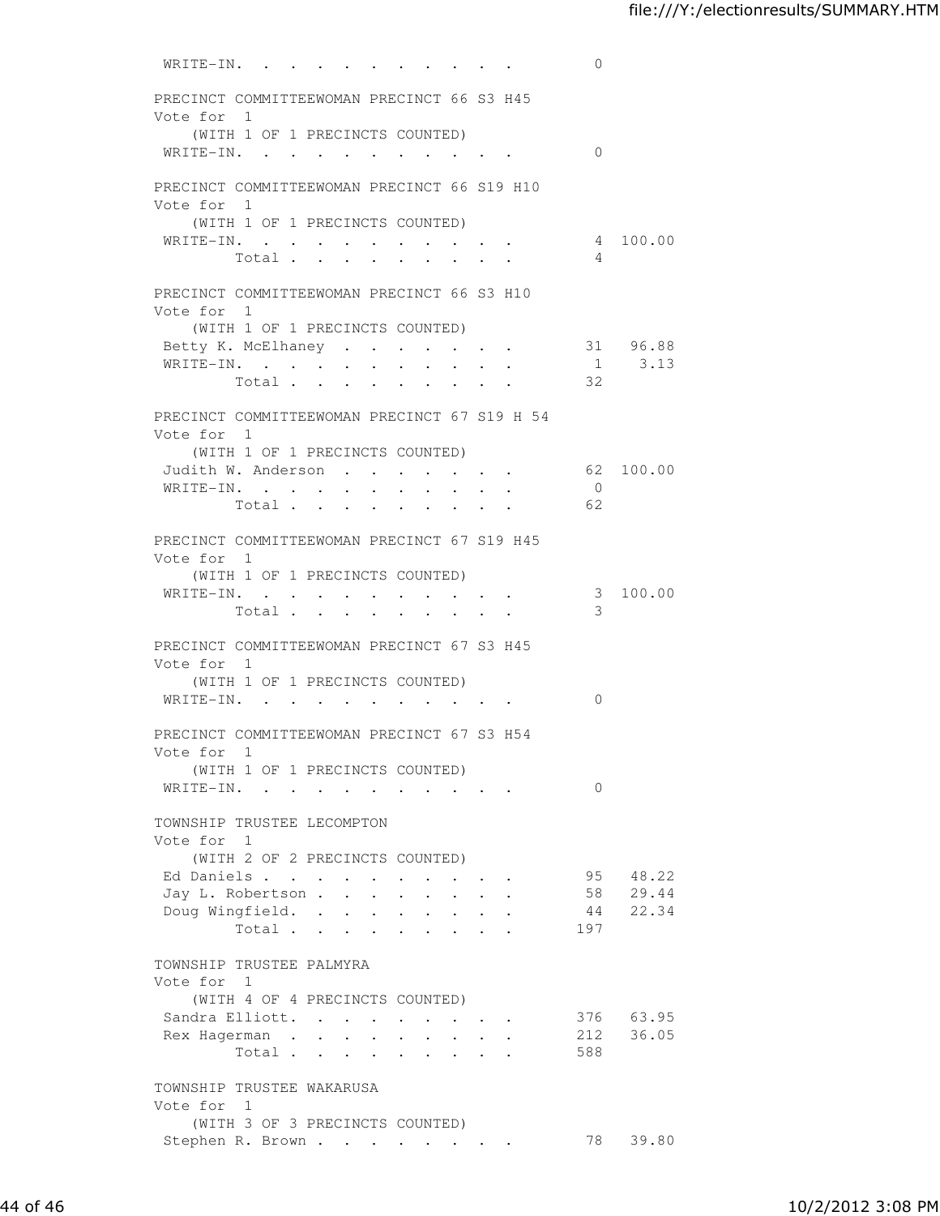```
 WRITE-IN. . . . . . . . . . . .          0

PRECINCT COMMITTEEWOMAN PRECINCT 66 S3 H45
Vote for  1
    (WITH 1 OF 1 PRECINCTS COUNTED)
 WRITE-IN. . . . . . . . . . . .          0

PRECINCT COMMITTEEWOMAN PRECINCT 66 S19 H10
Vote for  1
    (WITH 1 OF 1 PRECINCTS COUNTED)
 WRITE-IN. . . . . . . . . . . .          4  100.00
         Total . . . . . . . . .          4

PRECINCT COMMITTEEWOMAN PRECINCT 66 S3 H10
Vote for  1
    (WITH 1 OF 1 PRECINCTS COUNTED)
 Betty K. McElhaney  . . . . . . .       31   96.88
 WRITE-IN. . . . . . . . . . . .          1    3.13
         Total . . . . . . . . .         32

PRECINCT COMMITTEEWOMAN PRECINCT 67 S19 H 54
Vote for  1
    (WITH 1 OF 1 PRECINCTS COUNTED)
 Judith W. Anderson  . . . . . . .       62  100.00
 WRITE-IN. . . . . . . . . . . .          0
         Total . . . . . . . . .         62

PRECINCT COMMITTEEWOMAN PRECINCT 67 S19 H45
Vote for  1
    (WITH 1 OF 1 PRECINCTS COUNTED)
 WRITE-IN. . . . . . . . . . . .          3  100.00
         Total . . . . . . . . .          3

PRECINCT COMMITTEEWOMAN PRECINCT 67 S3 H45
Vote for  1
    (WITH 1 OF 1 PRECINCTS COUNTED)
 WRITE-IN. . . . . . . . . . . .          0

PRECINCT COMMITTEEWOMAN PRECINCT 67 S3 H54
Vote for  1
    (WITH 1 OF 1 PRECINCTS COUNTED)
 WRITE-IN. . . . . . . . . . . .          0

TOWNSHIP TRUSTEE LECOMPTON
Vote for  1
    (WITH 2 OF 2 PRECINCTS COUNTED)
 Ed Daniels . . . . . . . . . . .        95   48.22
 Jay L. Robertson . . . . . . . .        58   29.44
 Doug Wingfield. . . . . . . . .         44   22.34
         Total . . . . . . . . .        197

TOWNSHIP TRUSTEE PALMYRA
Vote for  1
    (WITH 4 OF 4 PRECINCTS COUNTED)
 Sandra Elliott. . . . . . . . .        376   63.95
 Rex Hagerman  . . . . . . . . .        212   36.05
         Total . . . . . . . . .        588

TOWNSHIP TRUSTEE WAKARUSA
Vote for  1
    (WITH 3 OF 3 PRECINCTS COUNTED)
 Stephen R. Brown . . . . . . . .        78   39.80
```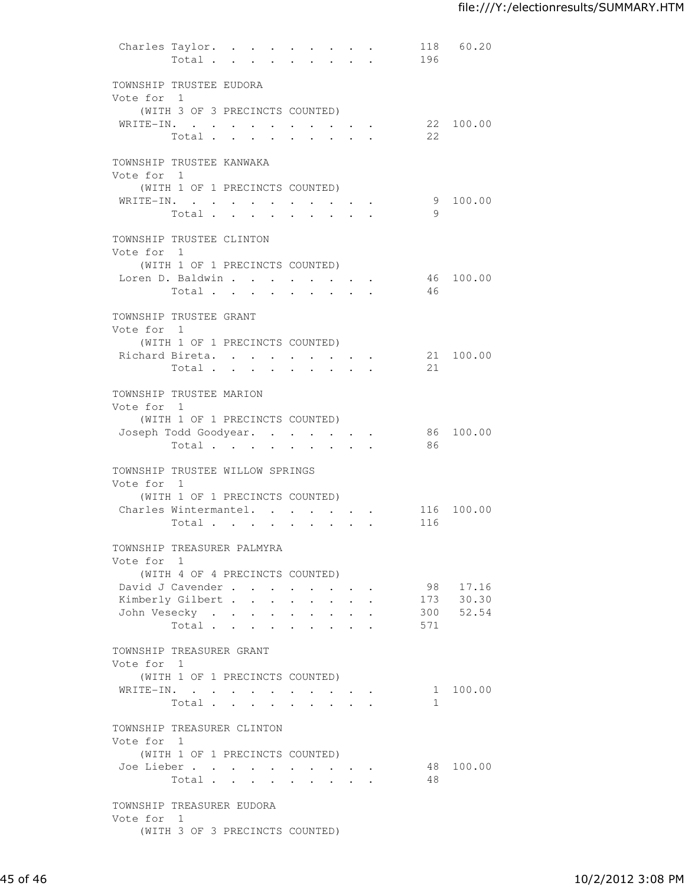| | | |
|---|---|---|
| Charles Taylor | 118 | 60.20 |
| Total | 196 | |

TOWNSHIP TRUSTEE EUDORA
Vote for 1
(WITH 3 OF 3 PRECINCTS COUNTED)

| | | |
|---|---|---|
| WRITE-IN. | 22 | 100.00 |
| Total | 22 | |

TOWNSHIP TRUSTEE KANWAKA
Vote for 1
(WITH 1 OF 1 PRECINCTS COUNTED)

| | | |
|---|---|---|
| WRITE-IN. | 9 | 100.00 |
| Total | 9 | |

TOWNSHIP TRUSTEE CLINTON
Vote for 1
(WITH 1 OF 1 PRECINCTS COUNTED)

| | | |
|---|---|---|
| Loren D. Baldwin | 46 | 100.00 |
| Total | 46 | |

TOWNSHIP TRUSTEE GRANT
Vote for 1
(WITH 1 OF 1 PRECINCTS COUNTED)

| | | |
|---|---|---|
| Richard Bireta | 21 | 100.00 |
| Total | 21 | |

TOWNSHIP TRUSTEE MARION
Vote for 1
(WITH 1 OF 1 PRECINCTS COUNTED)

| | | |
|---|---|---|
| Joseph Todd Goodyear | 86 | 100.00 |
| Total | 86 | |

TOWNSHIP TRUSTEE WILLOW SPRINGS
Vote for 1
(WITH 1 OF 1 PRECINCTS COUNTED)

| | | |
|---|---|---|
| Charles Wintermantel | 116 | 100.00 |
| Total | 116 | |

TOWNSHIP TREASURER PALMYRA
Vote for 1
(WITH 4 OF 4 PRECINCTS COUNTED)

| | | |
|---|---|---|
| David J Cavender | 98 | 17.16 |
| Kimberly Gilbert | 173 | 30.30 |
| John Vesecky | 300 | 52.54 |
| Total | 571 | |

TOWNSHIP TREASURER GRANT
Vote for 1
(WITH 1 OF 1 PRECINCTS COUNTED)

| | | |
|---|---|---|
| WRITE-IN. | 1 | 100.00 |
| Total | 1 | |

TOWNSHIP TREASURER CLINTON
Vote for 1
(WITH 1 OF 1 PRECINCTS COUNTED)

| | | |
|---|---|---|
| Joe Lieber | 48 | 100.00 |
| Total | 48 | |

TOWNSHIP TREASURER EUDORA
Vote for 1
(WITH 3 OF 3 PRECINCTS COUNTED)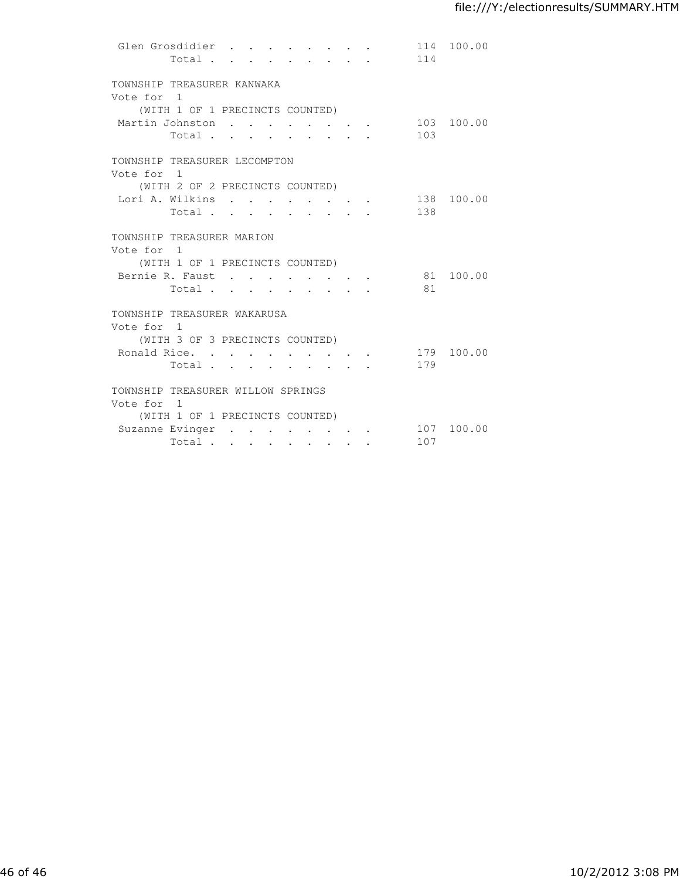| | | |
|---|---|---|
| Glen Grosdidier | 114 | 100.00 |
| Total | 114 | |

TOWNSHIP TREASURER KANWAKA
Vote for 1
(WITH 1 OF 1 PRECINCTS COUNTED)

| | | |
|---|---|---|
| Martin Johnston | 103 | 100.00 |
| Total | 103 | |

TOWNSHIP TREASURER LECOMPTON
Vote for 1
(WITH 2 OF 2 PRECINCTS COUNTED)

| | | |
|---|---|---|
| Lori A. Wilkins | 138 | 100.00 |
| Total | 138 | |

TOWNSHIP TREASURER MARION
Vote for 1
(WITH 1 OF 1 PRECINCTS COUNTED)

| | | |
|---|---|---|
| Bernie R. Faust | 81 | 100.00 |
| Total | 81 | |

TOWNSHIP TREASURER WAKARUSA
Vote for 1
(WITH 3 OF 3 PRECINCTS COUNTED)

| | | |
|---|---|---|
| Ronald Rice. | 179 | 100.00 |
| Total | 179 | |

TOWNSHIP TREASURER WILLOW SPRINGS
Vote for 1
(WITH 1 OF 1 PRECINCTS COUNTED)

| | | |
|---|---|---|
| Suzanne Evinger | 107 | 100.00 |
| Total | 107 | |